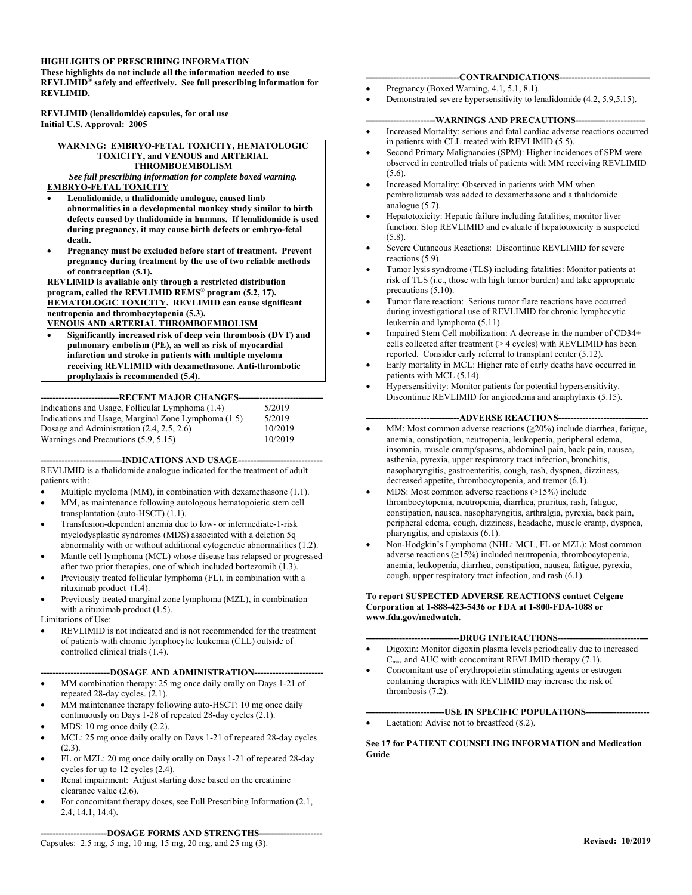**HIGHLIGHTS OF PRESCRIBING INFORMATION**
**These highlights do not include all the information needed to use REVLIMID® safely and effectively. See full prescribing information for REVLIMID.**

**REVLIMID (lenalidomide) capsules, for oral use**
**Initial U.S. Approval: 2005**

**WARNING: EMBRYO-FETAL TOXICITY, HEMATOLOGIC TOXICITY, and VENOUS and ARTERIAL THROMBOEMBOLISM**
*See full prescribing information for complete boxed warning.*

**EMBRYO-FETAL TOXICITY**

- **Lenalidomide, a thalidomide analogue, caused limb abnormalities in a developmental monkey study similar to birth defects caused by thalidomide in humans. If lenalidomide is used during pregnancy, it may cause birth defects or embryo-fetal death.**
- **Pregnancy must be excluded before start of treatment. Prevent pregnancy during treatment by the use of two reliable methods of contraception (5.1).**

**REVLIMID is available only through a restricted distribution program, called the REVLIMID REMS® program (5.2, 17).**

**HEMATOLOGIC TOXICITY. REVLIMID can cause significant neutropenia and thrombocytopenia (5.3).**

**VENOUS AND ARTERIAL THROMBOEMBOLISM**

- **Significantly increased risk of deep vein thrombosis (DVT) and pulmonary embolism (PE), as well as risk of myocardial infarction and stroke in patients with multiple myeloma receiving REVLIMID with dexamethasone. Anti-thrombotic prophylaxis is recommended (5.4).**

**---RECENT MAJOR CHANGES---**

| | |
|---|---|
| Indications and Usage, Follicular Lymphoma (1.4) | 5/2019 |
| Indications and Usage, Marginal Zone Lymphoma (1.5) | 5/2019 |
| Dosage and Administration (2.4, 2.5, 2.6) | 10/2019 |
| Warnings and Precautions (5.9, 5.15) | 10/2019 |

**---INDICATIONS AND USAGE---**

REVLIMID is a thalidomide analogue indicated for the treatment of adult patients with:

- Multiple myeloma (MM), in combination with dexamethasone (1.1).
- MM, as maintenance following autologous hematopoietic stem cell transplantation (auto-HSCT) (1.1).
- Transfusion-dependent anemia due to low- or intermediate-1-risk myelodysplastic syndromes (MDS) associated with a deletion 5q abnormality with or without additional cytogenetic abnormalities (1.2).
- Mantle cell lymphoma (MCL) whose disease has relapsed or progressed after two prior therapies, one of which included bortezomib (1.3).
- Previously treated follicular lymphoma (FL), in combination with a rituximab product (1.4).
- Previously treated marginal zone lymphoma (MZL), in combination with a rituximab product (1.5).

Limitations of Use:

- REVLIMID is not indicated and is not recommended for the treatment of patients with chronic lymphocytic leukemia (CLL) outside of controlled clinical trials (1.4).

**---DOSAGE AND ADMINISTRATION---**

- MM combination therapy: 25 mg once daily orally on Days 1-21 of repeated 28-day cycles. (2.1).
- MM maintenance therapy following auto-HSCT: 10 mg once daily continuously on Days 1-28 of repeated 28-day cycles (2.1).
- MDS: 10 mg once daily (2.2).
- MCL: 25 mg once daily orally on Days 1-21 of repeated 28-day cycles (2.3).
- FL or MZL: 20 mg once daily orally on Days 1-21 of repeated 28-day cycles for up to 12 cycles (2.4).
- Renal impairment: Adjust starting dose based on the creatinine clearance value (2.6).
- For concomitant therapy doses, see Full Prescribing Information (2.1, 2.4, 14.1, 14.4).

**---DOSAGE FORMS AND STRENGTHS---**

Capsules: 2.5 mg, 5 mg, 10 mg, 15 mg, 20 mg, and 25 mg (3).

**---CONTRAINDICATIONS---**

- Pregnancy (Boxed Warning, 4.1, 5.1, 8.1).
- Demonstrated severe hypersensitivity to lenalidomide (4.2, 5.9,5.15).

**---WARNINGS AND PRECAUTIONS---**

- Increased Mortality: serious and fatal cardiac adverse reactions occurred in patients with CLL treated with REVLIMID (5.5).
- Second Primary Malignancies (SPM): Higher incidences of SPM were observed in controlled trials of patients with MM receiving REVLIMID (5.6).
- Increased Mortality: Observed in patients with MM when pembrolizumab was added to dexamethasone and a thalidomide analogue (5.7).
- Hepatotoxicity: Hepatic failure including fatalities; monitor liver function. Stop REVLIMID and evaluate if hepatotoxicity is suspected (5.8).
- Severe Cutaneous Reactions: Discontinue REVLIMID for severe reactions (5.9).
- Tumor lysis syndrome (TLS) including fatalities: Monitor patients at risk of TLS (i.e., those with high tumor burden) and take appropriate precautions (5.10).
- Tumor flare reaction: Serious tumor flare reactions have occurred during investigational use of REVLIMID for chronic lymphocytic leukemia and lymphoma (5.11).
- Impaired Stem Cell mobilization: A decrease in the number of CD34+ cells collected after treatment (> 4 cycles) with REVLIMID has been reported. Consider early referral to transplant center (5.12).
- Early mortality in MCL: Higher rate of early deaths have occurred in patients with MCL (5.14).
- Hypersensitivity: Monitor patients for potential hypersensitivity. Discontinue REVLIMID for angioedema and anaphylaxis (5.15).

**---ADVERSE REACTIONS---**

- MM: Most common adverse reactions (≥20%) include diarrhea, fatigue, anemia, constipation, neutropenia, leukopenia, peripheral edema, insomnia, muscle cramp/spasms, abdominal pain, back pain, nausea, asthenia, pyrexia, upper respiratory tract infection, bronchitis, nasopharyngitis, gastroenteritis, cough, rash, dyspnea, dizziness, decreased appetite, thrombocytopenia, and tremor (6.1).
- MDS: Most common adverse reactions (>15%) include thrombocytopenia, neutropenia, diarrhea, pruritus, rash, fatigue, constipation, nausea, nasopharyngitis, arthralgia, pyrexia, back pain, peripheral edema, cough, dizziness, headache, muscle cramp, dyspnea, pharyngitis, and epistaxis (6.1).
- Non-Hodgkin's Lymphoma (NHL: MCL, FL or MZL): Most common adverse reactions (≥15%) included neutropenia, thrombocytopenia, anemia, leukopenia, diarrhea, constipation, nausea, fatigue, pyrexia, cough, upper respiratory tract infection, and rash (6.1).

**To report SUSPECTED ADVERSE REACTIONS contact Celgene Corporation at 1-888-423-5436 or FDA at 1-800-FDA-1088 or www.fda.gov/medwatch.**

**---DRUG INTERACTIONS---**

- Digoxin: Monitor digoxin plasma levels periodically due to increased $C_{max}$ and AUC with concomitant REVLIMID therapy (7.1).
- Concomitant use of erythropoietin stimulating agents or estrogen containing therapies with REVLIMID may increase the risk of thrombosis (7.2).

**---USE IN SPECIFIC POPULATIONS---**

- Lactation: Advise not to breastfeed (8.2).

**See 17 for PATIENT COUNSELING INFORMATION and Medication Guide**

**Revised: 10/2019**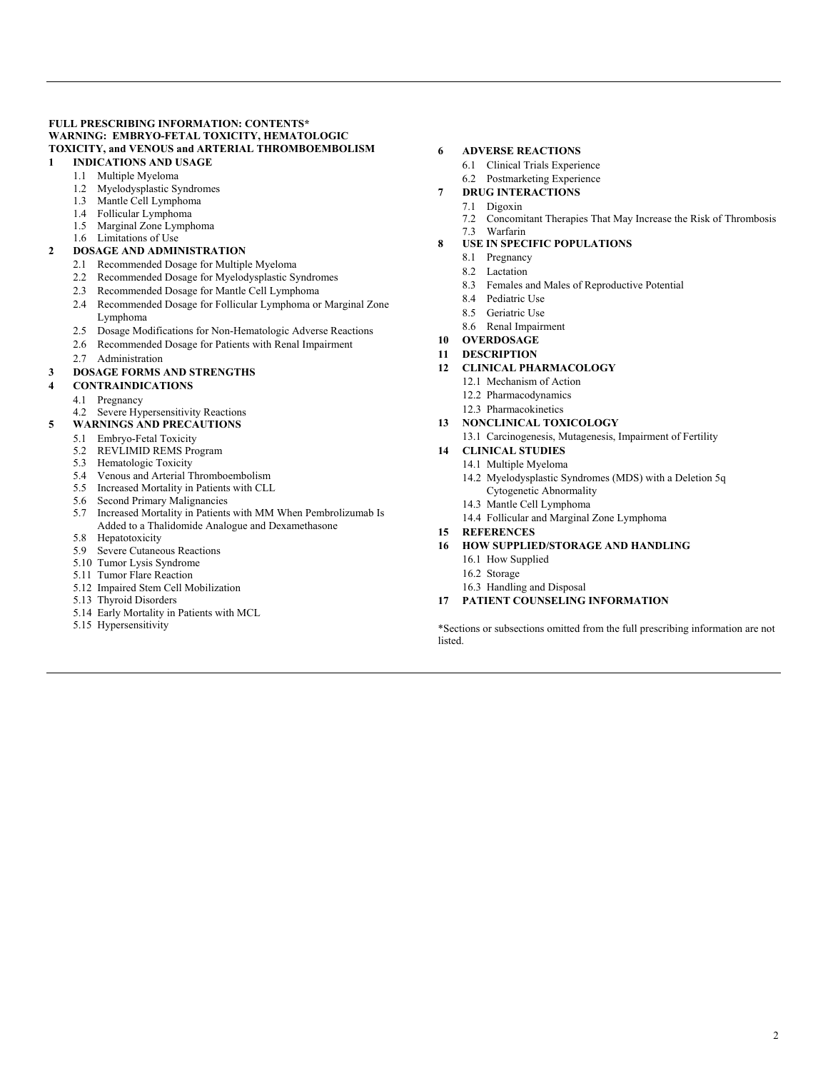**FULL PRESCRIBING INFORMATION: CONTENTS***

**WARNING: EMBRYO-FETAL TOXICITY, HEMATOLOGIC TOXICITY, and VENOUS and ARTERIAL THROMBOEMBOLISM**

**1 INDICATIONS AND USAGE**
- 1.1 Multiple Myeloma
- 1.2 Myelodysplastic Syndromes
- 1.3 Mantle Cell Lymphoma
- 1.4 Follicular Lymphoma
- 1.5 Marginal Zone Lymphoma
- 1.6 Limitations of Use

**2 DOSAGE AND ADMINISTRATION**
- 2.1 Recommended Dosage for Multiple Myeloma
- 2.2 Recommended Dosage for Myelodysplastic Syndromes
- 2.3 Recommended Dosage for Mantle Cell Lymphoma
- 2.4 Recommended Dosage for Follicular Lymphoma or Marginal Zone Lymphoma
- 2.5 Dosage Modifications for Non-Hematologic Adverse Reactions
- 2.6 Recommended Dosage for Patients with Renal Impairment
- 2.7 Administration

**3 DOSAGE FORMS AND STRENGTHS**

**4 CONTRAINDICATIONS**
- 4.1 Pregnancy
- 4.2 Severe Hypersensitivity Reactions

**5 WARNINGS AND PRECAUTIONS**
- 5.1 Embryo-Fetal Toxicity
- 5.2 REVLIMID REMS Program
- 5.3 Hematologic Toxicity
- 5.4 Venous and Arterial Thromboembolism
- 5.5 Increased Mortality in Patients with CLL
- 5.6 Second Primary Malignancies
- 5.7 Increased Mortality in Patients with MM When Pembrolizumab Is Added to a Thalidomide Analogue and Dexamethasone
- 5.8 Hepatotoxicity
- 5.9 Severe Cutaneous Reactions
- 5.10 Tumor Lysis Syndrome
- 5.11 Tumor Flare Reaction
- 5.12 Impaired Stem Cell Mobilization
- 5.13 Thyroid Disorders
- 5.14 Early Mortality in Patients with MCL
- 5.15 Hypersensitivity

**6 ADVERSE REACTIONS**
- 6.1 Clinical Trials Experience
- 6.2 Postmarketing Experience

**7 DRUG INTERACTIONS**
- 7.1 Digoxin
- 7.2 Concomitant Therapies That May Increase the Risk of Thrombosis
- 7.3 Warfarin

**8 USE IN SPECIFIC POPULATIONS**
- 8.1 Pregnancy
- 8.2 Lactation
- 8.3 Females and Males of Reproductive Potential
- 8.4 Pediatric Use
- 8.5 Geriatric Use
- 8.6 Renal Impairment

**10 OVERDOSAGE**

**11 DESCRIPTION**

**12 CLINICAL PHARMACOLOGY**
- 12.1 Mechanism of Action
- 12.2 Pharmacodynamics
- 12.3 Pharmacokinetics

**13 NONCLINICAL TOXICOLOGY**
- 13.1 Carcinogenesis, Mutagenesis, Impairment of Fertility

**14 CLINICAL STUDIES**
- 14.1 Multiple Myeloma
- 14.2 Myelodysplastic Syndromes (MDS) with a Deletion 5q Cytogenetic Abnormality
- 14.3 Mantle Cell Lymphoma
- 14.4 Follicular and Marginal Zone Lymphoma

**15 REFERENCES**

**16 HOW SUPPLIED/STORAGE AND HANDLING**
- 16.1 How Supplied
- 16.2 Storage
- 16.3 Handling and Disposal

**17 PATIENT COUNSELING INFORMATION**

*Sections or subsections omitted from the full prescribing information are not listed.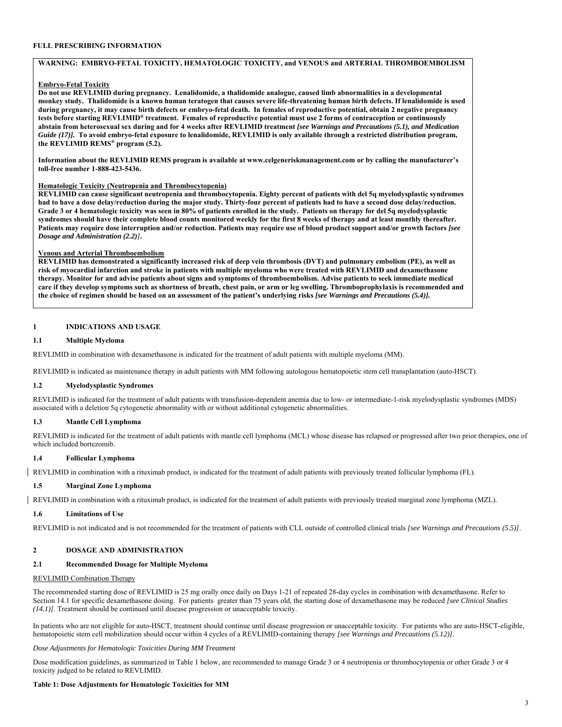**FULL PRESCRIBING INFORMATION**

**WARNING: EMBRYO-FETAL TOXICITY, HEMATOLOGIC TOXICITY, and VENOUS and ARTERIAL THROMBOEMBOLISM**

**Embryo-Fetal Toxicity**

**Do not use REVLIMID during pregnancy. Lenalidomide, a thalidomide analogue, caused limb abnormalities in a developmental monkey study. Thalidomide is a known human teratogen that causes severe life-threatening human birth defects. If lenalidomide is used during pregnancy, it may cause birth defects or embryo-fetal death. In females of reproductive potential, obtain 2 negative pregnancy tests before starting REVLIMID® treatment. Females of reproductive potential must use 2 forms of contraception or continuously abstain from heterosexual sex during and for 4 weeks after REVLIMID treatment *[see Warnings and Precautions (5.1), and Medication Guide (17)]*. To avoid embryo-fetal exposure to lenalidomide, REVLIMID is only available through a restricted distribution program, the REVLIMID REMS® program (5.2).**

**Information about the REVLIMID REMS program is available at www.celgeneriskmanagement.com or by calling the manufacturer's toll-free number 1-888-423-5436.**

**Hematologic Toxicity (Neutropenia and Thrombocytopenia)**

**REVLIMID can cause significant neutropenia and thrombocytopenia. Eighty percent of patients with del 5q myelodysplastic syndromes had to have a dose delay/reduction during the major study. Thirty-four percent of patients had to have a second dose delay/reduction. Grade 3 or 4 hematologic toxicity was seen in 80% of patients enrolled in the study. Patients on therapy for del 5q myelodysplastic syndromes should have their complete blood counts monitored weekly for the first 8 weeks of therapy and at least monthly thereafter. Patients may require dose interruption and/or reduction. Patients may require use of blood product support and/or growth factors *[see Dosage and Administration (2.2)]*.**

**Venous and Arterial Thromboembolism**

**REVLIMID has demonstrated a significantly increased risk of deep vein thrombosis (DVT) and pulmonary embolism (PE), as well as risk of myocardial infarction and stroke in patients with multiple myeloma who were treated with REVLIMID and dexamethasone therapy. Monitor for and advise patients about signs and symptoms of thromboembolism. Advise patients to seek immediate medical care if they develop symptoms such as shortness of breath, chest pain, or arm or leg swelling. Thromboprophylaxis is recommended and the choice of regimen should be based on an assessment of the patient's underlying risks *[see Warnings and Precautions (5.4)]*.**

# 1 INDICATIONS AND USAGE

## 1.1 Multiple Myeloma

REVLIMID in combination with dexamethasone is indicated for the treatment of adult patients with multiple myeloma (MM).

REVLIMID is indicated as maintenance therapy in adult patients with MM following autologous hematopoietic stem cell transplantation (auto-HSCT).

## 1.2 Myelodysplastic Syndromes

REVLIMID is indicated for the treatment of adult patients with transfusion-dependent anemia due to low- or intermediate-1-risk myelodysplastic syndromes (MDS) associated with a deletion 5q cytogenetic abnormality with or without additional cytogenetic abnormalities.

## 1.3 Mantle Cell Lymphoma

REVLIMID is indicated for the treatment of adult patients with mantle cell lymphoma (MCL) whose disease has relapsed or progressed after two prior therapies, one of which included bortezomib.

## 1.4 Follicular Lymphoma

REVLIMID in combination with a rituximab product, is indicated for the treatment of adult patients with previously treated follicular lymphoma (FL).

## 1.5 Marginal Zone Lymphoma

REVLIMID in combination with a rituximab product, is indicated for the treatment of adult patients with previously treated marginal zone lymphoma (MZL).

## 1.6 Limitations of Use

REVLIMID is not indicated and is not recommended for the treatment of patients with CLL outside of controlled clinical trials *[see Warnings and Precautions (5.5)]*.

# 2 DOSAGE AND ADMINISTRATION

## 2.1 Recommended Dosage for Multiple Myeloma

REVLIMID Combination Therapy

The recommended starting dose of REVLIMID is 25 mg orally once daily on Days 1-21 of repeated 28-day cycles in combination with dexamethasone. Refer to Section 14.1 for specific dexamethasone dosing. For patients greater than 75 years old, the starting dose of dexamethasone may be reduced *[see Clinical Studies (14.1)]*. Treatment should be continued until disease progression or unacceptable toxicity.

In patients who are not eligible for auto-HSCT, treatment should continue until disease progression or unacceptable toxicity. For patients who are auto-HSCT-eligible, hematopoietic stem cell mobilization should occur within 4 cycles of a REVLIMID-containing therapy *[see Warnings and Precautions (5.12)]*.

*Dose Adjustments for Hematologic Toxicities During MM Treatment*

Dose modification guidelines, as summarized in Table 1 below, are recommended to manage Grade 3 or 4 neutropenia or thrombocytopenia or other Grade 3 or 4 toxicity judged to be related to REVLIMID.

**Table 1: Dose Adjustments for Hematologic Toxicities for MM**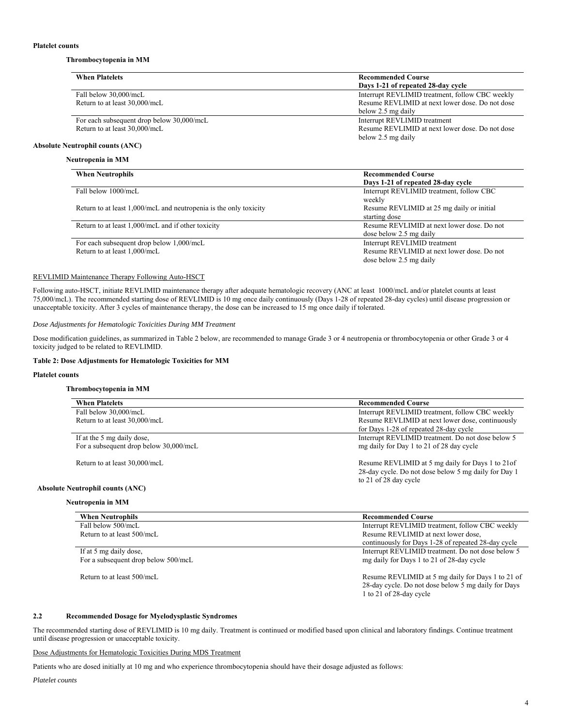**Platelet counts**

**Thrombocytopenia in MM**

| When Platelets | Recommended Course<br>Days 1-21 of repeated 28-day cycle |
|---|---|
| Fall below 30,000/mcL | Interrupt REVLIMID treatment, follow CBC weekly |
| Return to at least 30,000/mcL | Resume REVLIMID at next lower dose. Do not dose below 2.5 mg daily |
| For each subsequent drop below 30,000/mcL | Interrupt REVLIMID treatment |
| Return to at least 30,000/mcL | Resume REVLIMID at next lower dose. Do not dose below 2.5 mg daily |

**Absolute Neutrophil counts (ANC)**

**Neutropenia in MM**

| When Neutrophils | Recommended Course<br>Days 1-21 of repeated 28-day cycle |
|---|---|
| Fall below 1000/mcL | Interrupt REVLIMID treatment, follow CBC weekly |
| Return to at least 1,000/mcL and neutropenia is the only toxicity | Resume REVLIMID at 25 mg daily or initial starting dose |
| Return to at least 1,000/mcL and if other toxicity | Resume REVLIMID at next lower dose. Do not dose below 2.5 mg daily |
| For each subsequent drop below 1,000/mcL | Interrupt REVLIMID treatment |
| Return to at least 1,000/mcL | Resume REVLIMID at next lower dose. Do not dose below 2.5 mg daily |

REVLIMID Maintenance Therapy Following Auto-HSCT

Following auto-HSCT, initiate REVLIMID maintenance therapy after adequate hematologic recovery (ANC at least 1000/mcL and/or platelet counts at least 75,000/mcL). The recommended starting dose of REVLIMID is 10 mg once daily continuously (Days 1-28 of repeated 28-day cycles) until disease progression or unacceptable toxicity. After 3 cycles of maintenance therapy, the dose can be increased to 15 mg once daily if tolerated.

*Dose Adjustments for Hematologic Toxicities During MM Treatment*

Dose modification guidelines, as summarized in Table 2 below, are recommended to manage Grade 3 or 4 neutropenia or thrombocytopenia or other Grade 3 or 4 toxicity judged to be related to REVLIMID.

**Table 2: Dose Adjustments for Hematologic Toxicities for MM**

**Platelet counts**

**Thrombocytopenia in MM**

| When Platelets | Recommended Course |
|---|---|
| Fall below 30,000/mcL | Interrupt REVLIMID treatment, follow CBC weekly |
| Return to at least 30,000/mcL | Resume REVLIMID at next lower dose, continuously for Days 1-28 of repeated 28-day cycle |
| If at the 5 mg daily dose,<br>For a subsequent drop below 30,000/mcL | Interrupt REVLIMID treatment. Do not dose below 5 mg daily for Day 1 to 21 of 28 day cycle |
| Return to at least 30,000/mcL | Resume REVLIMID at 5 mg daily for Days 1 to 21of 28-day cycle. Do not dose below 5 mg daily for Day 1 to 21 of 28 day cycle |

**Absolute Neutrophil counts (ANC)**

**Neutropenia in MM**

| When Neutrophils | Recommended Course |
|---|---|
| Fall below 500/mcL | Interrupt REVLIMID treatment, follow CBC weekly |
| Return to at least 500/mcL | Resume REVLIMID at next lower dose, continuously for Days 1-28 of repeated 28-day cycle |
| If at 5 mg daily dose,<br>For a subsequent drop below 500/mcL | Interrupt REVLIMID treatment. Do not dose below 5 mg daily for Days 1 to 21 of 28-day cycle |
| Return to at least 500/mcL | Resume REVLIMID at 5 mg daily for Days 1 to 21 of 28-day cycle. Do not dose below 5 mg daily for Days 1 to 21 of 28-day cycle |

### 2.2 Recommended Dosage for Myelodysplastic Syndromes

The recommended starting dose of REVLIMID is 10 mg daily. Treatment is continued or modified based upon clinical and laboratory findings. Continue treatment until disease progression or unacceptable toxicity.

Dose Adjustments for Hematologic Toxicities During MDS Treatment

Patients who are dosed initially at 10 mg and who experience thrombocytopenia should have their dosage adjusted as follows:

*Platelet counts*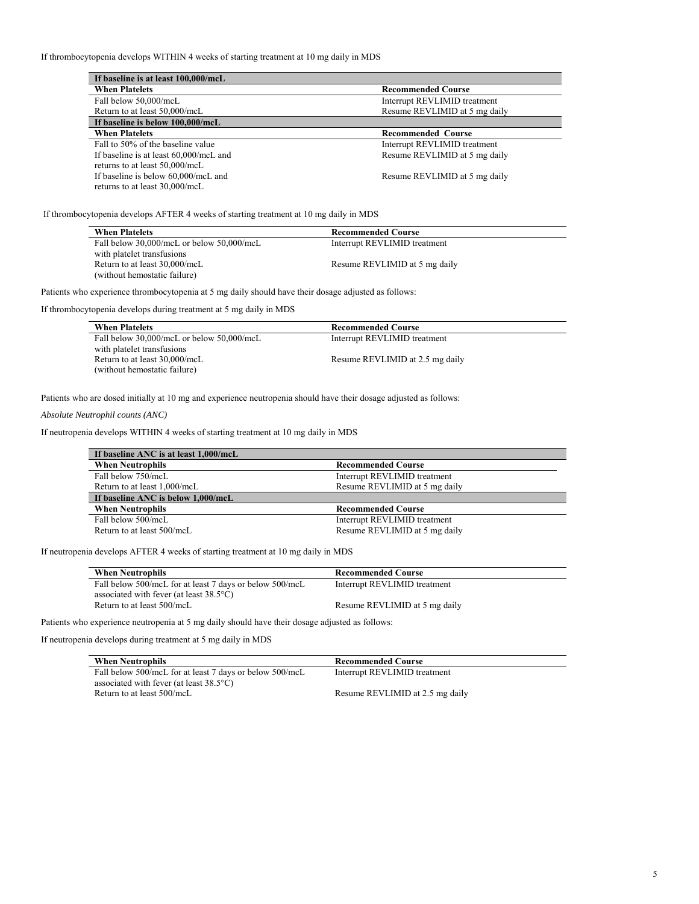If thrombocytopenia develops WITHIN 4 weeks of starting treatment at 10 mg daily in MDS

| **If baseline is at least 100,000/mcL** | |
|---|---|
| **When Platelets** | **Recommended Course** |
| Fall below 50,000/mcL | Interrupt REVLIMID treatment |
| Return to at least 50,000/mcL | Resume REVLIMID at 5 mg daily |
| **If baseline is below 100,000/mcL** | |
| **When Platelets** | **Recommended Course** |
| Fall to 50% of the baseline value | Interrupt REVLIMID treatment |
| If baseline is at least 60,000/mcL and returns to at least 50,000/mcL | Resume REVLIMID at 5 mg daily |
| If baseline is below 60,000/mcL and returns to at least 30,000/mcL | Resume REVLIMID at 5 mg daily |

If thrombocytopenia develops AFTER 4 weeks of starting treatment at 10 mg daily in MDS

| **When Platelets** | **Recommended Course** |
|---|---|
| Fall below 30,000/mcL or below 50,000/mcL with platelet transfusions | Interrupt REVLIMID treatment |
| Return to at least 30,000/mcL (without hemostatic failure) | Resume REVLIMID at 5 mg daily |

Patients who experience thrombocytopenia at 5 mg daily should have their dosage adjusted as follows:

If thrombocytopenia develops during treatment at 5 mg daily in MDS

| **When Platelets** | **Recommended Course** |
|---|---|
| Fall below 30,000/mcL or below 50,000/mcL with platelet transfusions | Interrupt REVLIMID treatment |
| Return to at least 30,000/mcL (without hemostatic failure) | Resume REVLIMID at 2.5 mg daily |

Patients who are dosed initially at 10 mg and experience neutropenia should have their dosage adjusted as follows:

*Absolute Neutrophil counts (ANC)*

If neutropenia develops WITHIN 4 weeks of starting treatment at 10 mg daily in MDS

| **If baseline ANC is at least 1,000/mcL** | |
|---|---|
| **When Neutrophils** | **Recommended Course** |
| Fall below 750/mcL | Interrupt REVLIMID treatment |
| Return to at least 1,000/mcL | Resume REVLIMID at 5 mg daily |
| **If baseline ANC is below 1,000/mcL** | |
| **When Neutrophils** | **Recommended Course** |
| Fall below 500/mcL | Interrupt REVLIMID treatment |
| Return to at least 500/mcL | Resume REVLIMID at 5 mg daily |

If neutropenia develops AFTER 4 weeks of starting treatment at 10 mg daily in MDS

| **When Neutrophils** | **Recommended Course** |
|---|---|
| Fall below 500/mcL for at least 7 days or below 500/mcL associated with fever (at least 38.5°C) | Interrupt REVLIMID treatment |
| Return to at least 500/mcL | Resume REVLIMID at 5 mg daily |

Patients who experience neutropenia at 5 mg daily should have their dosage adjusted as follows:

If neutropenia develops during treatment at 5 mg daily in MDS

| **When Neutrophils** | **Recommended Course** |
|---|---|
| Fall below 500/mcL for at least 7 days or below 500/mcL associated with fever (at least 38.5°C) | Interrupt REVLIMID treatment |
| Return to at least 500/mcL | Resume REVLIMID at 2.5 mg daily |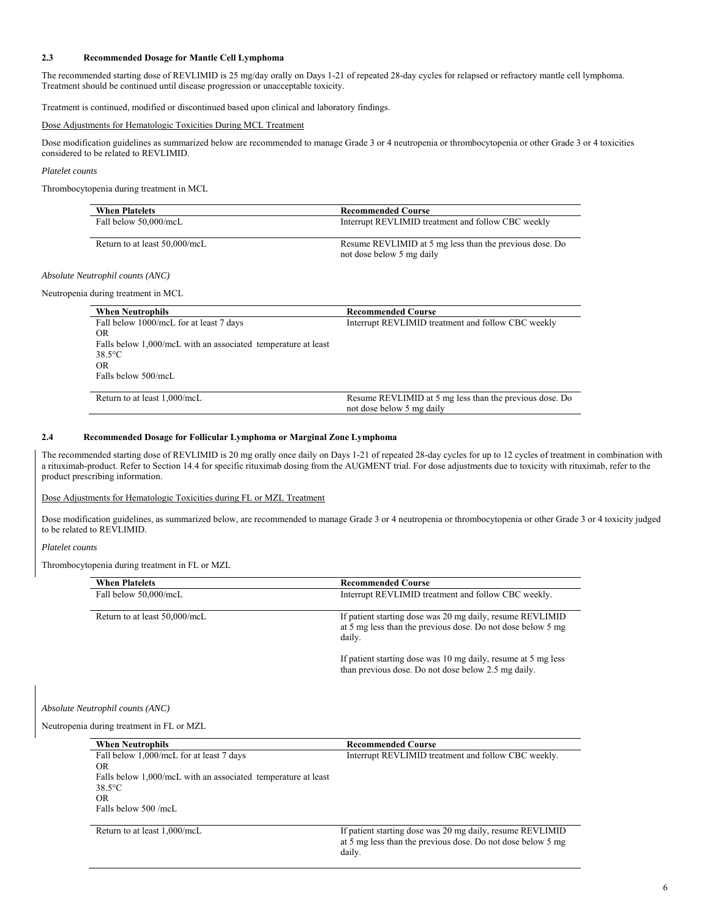### 2.3 Recommended Dosage for Mantle Cell Lymphoma

The recommended starting dose of REVLIMID is 25 mg/day orally on Days 1-21 of repeated 28-day cycles for relapsed or refractory mantle cell lymphoma. Treatment should be continued until disease progression or unacceptable toxicity.

Treatment is continued, modified or discontinued based upon clinical and laboratory findings.

Dose Adjustments for Hematologic Toxicities During MCL Treatment

Dose modification guidelines as summarized below are recommended to manage Grade 3 or 4 neutropenia or thrombocytopenia or other Grade 3 or 4 toxicities considered to be related to REVLIMID.

*Platelet counts*

Thrombocytopenia during treatment in MCL

| When Platelets | Recommended Course |
|---|---|
| Fall below 50,000/mcL | Interrupt REVLIMID treatment and follow CBC weekly |
| Return to at least 50,000/mcL | Resume REVLIMID at 5 mg less than the previous dose. Do not dose below 5 mg daily |

*Absolute Neutrophil counts (ANC)*

Neutropenia during treatment in MCL

| When Neutrophils | Recommended Course |
|---|---|
| Fall below 1000/mcL for at least 7 days<br>OR<br>Falls below 1,000/mcL with an associated temperature at least 38.5°C<br>OR<br>Falls below 500/mcL | Interrupt REVLIMID treatment and follow CBC weekly |
| Return to at least 1,000/mcL | Resume REVLIMID at 5 mg less than the previous dose. Do not dose below 5 mg daily |

### 2.4 Recommended Dosage for Follicular Lymphoma or Marginal Zone Lymphoma

The recommended starting dose of REVLIMID is 20 mg orally once daily on Days 1-21 of repeated 28-day cycles for up to 12 cycles of treatment in combination with a rituximab-product. Refer to Section 14.4 for specific rituximab dosing from the AUGMENT trial. For dose adjustments due to toxicity with rituximab, refer to the product prescribing information.

Dose Adjustments for Hematologic Toxicities during FL or MZL Treatment

Dose modification guidelines, as summarized below, are recommended to manage Grade 3 or 4 neutropenia or thrombocytopenia or other Grade 3 or 4 toxicity judged to be related to REVLIMID.

*Platelet counts*

Thrombocytopenia during treatment in FL or MZL

| When Platelets | Recommended Course |
|---|---|
| Fall below 50,000/mcL | Interrupt REVLIMID treatment and follow CBC weekly. |
| Return to at least 50,000/mcL | If patient starting dose was 20 mg daily, resume REVLIMID at 5 mg less than the previous dose. Do not dose below 5 mg daily.<br><br>If patient starting dose was 10 mg daily, resume at 5 mg less than previous dose. Do not dose below 2.5 mg daily. |

*Absolute Neutrophil counts (ANC)*

Neutropenia during treatment in FL or MZL

| When Neutrophils | Recommended Course |
|---|---|
| Fall below 1,000/mcL for at least 7 days<br>OR<br>Falls below 1,000/mcL with an associated temperature at least 38.5°C<br>OR<br>Falls below 500 /mcL | Interrupt REVLIMID treatment and follow CBC weekly. |
| Return to at least 1,000/mcL | If patient starting dose was 20 mg daily, resume REVLIMID at 5 mg less than the previous dose. Do not dose below 5 mg daily. |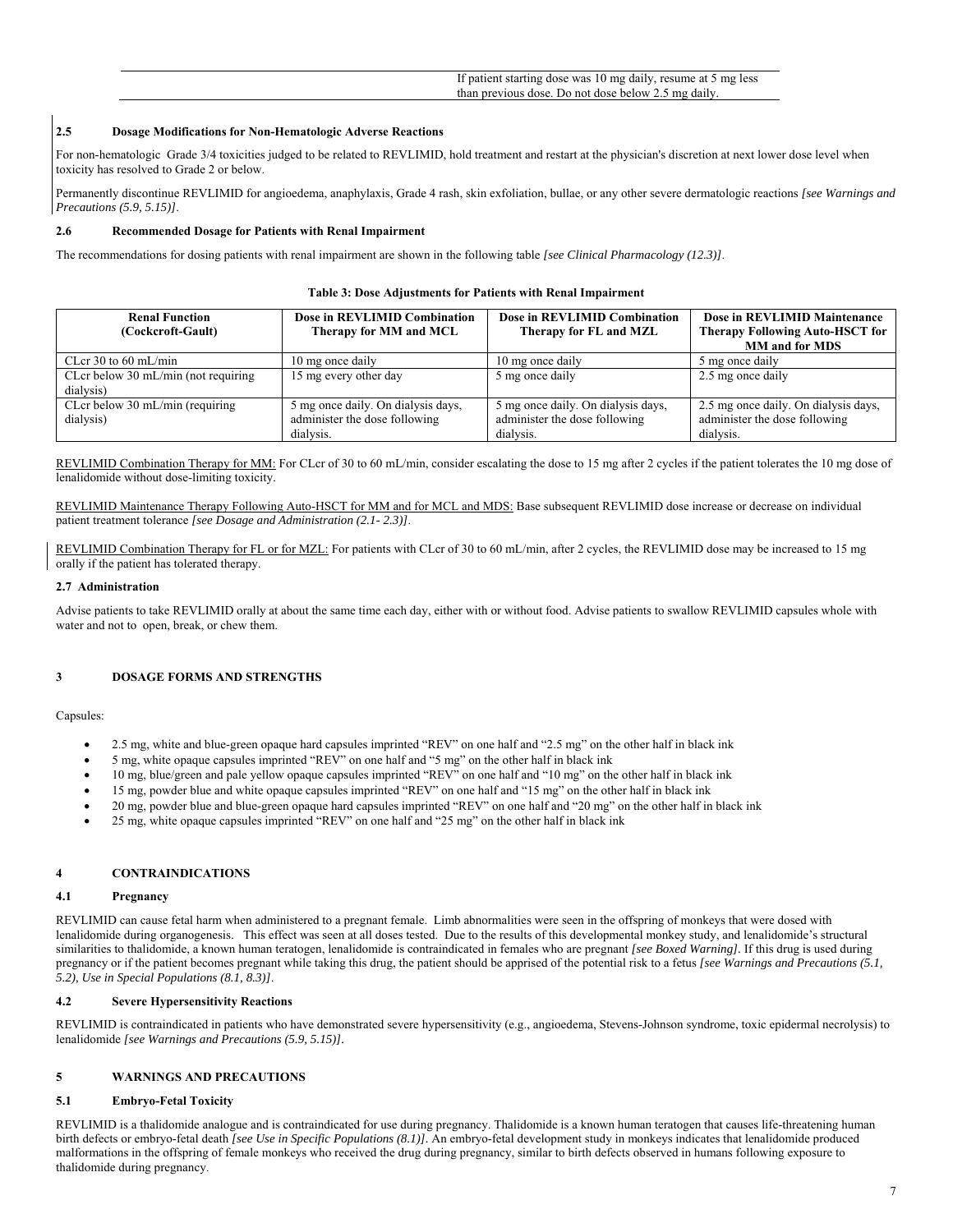| | |
|---|---|
| | If patient starting dose was 10 mg daily, resume at 5 mg less than previous dose. Do not dose below 2.5 mg daily. |

### 2.5 Dosage Modifications for Non-Hematologic Adverse Reactions

For non-hematologic Grade 3/4 toxicities judged to be related to REVLIMID, hold treatment and restart at the physician's discretion at next lower dose level when toxicity has resolved to Grade 2 or below.

Permanently discontinue REVLIMID for angioedema, anaphylaxis, Grade 4 rash, skin exfoliation, bullae, or any other severe dermatologic reactions *[see Warnings and Precautions (5.9, 5.15)]*.

### 2.6 Recommended Dosage for Patients with Renal Impairment

The recommendations for dosing patients with renal impairment are shown in the following table *[see Clinical Pharmacology (12.3)]*.

**Table 3: Dose Adjustments for Patients with Renal Impairment**

| Renal Function (Cockcroft-Gault) | Dose in REVLIMID Combination Therapy for MM and MCL | Dose in REVLIMID Combination Therapy for FL and MZL | Dose in REVLIMID Maintenance Therapy Following Auto-HSCT for MM and for MDS |
|---|---|---|---|
| CLcr 30 to 60 mL/min | 10 mg once daily | 10 mg once daily | 5 mg once daily |
| CLcr below 30 mL/min (not requiring dialysis) | 15 mg every other day | 5 mg once daily | 2.5 mg once daily |
| CLcr below 30 mL/min (requiring dialysis) | 5 mg once daily. On dialysis days, administer the dose following dialysis. | 5 mg once daily. On dialysis days, administer the dose following dialysis. | 2.5 mg once daily. On dialysis days, administer the dose following dialysis. |

<u>REVLIMID Combination Therapy for MM:</u> For CLcr of 30 to 60 mL/min, consider escalating the dose to 15 mg after 2 cycles if the patient tolerates the 10 mg dose of lenalidomide without dose-limiting toxicity.

<u>REVLIMID Maintenance Therapy Following Auto-HSCT for MM and for MCL and MDS:</u> Base subsequent REVLIMID dose increase or decrease on individual patient treatment tolerance *[see Dosage and Administration (2.1- 2.3)]*.

<u>REVLIMID Combination Therapy for FL or for MZL:</u> For patients with CLcr of 30 to 60 mL/min, after 2 cycles, the REVLIMID dose may be increased to 15 mg orally if the patient has tolerated therapy.

### 2.7 Administration

Advise patients to take REVLIMID orally at about the same time each day, either with or without food. Advise patients to swallow REVLIMID capsules whole with water and not to open, break, or chew them.

## 3 DOSAGE FORMS AND STRENGTHS

Capsules:

- 2.5 mg, white and blue-green opaque hard capsules imprinted "REV" on one half and "2.5 mg" on the other half in black ink
- 5 mg, white opaque capsules imprinted "REV" on one half and "5 mg" on the other half in black ink
- 10 mg, blue/green and pale yellow opaque capsules imprinted "REV" on one half and "10 mg" on the other half in black ink
- 15 mg, powder blue and white opaque capsules imprinted "REV" on one half and "15 mg" on the other half in black ink
- 20 mg, powder blue and blue-green opaque hard capsules imprinted "REV" on one half and "20 mg" on the other half in black ink
- 25 mg, white opaque capsules imprinted "REV" on one half and "25 mg" on the other half in black ink

## 4 CONTRAINDICATIONS

### 4.1 Pregnancy

REVLIMID can cause fetal harm when administered to a pregnant female. Limb abnormalities were seen in the offspring of monkeys that were dosed with lenalidomide during organogenesis. This effect was seen at all doses tested. Due to the results of this developmental monkey study, and lenalidomide's structural similarities to thalidomide, a known human teratogen, lenalidomide is contraindicated in females who are pregnant *[see Boxed Warning]*. If this drug is used during pregnancy or if the patient becomes pregnant while taking this drug, the patient should be apprised of the potential risk to a fetus *[see Warnings and Precautions (5.1, 5.2), Use in Special Populations (8.1, 8.3)]*.

### 4.2 Severe Hypersensitivity Reactions

REVLIMID is contraindicated in patients who have demonstrated severe hypersensitivity (e.g., angioedema, Stevens-Johnson syndrome, toxic epidermal necrolysis) to lenalidomide *[see Warnings and Precautions (5.9, 5.15)]*.

## 5 WARNINGS AND PRECAUTIONS

### 5.1 Embryo-Fetal Toxicity

REVLIMID is a thalidomide analogue and is contraindicated for use during pregnancy. Thalidomide is a known human teratogen that causes life-threatening human birth defects or embryo-fetal death *[see Use in Specific Populations (8.1)]*. An embryo-fetal development study in monkeys indicates that lenalidomide produced malformations in the offspring of female monkeys who received the drug during pregnancy, similar to birth defects observed in humans following exposure to thalidomide during pregnancy.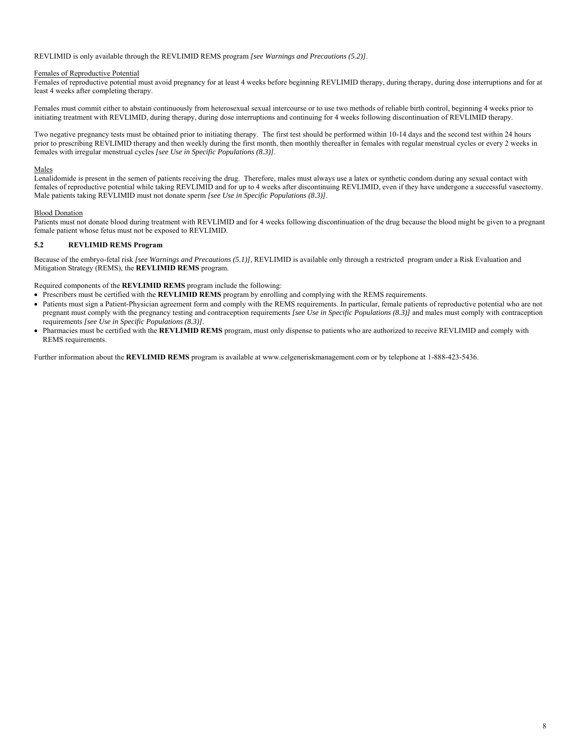REVLIMID is only available through the REVLIMID REMS program *[see Warnings and Precautions (5.2)]*.

Females of Reproductive Potential

Females of reproductive potential must avoid pregnancy for at least 4 weeks before beginning REVLIMID therapy, during therapy, during dose interruptions and for at least 4 weeks after completing therapy.

Females must commit either to abstain continuously from heterosexual sexual intercourse or to use two methods of reliable birth control, beginning 4 weeks prior to initiating treatment with REVLIMID, during therapy, during dose interruptions and continuing for 4 weeks following discontinuation of REVLIMID therapy.

Two negative pregnancy tests must be obtained prior to initiating therapy. The first test should be performed within 10-14 days and the second test within 24 hours prior to prescribing REVLIMID therapy and then weekly during the first month, then monthly thereafter in females with regular menstrual cycles or every 2 weeks in females with irregular menstrual cycles *[see Use in Specific Populations (8.3)]*.

Males

Lenalidomide is present in the semen of patients receiving the drug. Therefore, males must always use a latex or synthetic condom during any sexual contact with females of reproductive potential while taking REVLIMID and for up to 4 weeks after discontinuing REVLIMID, even if they have undergone a successful vasectomy. Male patients taking REVLIMID must not donate sperm *[see Use in Specific Populations (8.3)]*.

Blood Donation

Patients must not donate blood during treatment with REVLIMID and for 4 weeks following discontinuation of the drug because the blood might be given to a pregnant female patient whose fetus must not be exposed to REVLIMID.

### 5.2 REVLIMID REMS Program

Because of the embryo-fetal risk *[see Warnings and Precautions (5.1)]*, REVLIMID is available only through a restricted program under a Risk Evaluation and Mitigation Strategy (REMS), the **REVLIMID REMS** program.

Required components of the **REVLIMID REMS** program include the following:

- Prescribers must be certified with the **REVLIMID REMS** program by enrolling and complying with the REMS requirements.
- Patients must sign a Patient-Physician agreement form and comply with the REMS requirements. In particular, female patients of reproductive potential who are not pregnant must comply with the pregnancy testing and contraception requirements *[see Use in Specific Populations (8.3)]* and males must comply with contraception requirements *[see Use in Specific Populations (8.3)]*.
- Pharmacies must be certified with the **REVLIMID REMS** program, must only dispense to patients who are authorized to receive REVLIMID and comply with REMS requirements.

Further information about the **REVLIMID REMS** program is available at www.celgeneriskmanagement.com or by telephone at 1-888-423-5436.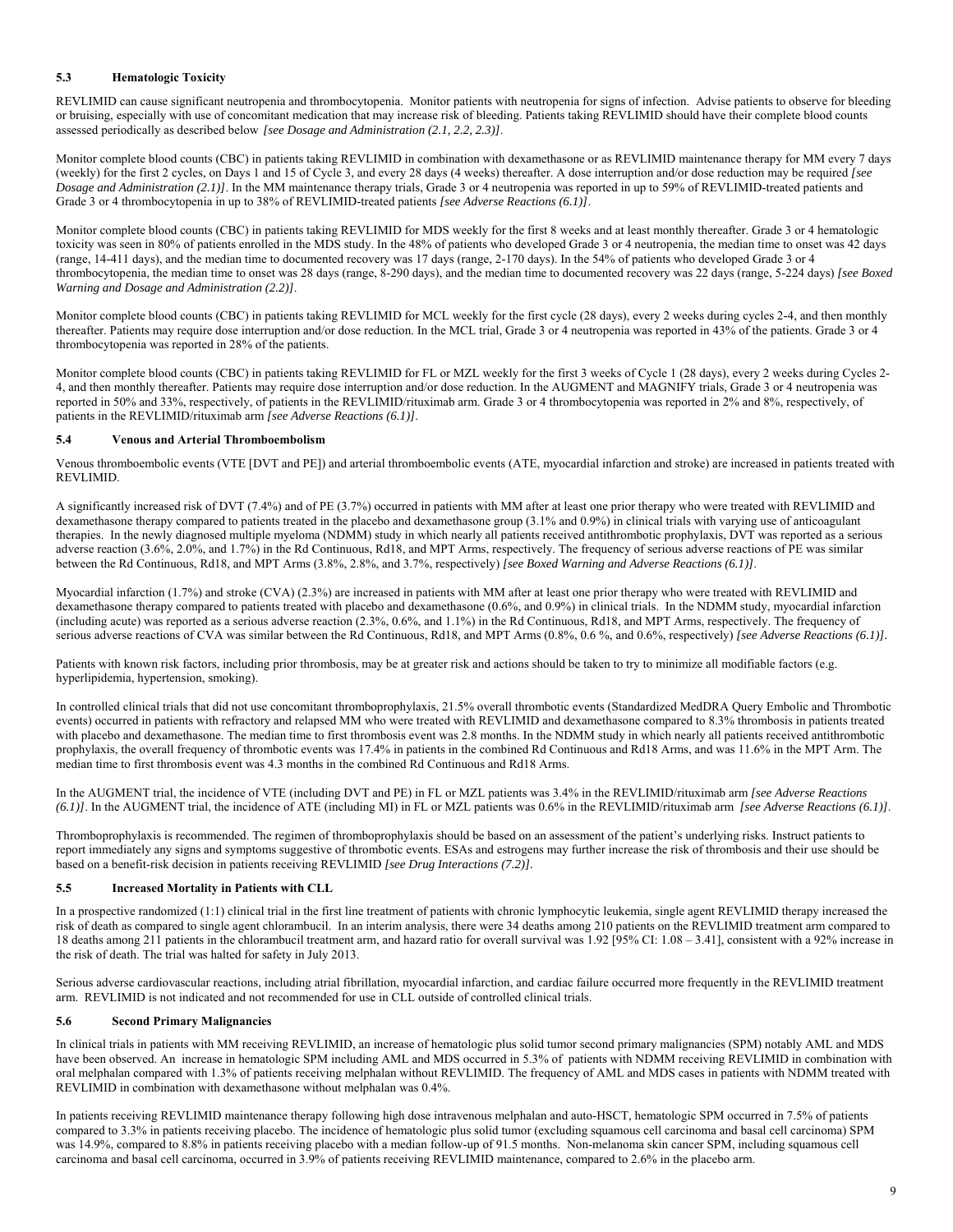### 5.3 Hematologic Toxicity

REVLIMID can cause significant neutropenia and thrombocytopenia. Monitor patients with neutropenia for signs of infection. Advise patients to observe for bleeding or bruising, especially with use of concomitant medication that may increase risk of bleeding. Patients taking REVLIMID should have their complete blood counts assessed periodically as described below *[see Dosage and Administration (2.1, 2.2, 2.3)]*.

Monitor complete blood counts (CBC) in patients taking REVLIMID in combination with dexamethasone or as REVLIMID maintenance therapy for MM every 7 days (weekly) for the first 2 cycles, on Days 1 and 15 of Cycle 3, and every 28 days (4 weeks) thereafter. A dose interruption and/or dose reduction may be required *[see Dosage and Administration (2.1)]*. In the MM maintenance therapy trials, Grade 3 or 4 neutropenia was reported in up to 59% of REVLIMID-treated patients and Grade 3 or 4 thrombocytopenia in up to 38% of REVLIMID-treated patients *[see Adverse Reactions (6.1)]*.

Monitor complete blood counts (CBC) in patients taking REVLIMID for MDS weekly for the first 8 weeks and at least monthly thereafter. Grade 3 or 4 hematologic toxicity was seen in 80% of patients enrolled in the MDS study. In the 48% of patients who developed Grade 3 or 4 neutropenia, the median time to onset was 42 days (range, 14-411 days), and the median time to documented recovery was 17 days (range, 2-170 days). In the 54% of patients who developed Grade 3 or 4 thrombocytopenia, the median time to onset was 28 days (range, 8-290 days), and the median time to documented recovery was 22 days (range, 5-224 days) *[see Boxed Warning and Dosage and Administration (2.2)]*.

Monitor complete blood counts (CBC) in patients taking REVLIMID for MCL weekly for the first cycle (28 days), every 2 weeks during cycles 2-4, and then monthly thereafter. Patients may require dose interruption and/or dose reduction. In the MCL trial, Grade 3 or 4 neutropenia was reported in 43% of the patients. Grade 3 or 4 thrombocytopenia was reported in 28% of the patients.

Monitor complete blood counts (CBC) in patients taking REVLIMID for FL or MZL weekly for the first 3 weeks of Cycle 1 (28 days), every 2 weeks during Cycles 2-4, and then monthly thereafter. Patients may require dose interruption and/or dose reduction. In the AUGMENT and MAGNIFY trials, Grade 3 or 4 neutropenia was reported in 50% and 33%, respectively, of patients in the REVLIMID/rituximab arm. Grade 3 or 4 thrombocytopenia was reported in 2% and 8%, respectively, of patients in the REVLIMID/rituximab arm *[see Adverse Reactions (6.1)]*.

### 5.4 Venous and Arterial Thromboembolism

Venous thromboembolic events (VTE [DVT and PE]) and arterial thromboembolic events (ATE, myocardial infarction and stroke) are increased in patients treated with REVLIMID.

A significantly increased risk of DVT (7.4%) and of PE (3.7%) occurred in patients with MM after at least one prior therapy who were treated with REVLIMID and dexamethasone therapy compared to patients treated in the placebo and dexamethasone group (3.1% and 0.9%) in clinical trials with varying use of anticoagulant therapies. In the newly diagnosed multiple myeloma (NDMM) study in which nearly all patients received antithrombotic prophylaxis, DVT was reported as a serious adverse reaction (3.6%, 2.0%, and 1.7%) in the Rd Continuous, Rd18, and MPT Arms, respectively. The frequency of serious adverse reactions of PE was similar between the Rd Continuous, Rd18, and MPT Arms (3.8%, 2.8%, and 3.7%, respectively) *[see Boxed Warning and Adverse Reactions (6.1)]*.

Myocardial infarction (1.7%) and stroke (CVA) (2.3%) are increased in patients with MM after at least one prior therapy who were treated with REVLIMID and dexamethasone therapy compared to patients treated with placebo and dexamethasone (0.6%, and 0.9%) in clinical trials. In the NDMM study, myocardial infarction (including acute) was reported as a serious adverse reaction (2.3%, 0.6%, and 1.1%) in the Rd Continuous, Rd18, and MPT Arms, respectively. The frequency of serious adverse reactions of CVA was similar between the Rd Continuous, Rd18, and MPT Arms (0.8%, 0.6 %, and 0.6%, respectively) *[see Adverse Reactions (6.1)]*.

Patients with known risk factors, including prior thrombosis, may be at greater risk and actions should be taken to try to minimize all modifiable factors (e.g. hyperlipidemia, hypertension, smoking).

In controlled clinical trials that did not use concomitant thromboprophylaxis, 21.5% overall thrombotic events (Standardized MedDRA Query Embolic and Thrombotic events) occurred in patients with refractory and relapsed MM who were treated with REVLIMID and dexamethasone compared to 8.3% thrombosis in patients treated with placebo and dexamethasone. The median time to first thrombosis event was 2.8 months. In the NDMM study in which nearly all patients received antithrombotic prophylaxis, the overall frequency of thrombotic events was 17.4% in patients in the combined Rd Continuous and Rd18 Arms, and was 11.6% in the MPT Arm. The median time to first thrombosis event was 4.3 months in the combined Rd Continuous and Rd18 Arms.

In the AUGMENT trial, the incidence of VTE (including DVT and PE) in FL or MZL patients was 3.4% in the REVLIMID/rituximab arm *[see Adverse Reactions (6.1)]*. In the AUGMENT trial, the incidence of ATE (including MI) in FL or MZL patients was 0.6% in the REVLIMID/rituximab arm *[see Adverse Reactions (6.1)]*.

Thromboprophylaxis is recommended. The regimen of thromboprophylaxis should be based on an assessment of the patient's underlying risks. Instruct patients to report immediately any signs and symptoms suggestive of thrombotic events. ESAs and estrogens may further increase the risk of thrombosis and their use should be based on a benefit-risk decision in patients receiving REVLIMID *[see Drug Interactions (7.2)]*.

### 5.5 Increased Mortality in Patients with CLL

In a prospective randomized (1:1) clinical trial in the first line treatment of patients with chronic lymphocytic leukemia, single agent REVLIMID therapy increased the risk of death as compared to single agent chlorambucil. In an interim analysis, there were 34 deaths among 210 patients on the REVLIMID treatment arm compared to 18 deaths among 211 patients in the chlorambucil treatment arm, and hazard ratio for overall survival was 1.92 [95% CI: 1.08 – 3.41], consistent with a 92% increase in the risk of death. The trial was halted for safety in July 2013.

Serious adverse cardiovascular reactions, including atrial fibrillation, myocardial infarction, and cardiac failure occurred more frequently in the REVLIMID treatment arm. REVLIMID is not indicated and not recommended for use in CLL outside of controlled clinical trials.

### 5.6 Second Primary Malignancies

In clinical trials in patients with MM receiving REVLIMID, an increase of hematologic plus solid tumor second primary malignancies (SPM) notably AML and MDS have been observed. An increase in hematologic SPM including AML and MDS occurred in 5.3% of patients with NDMM receiving REVLIMID in combination with oral melphalan compared with 1.3% of patients receiving melphalan without REVLIMID. The frequency of AML and MDS cases in patients with NDMM treated with REVLIMID in combination with dexamethasone without melphalan was 0.4%.

In patients receiving REVLIMID maintenance therapy following high dose intravenous melphalan and auto-HSCT, hematologic SPM occurred in 7.5% of patients compared to 3.3% in patients receiving placebo. The incidence of hematologic plus solid tumor (excluding squamous cell carcinoma and basal cell carcinoma) SPM was 14.9%, compared to 8.8% in patients receiving placebo with a median follow-up of 91.5 months. Non-melanoma skin cancer SPM, including squamous cell carcinoma and basal cell carcinoma, occurred in 3.9% of patients receiving REVLIMID maintenance, compared to 2.6% in the placebo arm.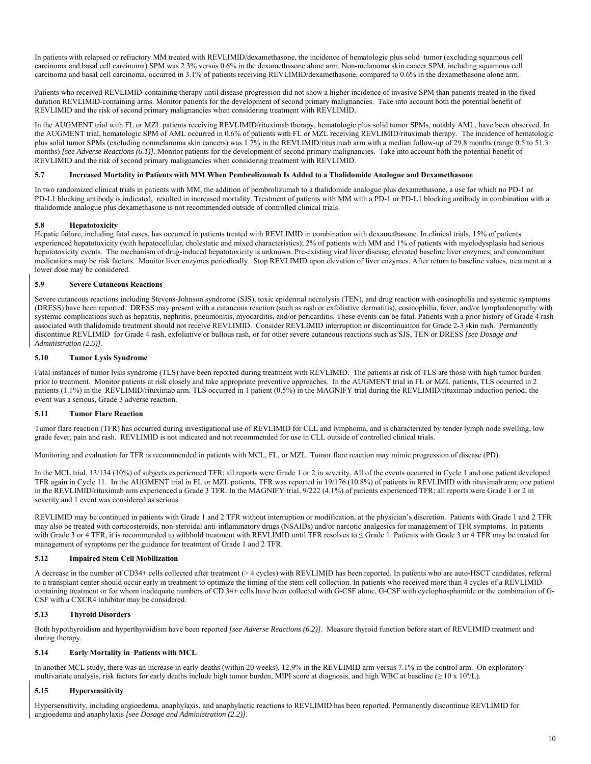In patients with relapsed or refractory MM treated with REVLIMID/dexamethasone, the incidence of hematologic plus solid tumor (excluding squamous cell carcinoma and basal cell carcinoma) SPM was 2.3% versus 0.6% in the dexamethasone alone arm. Non-melanoma skin cancer SPM, including squamous cell carcinoma and basal cell carcinoma, occurred in 3.1% of patients receiving REVLIMID/dexamethasone, compared to 0.6% in the dexamethasone alone arm.

Patients who received REVLIMID-containing therapy until disease progression did not show a higher incidence of invasive SPM than patients treated in the fixed duration REVLIMID-containing arms. Monitor patients for the development of second primary malignancies. Take into account both the potential benefit of REVLIMID and the risk of second primary malignancies when considering treatment with REVLIMID.

In the AUGMENT trial with FL or MZL patients receiving REVLIMID/rituximab therapy, hematologic plus solid tumor SPMs, notably AML, have been observed. In the AUGMENT trial, hematologic SPM of AML occurred in 0.6% of patients with FL or MZL receiving REVLIMID/rituximab therapy. The incidence of hematologic plus solid tumor SPMs (excluding nonmelanoma skin cancers) was 1.7% in the REVLIMID/rituximab arm with a median follow-up of 29.8 months (range 0.5 to 51.3 months) *[see Adverse Reactions (6.1)]*. Monitor patients for the development of second primary malignancies. Take into account both the potential benefit of REVLIMID and the risk of second primary malignancies when considering treatment with REVLIMID.

### 5.7 Increased Mortality in Patients with MM When Pembrolizumab Is Added to a Thalidomide Analogue and Dexamethasone

In two randomized clinical trials in patients with MM, the addition of pembrolizumab to a thalidomide analogue plus dexamethasone, a use for which no PD-1 or PD-L1 blocking antibody is indicated, resulted in increased mortality. Treatment of patients with MM with a PD-1 or PD-L1 blocking antibody in combination with a thalidomide analogue plus dexamethasone is not recommended outside of controlled clinical trials.

### 5.8 Hepatotoxicity

Hepatic failure, including fatal cases, has occurred in patients treated with REVLIMID in combination with dexamethasone. In clinical trials, 15% of patients experienced hepatotoxicity (with hepatocellular, cholestatic and mixed characteristics); 2% of patients with MM and 1% of patients with myelodysplasia had serious hepatotoxicity events. The mechanism of drug-induced hepatotoxicity is unknown. Pre-existing viral liver disease, elevated baseline liver enzymes, and concomitant medications may be risk factors. Monitor liver enzymes periodically. Stop REVLIMID upon elevation of liver enzymes. After return to baseline values, treatment at a lower dose may be considered.

### 5.9 Severe Cutaneous Reactions

Severe cutaneous reactions including Stevens-Johnson syndrome (SJS), toxic epidermal necrolysis (TEN), and drug reaction with eosinophilia and systemic symptoms (DRESS) have been reported. DRESS may present with a cutaneous reaction (such as rash or exfoliative dermatitis), eosinophilia, fever, and/or lymphadenopathy with systemic complications such as hepatitis, nephritis, pneumonitis, myocarditis, and/or pericarditis. These events can be fatal. Patients with a prior history of Grade 4 rash associated with thalidomide treatment should not receive REVLIMID. Consider REVLIMID interruption or discontinuation for Grade 2-3 skin rash. Permanently discontinue REVLIMID for Grade 4 rash, exfoliative or bullous rash, or for other severe cutaneous reactions such as SJS, TEN or DRESS *[see Dosage and Administration (2.5)]*.

### 5.10 Tumor Lysis Syndrome

Fatal instances of tumor lysis syndrome (TLS) have been reported during treatment with REVLIMID. The patients at risk of TLS are those with high tumor burden prior to treatment. Monitor patients at risk closely and take appropriate preventive approaches. In the AUGMENT trial in FL or MZL patients, TLS occurred in 2 patients (1.1%) in the REVLIMID/rituximab arm. TLS occurred in 1 patient (0.5%) in the MAGNIFY trial during the REVLIMID/rituximab induction period; the event was a serious, Grade 3 adverse reaction.

### 5.11 Tumor Flare Reaction

Tumor flare reaction (TFR) has occurred during investigational use of REVLIMID for CLL and lymphoma, and is characterized by tender lymph node swelling, low grade fever, pain and rash. REVLIMID is not indicated and not recommended for use in CLL outside of controlled clinical trials.

Monitoring and evaluation for TFR is recommended in patients with MCL, FL, or MZL. Tumor flare reaction may mimic progression of disease (PD).

In the MCL trial, 13/134 (10%) of subjects experienced TFR; all reports were Grade 1 or 2 in severity. All of the events occurred in Cycle 1 and one patient developed TFR again in Cycle 11. In the AUGMENT trial in FL or MZL patients, TFR was reported in 19/176 (10.8%) of patients in REVLIMID with rituximab arm; one patient in the REVLIMID/rituximab arm experienced a Grade 3 TFR. In the MAGNIFY trial, 9/222 (4.1%) of patients experienced TFR; all reports were Grade 1 or 2 in severity and 1 event was considered as serious.

REVLIMID may be continued in patients with Grade 1 and 2 TFR without interruption or modification, at the physician's discretion. Patients with Grade 1 and 2 TFR may also be treated with corticosteroids, non-steroidal anti-inflammatory drugs (NSAIDs) and/or narcotic analgesics for management of TFR symptoms. In patients with Grade 3 or 4 TFR, it is recommended to withhold treatment with REVLIMID until TFR resolves to ≤ Grade 1. Patients with Grade 3 or 4 TFR may be treated for management of symptoms per the guidance for treatment of Grade 1 and 2 TFR.

### 5.12 Impaired Stem Cell Mobilization

A decrease in the number of CD34+ cells collected after treatment (> 4 cycles) with REVLIMID has been reported. In patients who are auto-HSCT candidates, referral to a transplant center should occur early in treatment to optimize the timing of the stem cell collection. In patients who received more than 4 cycles of a REVLIMID-containing treatment or for whom inadequate numbers of CD 34+ cells have been collected with G-CSF alone, G-CSF with cyclophosphamide or the combination of G-CSF with a CXCR4 inhibitor may be considered.

### 5.13 Thyroid Disorders

Both hypothyroidism and hyperthyroidism have been reported *[see Adverse Reactions (6.2)]*. Measure thyroid function before start of REVLIMID treatment and during therapy.

### 5.14 Early Mortality in Patients with MCL

In another MCL study, there was an increase in early deaths (within 20 weeks), 12.9% in the REVLIMID arm versus 7.1% in the control arm. On exploratory multivariate analysis, risk factors for early deaths include high tumor burden, MIPI score at diagnosis, and high WBC at baseline ($\geq 10 \times 10^9$/L).

### 5.15 Hypersensitivity

Hypersensitivity, including angioedema, anaphylaxis, and anaphylactic reactions to REVLIMID has been reported. Permanently discontinue REVLIMID for angioedema and anaphylaxis *[see Dosage and Administration (2.2)]*.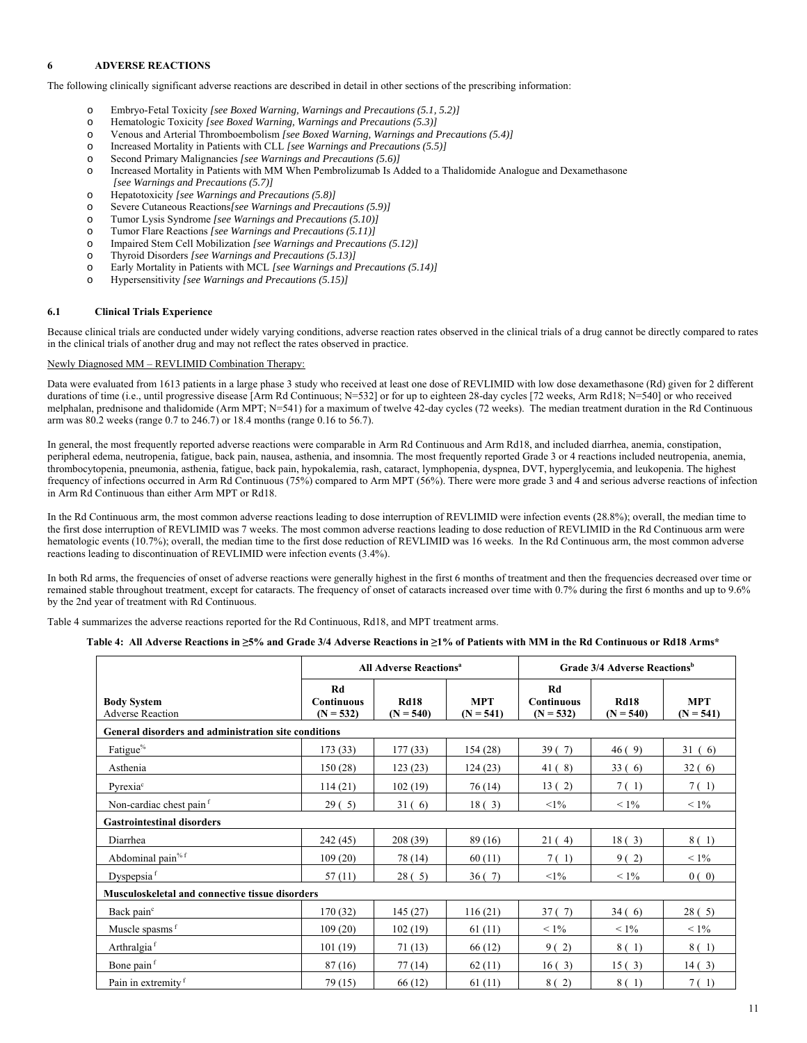## 6 ADVERSE REACTIONS

The following clinically significant adverse reactions are described in detail in other sections of the prescribing information:

- Embryo-Fetal Toxicity *[see Boxed Warning, Warnings and Precautions (5.1, 5.2)]*
- Hematologic Toxicity *[see Boxed Warning, Warnings and Precautions (5.3)]*
- Venous and Arterial Thromboembolism *[see Boxed Warning, Warnings and Precautions (5.4)]*
- Increased Mortality in Patients with CLL *[see Warnings and Precautions (5.5)]*
- Second Primary Malignancies *[see Warnings and Precautions (5.6)]*
- Increased Mortality in Patients with MM When Pembrolizumab Is Added to a Thalidomide Analogue and Dexamethasone *[see Warnings and Precautions (5.7)]*
- Hepatotoxicity *[see Warnings and Precautions (5.8)]*
- Severe Cutaneous Reactions *[see Warnings and Precautions (5.9)]*
- Tumor Lysis Syndrome *[see Warnings and Precautions (5.10)]*
- Tumor Flare Reactions *[see Warnings and Precautions (5.11)]*
- Impaired Stem Cell Mobilization *[see Warnings and Precautions (5.12)]*
- Thyroid Disorders *[see Warnings and Precautions (5.13)]*
- Early Mortality in Patients with MCL *[see Warnings and Precautions (5.14)]*
- Hypersensitivity *[see Warnings and Precautions (5.15)]*

### 6.1 Clinical Trials Experience

Because clinical trials are conducted under widely varying conditions, adverse reaction rates observed in the clinical trials of a drug cannot be directly compared to rates in the clinical trials of another drug and may not reflect the rates observed in practice.

Newly Diagnosed MM – REVLIMID Combination Therapy:

Data were evaluated from 1613 patients in a large phase 3 study who received at least one dose of REVLIMID with low dose dexamethasone (Rd) given for 2 different durations of time (i.e., until progressive disease [Arm Rd Continuous; N=532] or for up to eighteen 28-day cycles [72 weeks, Arm Rd18; N=540] or who received melphalan, prednisone and thalidomide (Arm MPT; N=541) for a maximum of twelve 42-day cycles (72 weeks). The median treatment duration in the Rd Continuous arm was 80.2 weeks (range 0.7 to 246.7) or 18.4 months (range 0.16 to 56.7).

In general, the most frequently reported adverse reactions were comparable in Arm Rd Continuous and Arm Rd18, and included diarrhea, anemia, constipation, peripheral edema, neutropenia, fatigue, back pain, nausea, asthenia, and insomnia. The most frequently reported Grade 3 or 4 reactions included neutropenia, anemia, thrombocytopenia, pneumonia, asthenia, fatigue, back pain, hypokalemia, rash, cataract, lymphopenia, dyspnea, DVT, hyperglycemia, and leukopenia. The highest frequency of infections occurred in Arm Rd Continuous (75%) compared to Arm MPT (56%). There were more grade 3 and 4 and serious adverse reactions of infection in Arm Rd Continuous than either Arm MPT or Rd18.

In the Rd Continuous arm, the most common adverse reactions leading to dose interruption of REVLIMID were infection events (28.8%); overall, the median time to the first dose interruption of REVLIMID was 7 weeks. The most common adverse reactions leading to dose reduction of REVLIMID in the Rd Continuous arm were hematologic events (10.7%); overall, the median time to the first dose reduction of REVLIMID was 16 weeks. In the Rd Continuous arm, the most common adverse reactions leading to discontinuation of REVLIMID were infection events (3.4%).

In both Rd arms, the frequencies of onset of adverse reactions were generally highest in the first 6 months of treatment and then the frequencies decreased over time or remained stable throughout treatment, except for cataracts. The frequency of onset of cataracts increased over time with 0.7% during the first 6 months and up to 9.6% by the 2nd year of treatment with Rd Continuous.

Table 4 summarizes the adverse reactions reported for the Rd Continuous, Rd18, and MPT treatment arms.

**Table 4: All Adverse Reactions in ≥5% and Grade 3/4 Adverse Reactions in ≥1% of Patients with MM in the Rd Continuous or Rd18 Arms***

| | All Adverse Reactions[a] | | | Grade 3/4 Adverse Reactions[b] | | |
|---|---|---|---|---|---|---|
| **Body System** Adverse Reaction | **Rd Continuous (N = 532)** | **Rd18 (N = 540)** | **MPT (N = 541)** | **Rd Continuous (N = 532)** | **Rd18 (N = 540)** | **MPT (N = 541)** |
| **General disorders and administration site conditions** | | | | | | |
| Fatigue[%] | 173 (33) | 177 (33) | 154 (28) | 39 ( 7) | 46 ( 9) | 31 ( 6) |
| Asthenia | 150 (28) | 123 (23) | 124 (23) | 41 ( 8) | 33 ( 6) | 32 ( 6) |
| Pyrexia[c] | 114 (21) | 102 (19) | 76 (14) | 13 ( 2) | 7 ( 1) | 7 ( 1) |
| Non-cardiac chest pain[f] | 29 ( 5) | 31 ( 6) | 18 ( 3) | <1% | < 1% | < 1% |
| **Gastrointestinal disorders** | | | | | | |
| Diarrhea | 242 (45) | 208 (39) | 89 (16) | 21 ( 4) | 18 ( 3) | 8 ( 1) |
| Abdominal pain[% f] | 109 (20) | 78 (14) | 60 (11) | 7 ( 1) | 9 ( 2) | < 1% |
| Dyspepsia[f] | 57 (11) | 28 ( 5) | 36 ( 7) | <1% | < 1% | 0 ( 0) |
| **Musculoskeletal and connective tissue disorders** | | | | | | |
| Back pain[c] | 170 (32) | 145 (27) | 116 (21) | 37 ( 7) | 34 ( 6) | 28 ( 5) |
| Muscle spasms[f] | 109 (20) | 102 (19) | 61 (11) | < 1% | < 1% | < 1% |
| Arthralgia[f] | 101 (19) | 71 (13) | 66 (12) | 9 ( 2) | 8 ( 1) | 8 ( 1) |
| Bone pain[f] | 87 (16) | 77 (14) | 62 (11) | 16 ( 3) | 15 ( 3) | 14 ( 3) |
| Pain in extremity[f] | 79 (15) | 66 (12) | 61 (11) | 8 ( 2) | 8 ( 1) | 7 ( 1) |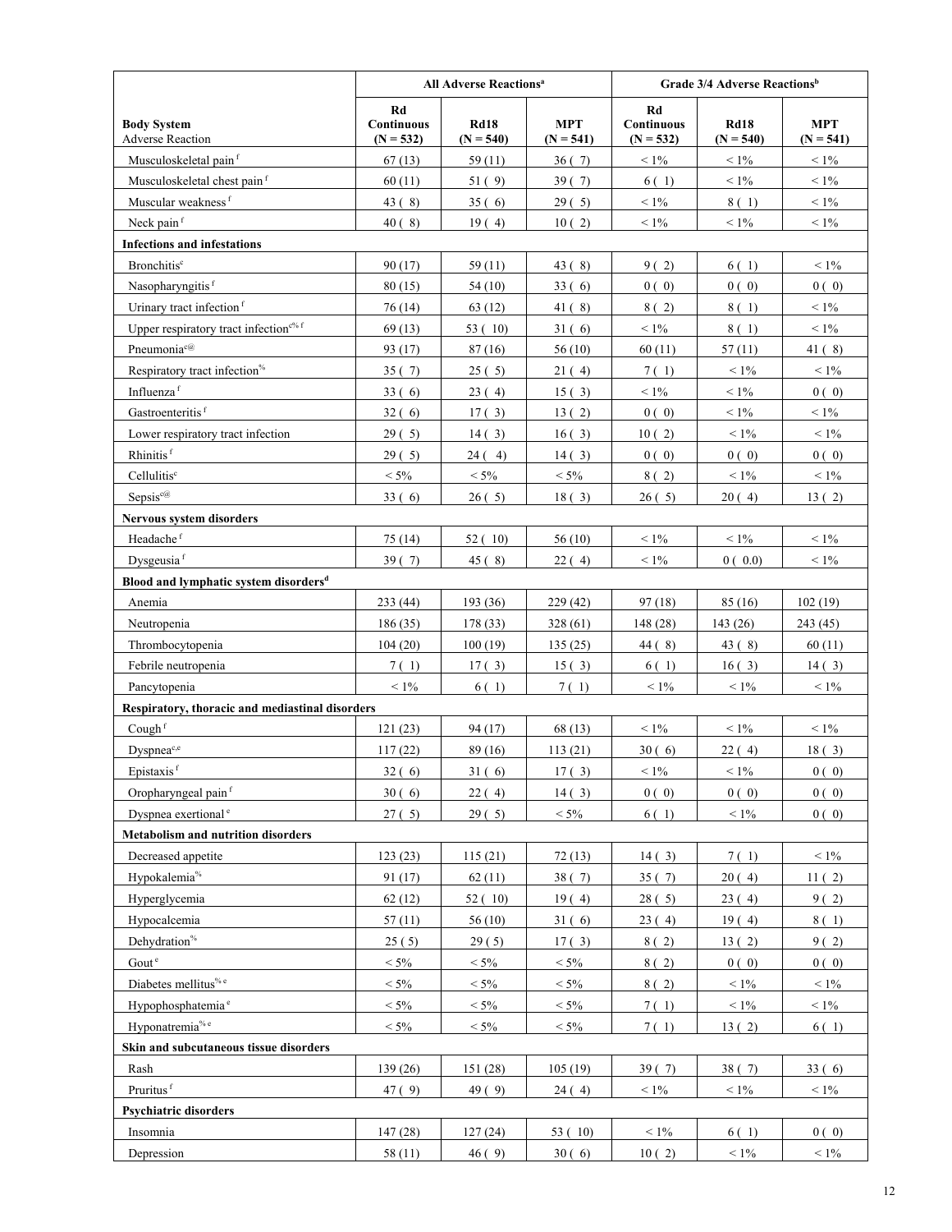| Body System<br>Adverse Reaction | All Adverse Reactions[a] | | | Grade 3/4 Adverse Reactions[b] | | |
|---|---|---|---|---|---|---|
| | Rd Continuous (N = 532) | Rd18 (N = 540) | MPT (N = 541) | Rd Continuous (N = 532) | Rd18 (N = 540) | MPT (N = 541) |
| Musculoskeletal pain[f] | 67 (13) | 59 (11) | 36 ( 7) | < 1% | < 1% | < 1% |
| Musculoskeletal chest pain[f] | 60 (11) | 51 ( 9) | 39 ( 7) | 6 ( 1) | < 1% | < 1% |
| Muscular weakness[f] | 43 ( 8) | 35 ( 6) | 29 ( 5) | < 1% | 8 ( 1) | < 1% |
| Neck pain[f] | 40 ( 8) | 19 ( 4) | 10 ( 2) | < 1% | < 1% | < 1% |
| **Infections and infestations** | | | | | | |
| Bronchitis[c] | 90 (17) | 59 (11) | 43 ( 8) | 9 ( 2) | 6 ( 1) | < 1% |
| Nasopharyngitis[f] | 80 (15) | 54 (10) | 33 ( 6) | 0 ( 0) | 0 ( 0) | 0 ( 0) |
| Urinary tract infection[f] | 76 (14) | 63 (12) | 41 ( 8) | 8 ( 2) | 8 ( 1) | < 1% |
| Upper respiratory tract infection[c% f] | 69 (13) | 53 ( 10) | 31 ( 6) | < 1% | 8 ( 1) | < 1% |
| Pneumonia[c@] | 93 (17) | 87 (16) | 56 (10) | 60 (11) | 57 (11) | 41 ( 8) |
| Respiratory tract infection[%] | 35 ( 7) | 25 ( 5) | 21 ( 4) | 7 ( 1) | < 1% | < 1% |
| Influenza[f] | 33 ( 6) | 23 ( 4) | 15 ( 3) | < 1% | < 1% | 0 ( 0) |
| Gastroenteritis[f] | 32 ( 6) | 17 ( 3) | 13 ( 2) | 0 ( 0) | < 1% | < 1% |
| Lower respiratory tract infection | 29 ( 5) | 14 ( 3) | 16 ( 3) | 10 ( 2) | < 1% | < 1% |
| Rhinitis[f] | 29 ( 5) | 24 ( 4) | 14 ( 3) | 0 ( 0) | 0 ( 0) | 0 ( 0) |
| Cellulitis[c] | < 5% | < 5% | < 5% | 8 ( 2) | < 1% | < 1% |
| Sepsis[c@] | 33 ( 6) | 26 ( 5) | 18 ( 3) | 26 ( 5) | 20 ( 4) | 13 ( 2) |
| **Nervous system disorders** | | | | | | |
| Headache[f] | 75 (14) | 52 ( 10) | 56 (10) | < 1% | < 1% | < 1% |
| Dysgeusia[f] | 39 ( 7) | 45 ( 8) | 22 ( 4) | < 1% | 0 ( 0.0) | < 1% |
| **Blood and lymphatic system disorders[d]** | | | | | | |
| Anemia | 233 (44) | 193 (36) | 229 (42) | 97 (18) | 85 (16) | 102 (19) |
| Neutropenia | 186 (35) | 178 (33) | 328 (61) | 148 (28) | 143 (26) | 243 (45) |
| Thrombocytopenia | 104 (20) | 100 (19) | 135 (25) | 44 ( 8) | 43 ( 8) | 60 (11) |
| Febrile neutropenia | 7 ( 1) | 17 ( 3) | 15 ( 3) | 6 ( 1) | 16 ( 3) | 14 ( 3) |
| Pancytopenia | < 1% | 6 ( 1) | 7 ( 1) | < 1% | < 1% | < 1% |
| **Respiratory, thoracic and mediastinal disorders** | | | | | | |
| Cough[f] | 121 (23) | 94 (17) | 68 (13) | < 1% | < 1% | < 1% |
| Dyspnea[c,e] | 117 (22) | 89 (16) | 113 (21) | 30 ( 6) | 22 ( 4) | 18 ( 3) |
| Epistaxis[f] | 32 ( 6) | 31 ( 6) | 17 ( 3) | < 1% | < 1% | 0 ( 0) |
| Oropharyngeal pain[f] | 30 ( 6) | 22 ( 4) | 14 ( 3) | 0 ( 0) | 0 ( 0) | 0 ( 0) |
| Dyspnea exertional[e] | 27 ( 5) | 29 ( 5) | < 5% | 6 ( 1) | < 1% | 0 ( 0) |
| **Metabolism and nutrition disorders** | | | | | | |
| Decreased appetite | 123 (23) | 115 (21) | 72 (13) | 14 ( 3) | 7 ( 1) | < 1% |
| Hypokalemia[%] | 91 (17) | 62 (11) | 38 ( 7) | 35 ( 7) | 20 ( 4) | 11 ( 2) |
| Hyperglycemia | 62 (12) | 52 ( 10) | 19 ( 4) | 28 ( 5) | 23 ( 4) | 9 ( 2) |
| Hypocalcemia | 57 (11) | 56 (10) | 31 ( 6) | 23 ( 4) | 19 ( 4) | 8 ( 1) |
| Dehydration[%] | 25 ( 5) | 29 ( 5) | 17 ( 3) | 8 ( 2) | 13 ( 2) | 9 ( 2) |
| Gout[e] | < 5% | < 5% | < 5% | 8 ( 2) | 0 ( 0) | 0 ( 0) |
| Diabetes mellitus[% e] | < 5% | < 5% | < 5% | 8 ( 2) | < 1% | < 1% |
| Hypophosphatemia[e] | < 5% | < 5% | < 5% | 7 ( 1) | < 1% | < 1% |
| Hyponatremia[% e] | < 5% | < 5% | < 5% | 7 ( 1) | 13 ( 2) | 6 ( 1) |
| **Skin and subcutaneous tissue disorders** | | | | | | |
| Rash | 139 (26) | 151 (28) | 105 (19) | 39 ( 7) | 38 ( 7) | 33 ( 6) |
| Pruritus[f] | 47 ( 9) | 49 ( 9) | 24 ( 4) | < 1% | < 1% | < 1% |
| **Psychiatric disorders** | | | | | | |
| Insomnia | 147 (28) | 127 (24) | 53 ( 10) | < 1% | 6 ( 1) | 0 ( 0) |
| Depression | 58 (11) | 46 ( 9) | 30 ( 6) | 10 ( 2) | < 1% | < 1% |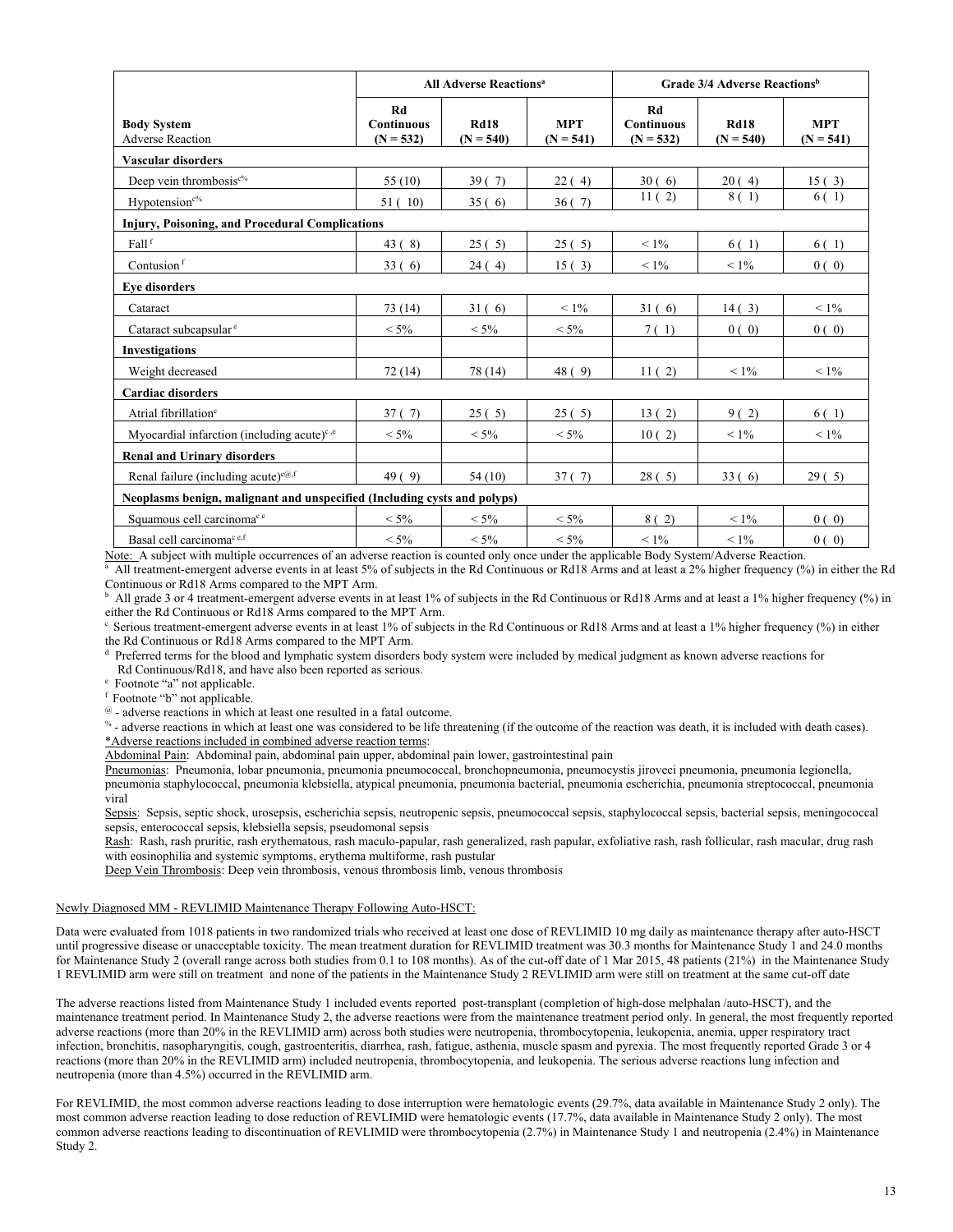| Body System<br>Adverse Reaction | All Adverse Reactions[a] | | | Grade 3/4 Adverse Reactions[b] | | |
|---|---|---|---|---|---|---|
| | Rd Continuous (N = 532) | Rd18 (N = 540) | MPT (N = 541) | Rd Continuous (N = 532) | Rd18 (N = 540) | MPT (N = 541) |
| **Vascular disorders** | | | | | | |
| Deep vein thrombosis[c%] | 55 (10) | 39 ( 7) | 22 ( 4) | 30 ( 6) | 20 ( 4) | 15 ( 3) |
| Hypotension[c%] | 51 ( 10) | 35 ( 6) | 36 ( 7) | 11 ( 2) | 8 ( 1) | 6 ( 1) |
| **Injury, Poisoning, and Procedural Complications** | | | | | | |
| Fall[f] | 43 ( 8) | 25 ( 5) | 25 ( 5) | < 1% | 6 ( 1) | 6 ( 1) |
| Contusion[f] | 33 ( 6) | 24 ( 4) | 15 ( 3) | < 1% | < 1% | 0 ( 0) |
| **Eye disorders** | | | | | | |
| Cataract | 73 (14) | 31 ( 6) | < 1% | 31 ( 6) | 14 ( 3) | < 1% |
| Cataract subcapsular[e] | < 5% | < 5% | < 5% | 7 ( 1) | 0 ( 0) | 0 ( 0) |
| **Investigations** | | | | | | |
| Weight decreased | 72 (14) | 78 (14) | 48 ( 9) | 11 ( 2) | < 1% | < 1% |
| **Cardiac disorders** | | | | | | |
| Atrial fibrillation[c] | 37 ( 7) | 25 ( 5) | 25 ( 5) | 13 ( 2) | 9 ( 2) | 6 ( 1) |
| Myocardial infarction (including acute)[c,e] | < 5% | < 5% | < 5% | 10 ( 2) | < 1% | < 1% |
| **Renal and Urinary disorders** | | | | | | |
| Renal failure (including acute)[c@,f] | 49 ( 9) | 54 (10) | 37 ( 7) | 28 ( 5) | 33 ( 6) | 29 ( 5) |
| **Neoplasms benign, malignant and unspecified (Including cysts and polyps)** | | | | | | |
| Squamous cell carcinoma[c e] | < 5% | < 5% | < 5% | 8 ( 2) | < 1% | 0 ( 0) |
| Basal cell carcinoma[c e,f] | < 5% | < 5% | < 5% | < 1% | < 1% | 0 ( 0) |

Note: A subject with multiple occurrences of an adverse reaction is counted only once under the applicable Body System/Adverse Reaction.

[a] All treatment-emergent adverse events in at least 5% of subjects in the Rd Continuous or Rd18 Arms and at least a 2% higher frequency (%) in either the Rd Continuous or Rd18 Arms compared to the MPT Arm.

[b] All grade 3 or 4 treatment-emergent adverse events in at least 1% of subjects in the Rd Continuous or Rd18 Arms and at least a 1% higher frequency (%) in either the Rd Continuous or Rd18 Arms compared to the MPT Arm.

[c] Serious treatment-emergent adverse events in at least 1% of subjects in the Rd Continuous or Rd18 Arms and at least a 1% higher frequency (%) in either the Rd Continuous or Rd18 Arms compared to the MPT Arm.

[d] Preferred terms for the blood and lymphatic system disorders body system were included by medical judgment as known adverse reactions for Rd Continuous/Rd18, and have also been reported as serious.

[e] Footnote "a" not applicable.

[f] Footnote "b" not applicable.

@ - adverse reactions in which at least one resulted in a fatal outcome.

% - adverse reactions in which at least one was considered to be life threatening (if the outcome of the reaction was death, it is included with death cases).

*Adverse reactions included in combined adverse reaction terms:

Abdominal Pain: Abdominal pain, abdominal pain upper, abdominal pain lower, gastrointestinal pain

Pneumonias: Pneumonia, lobar pneumonia, pneumonia pneumococcal, bronchopneumonia, pneumocystis jiroveci pneumonia, pneumonia legionella, pneumonia staphylococcal, pneumonia klebsiella, atypical pneumonia, pneumonia bacterial, pneumonia escherichia, pneumonia streptococcal, pneumonia viral

Sepsis: Sepsis, septic shock, urosepsis, escherichia sepsis, neutropenic sepsis, pneumococcal sepsis, staphylococcal sepsis, bacterial sepsis, meningococcal sepsis, enterococcal sepsis, klebsiella sepsis, pseudomonal sepsis

Rash: Rash, rash pruritic, rash erythematous, rash maculo-papular, rash generalized, rash papular, exfoliative rash, rash follicular, rash macular, drug rash with eosinophilia and systemic symptoms, erythema multiforme, rash pustular

Deep Vein Thrombosis: Deep vein thrombosis, venous thrombosis limb, venous thrombosis

Newly Diagnosed MM - REVLIMID Maintenance Therapy Following Auto-HSCT:

Data were evaluated from 1018 patients in two randomized trials who received at least one dose of REVLIMID 10 mg daily as maintenance therapy after auto-HSCT until progressive disease or unacceptable toxicity. The mean treatment duration for REVLIMID treatment was 30.3 months for Maintenance Study 1 and 24.0 months for Maintenance Study 2 (overall range across both studies from 0.1 to 108 months). As of the cut-off date of 1 Mar 2015, 48 patients (21%) in the Maintenance Study 1 REVLIMID arm were still on treatment and none of the patients in the Maintenance Study 2 REVLIMID arm were still on treatment at the same cut-off date

The adverse reactions listed from Maintenance Study 1 included events reported post-transplant (completion of high-dose melphalan /auto-HSCT), and the maintenance treatment period. In Maintenance Study 2, the adverse reactions were from the maintenance treatment period only. In general, the most frequently reported adverse reactions (more than 20% in the REVLIMID arm) across both studies were neutropenia, thrombocytopenia, leukopenia, anemia, upper respiratory tract infection, bronchitis, nasopharyngitis, cough, gastroenteritis, diarrhea, rash, fatigue, asthenia, muscle spasm and pyrexia. The most frequently reported Grade 3 or 4 reactions (more than 20% in the REVLIMID arm) included neutropenia, thrombocytopenia, and leukopenia. The serious adverse reactions lung infection and neutropenia (more than 4.5%) occurred in the REVLIMID arm.

For REVLIMID, the most common adverse reactions leading to dose interruption were hematologic events (29.7%, data available in Maintenance Study 2 only). The most common adverse reaction leading to dose reduction of REVLIMID were hematologic events (17.7%, data available in Maintenance Study 2 only). The most common adverse reactions leading to discontinuation of REVLIMID were thrombocytopenia (2.7%) in Maintenance Study 1 and neutropenia (2.4%) in Maintenance Study 2.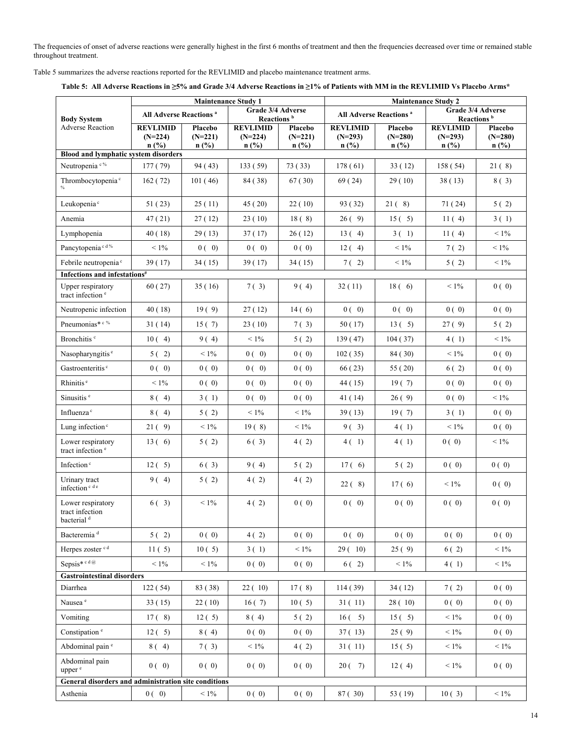The frequencies of onset of adverse reactions were generally highest in the first 6 months of treatment and then the frequencies decreased over time or remained stable throughout treatment.

Table 5 summarizes the adverse reactions reported for the REVLIMID and placebo maintenance treatment arms.

**Table 5: All Adverse Reactions in ≥5% and Grade 3/4 Adverse Reactions in ≥1% of Patients with MM in the REVLIMID Vs Placebo Arms***

| Body System Adverse Reaction | Maintenance Study 1 | | | | Maintenance Study 2 | | | |
|---|---|---|---|---|---|---|---|---|
| | All Adverse Reactions [a] | | Grade 3/4 Adverse Reactions [b] | | All Adverse Reactions [a] | | Grade 3/4 Adverse Reactions [b] | |
| | REVLIMID (N=224) n (%) | Placebo (N=221) n (%) | REVLIMID (N=224) n (%) | Placebo (N=221) n (%) | REVLIMID (N=293) n (%) | Placebo (N=280) n (%) | REVLIMID (N=293) n (%) | Placebo (N=280) n (%) |
| **Blood and lymphatic system disorders** | | | | | | | | |
| Neutropenia [c %] | 177 ( 79) | 94 ( 43) | 133 ( 59) | 73 ( 33) | 178 ( 61) | 33 ( 12) | 158 ( 54) | 21 ( 8) |
| Thrombocytopenia [c %] | 162 ( 72) | 101 ( 46) | 84 ( 38) | 67 ( 30) | 69 ( 24) | 29 ( 10) | 38 ( 13) | 8 ( 3) |
| Leukopenia [c] | 51 ( 23) | 25 ( 11) | 45 ( 20) | 22 ( 10) | 93 ( 32) | 21 ( 8) | 71 ( 24) | 5 ( 2) |
| Anemia | 47 ( 21) | 27 ( 12) | 23 ( 10) | 18 ( 8) | 26 ( 9) | 15 ( 5) | 11 ( 4) | 3 ( 1) |
| Lymphopenia | 40 ( 18) | 29 ( 13) | 37 ( 17) | 26 ( 12) | 13 ( 4) | 3 ( 1) | 11 ( 4) | < 1% |
| Pancytopenia [c d %] | < 1% | 0 ( 0) | 0 ( 0) | 0 ( 0) | 12 ( 4) | < 1% | 7 ( 2) | < 1% |
| Febrile neutropenia [c] | 39 ( 17) | 34 ( 15) | 39 ( 17) | 34 ( 15) | 7 ( 2) | < 1% | 5 ( 2) | < 1% |
| **Infections and infestations[#]** | | | | | | | | |
| Upper respiratory tract infection [e] | 60 ( 27) | 35 ( 16) | 7 ( 3) | 9 ( 4) | 32 ( 11) | 18 ( 6) | < 1% | 0 ( 0) |
| Neutropenic infection | 40 ( 18) | 19 ( 9) | 27 ( 12) | 14 ( 6) | 0 ( 0) | 0 ( 0) | 0 ( 0) | 0 ( 0) |
| Pneumonias* [c %] | 31 ( 14) | 15 ( 7) | 23 ( 10) | 7 ( 3) | 50 ( 17) | 13 ( 5) | 27 ( 9) | 5 ( 2) |
| Bronchitis [c] | 10 ( 4) | 9 ( 4) | < 1% | 5 ( 2) | 139 ( 47) | 104 ( 37) | 4 ( 1) | < 1% |
| Nasopharyngitis [e] | 5 ( 2) | < 1% | 0 ( 0) | 0 ( 0) | 102 ( 35) | 84 ( 30) | < 1% | 0 ( 0) |
| Gastroenteritis [c] | 0 ( 0) | 0 ( 0) | 0 ( 0) | 0 ( 0) | 66 ( 23) | 55 ( 20) | 6 ( 2) | 0 ( 0) |
| Rhinitis [e] | < 1% | 0 ( 0) | 0 ( 0) | 0 ( 0) | 44 ( 15) | 19 ( 7) | 0 ( 0) | 0 ( 0) |
| Sinusitis [e] | 8 ( 4) | 3 ( 1) | 0 ( 0) | 0 ( 0) | 41 ( 14) | 26 ( 9) | 0 ( 0) | < 1% |
| Influenza [c] | 8 ( 4) | 5 ( 2) | < 1% | < 1% | 39 ( 13) | 19 ( 7) | 3 ( 1) | 0 ( 0) |
| Lung infection [c] | 21 ( 9) | < 1% | 19 ( 8) | < 1% | 9 ( 3) | 4 ( 1) | < 1% | 0 ( 0) |
| Lower respiratory tract infection [e] | 13 ( 6) | 5 ( 2) | 6 ( 3) | 4 ( 2) | 4 ( 1) | 4 ( 1) | 0 ( 0) | < 1% |
| Infection [c] | 12 ( 5) | 6 ( 3) | 9 ( 4) | 5 ( 2) | 17 ( 6) | 5 ( 2) | 0 ( 0) | 0 ( 0) |
| Urinary tract infection [c d e] | 9 ( 4) | 5 ( 2) | 4 ( 2) | 4 ( 2) | 22 ( 8) | 17 ( 6) | < 1% | 0 ( 0) |
| Lower respiratory tract infection bacterial [d] | 6 ( 3) | < 1% | 4 ( 2) | 0 ( 0) | 0 ( 0) | 0 ( 0) | 0 ( 0) | 0 ( 0) |
| Bacteremia [d] | 5 ( 2) | 0 ( 0) | 4 ( 2) | 0 ( 0) | 0 ( 0) | 0 ( 0) | 0 ( 0) | 0 ( 0) |
| Herpes zoster [c d] | 11 ( 5) | 10 ( 5) | 3 ( 1) | < 1% | 29 ( 10) | 25 ( 9) | 6 ( 2) | < 1% |
| Sepsis* [c d @] | < 1% | < 1% | 0 ( 0) | 0 ( 0) | 6 ( 2) | < 1% | 4 ( 1) | < 1% |
| **Gastrointestinal disorders** | | | | | | | | |
| Diarrhea | 122 ( 54) | 83 ( 38) | 22 ( 10) | 17 ( 8) | 114 ( 39) | 34 ( 12) | 7 ( 2) | 0 ( 0) |
| Nausea [e] | 33 ( 15) | 22 ( 10) | 16 ( 7) | 10 ( 5) | 31 ( 11) | 28 ( 10) | 0 ( 0) | 0 ( 0) |
| Vomiting | 17 ( 8) | 12 ( 5) | 8 ( 4) | 5 ( 2) | 16 ( 5) | 15 ( 5) | < 1% | 0 ( 0) |
| Constipation [e] | 12 ( 5) | 8 ( 4) | 0 ( 0) | 0 ( 0) | 37 ( 13) | 25 ( 9) | < 1% | 0 ( 0) |
| Abdominal pain [e] | 8 ( 4) | 7 ( 3) | < 1% | 4 ( 2) | 31 ( 11) | 15 ( 5) | < 1% | < 1% |
| Abdominal pain upper [e] | 0 ( 0) | 0 ( 0) | 0 ( 0) | 0 ( 0) | 20 ( 7) | 12 ( 4) | < 1% | 0 ( 0) |
| **General disorders and administration site conditions** | | | | | | | | |
| Asthenia | 0 ( 0) | < 1% | 0 ( 0) | 0 ( 0) | 87 ( 30) | 53 ( 19) | 10 ( 3) | < 1% |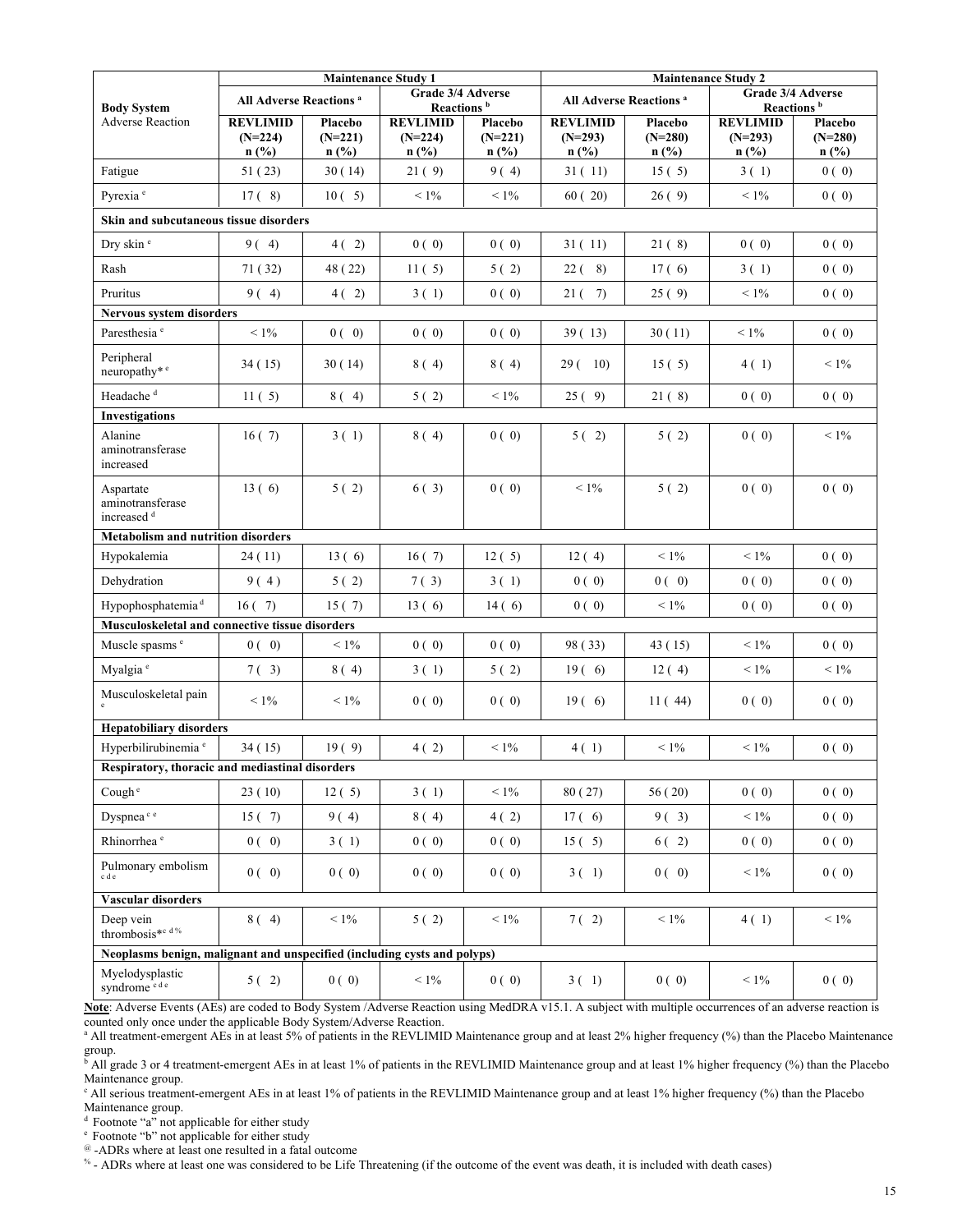| Body System Adverse Reaction | Maintenance Study 1 | | | | Maintenance Study 2 | | | |
|---|---|---|---|---|---|---|---|---|
| | All Adverse Reactions [a] | | Grade 3/4 Adverse Reactions [b] | | All Adverse Reactions [a] | | Grade 3/4 Adverse Reactions [b] | |
| | REVLIMID (N=224) n (%) | Placebo (N=221) n (%) | REVLIMID (N=224) n (%) | Placebo (N=221) n (%) | REVLIMID (N=293) n (%) | Placebo (N=280) n (%) | REVLIMID (N=293) n (%) | Placebo (N=280) n (%) |
| Fatigue | 51 (23) | 30 (14) | 21 (9) | 9 (4) | 31 (11) | 15 (5) | 3 (1) | 0 (0) |
| Pyrexia [e] | 17 (8) | 10 (5) | < 1% | < 1% | 60 (20) | 26 (9) | < 1% | 0 (0) |
| **Skin and subcutaneous tissue disorders** | | | | | | | | |
| Dry skin [e] | 9 (4) | 4 (2) | 0 (0) | 0 (0) | 31 (11) | 21 (8) | 0 (0) | 0 (0) |
| Rash | 71 (32) | 48 (22) | 11 (5) | 5 (2) | 22 (8) | 17 (6) | 3 (1) | 0 (0) |
| Pruritus | 9 (4) | 4 (2) | 3 (1) | 0 (0) | 21 (7) | 25 (9) | < 1% | 0 (0) |
| **Nervous system disorders** | | | | | | | | |
| Paresthesia [e] | < 1% | 0 (0) | 0 (0) | 0 (0) | 39 (13) | 30 (11) | < 1% | 0 (0) |
| Peripheral neuropathy* [e] | 34 (15) | 30 (14) | 8 (4) | 8 (4) | 29 (10) | 15 (5) | 4 (1) | < 1% |
| Headache [d] | 11 (5) | 8 (4) | 5 (2) | < 1% | 25 (9) | 21 (8) | 0 (0) | 0 (0) |
| **Investigations** | | | | | | | | |
| Alanine aminotransferase increased | 16 (7) | 3 (1) | 8 (4) | 0 (0) | 5 (2) | 5 (2) | 0 (0) | < 1% |
| Aspartate aminotransferase increased [d] | 13 (6) | 5 (2) | 6 (3) | 0 (0) | < 1% | 5 (2) | 0 (0) | 0 (0) |
| **Metabolism and nutrition disorders** | | | | | | | | |
| Hypokalemia | 24 (11) | 13 (6) | 16 (7) | 12 (5) | 12 (4) | < 1% | < 1% | 0 (0) |
| Dehydration | 9 (4) | 5 (2) | 7 (3) | 3 (1) | 0 (0) | 0 (0) | 0 (0) | 0 (0) |
| Hypophosphatemia [d] | 16 (7) | 15 (7) | 13 (6) | 14 (6) | 0 (0) | < 1% | 0 (0) | 0 (0) |
| **Musculoskeletal and connective tissue disorders** | | | | | | | | |
| Muscle spasms [e] | 0 (0) | < 1% | 0 (0) | 0 (0) | 98 (33) | 43 (15) | < 1% | 0 (0) |
| Myalgia [e] | 7 (3) | 8 (4) | 3 (1) | 5 (2) | 19 (6) | 12 (4) | < 1% | < 1% |
| Musculoskeletal pain [e] | < 1% | < 1% | 0 (0) | 0 (0) | 19 (6) | 11 (44) | 0 (0) | 0 (0) |
| **Hepatobiliary disorders** | | | | | | | | |
| Hyperbilirubinemia [e] | 34 (15) | 19 (9) | 4 (2) | < 1% | 4 (1) | < 1% | < 1% | 0 (0) |
| **Respiratory, thoracic and mediastinal disorders** | | | | | | | | |
| Cough [e] | 23 (10) | 12 (5) | 3 (1) | < 1% | 80 (27) | 56 (20) | 0 (0) | 0 (0) |
| Dyspnea [c e] | 15 (7) | 9 (4) | 8 (4) | 4 (2) | 17 (6) | 9 (3) | < 1% | 0 (0) |
| Rhinorrhea [e] | 0 (0) | 3 (1) | 0 (0) | 0 (0) | 15 (5) | 6 (2) | 0 (0) | 0 (0) |
| Pulmonary embolism [c d e] | 0 (0) | 0 (0) | 0 (0) | 0 (0) | 3 (1) | 0 (0) | < 1% | 0 (0) |
| **Vascular disorders** | | | | | | | | |
| Deep vein thrombosis* [c d %] | 8 (4) | < 1% | 5 (2) | < 1% | 7 (2) | < 1% | 4 (1) | < 1% |
| **Neoplasms benign, malignant and unspecified (including cysts and polyps)** | | | | | | | | |
| Myelodysplastic syndrome [c d e] | 5 (2) | 0 (0) | < 1% | 0 (0) | 3 (1) | 0 (0) | < 1% | 0 (0) |

**Note**: Adverse Events (AEs) are coded to Body System /Adverse Reaction using MedDRA v15.1. A subject with multiple occurrences of an adverse reaction is counted only once under the applicable Body System/Adverse Reaction.

[a] All treatment-emergent AEs in at least 5% of patients in the REVLIMID Maintenance group and at least 2% higher frequency (%) than the Placebo Maintenance group.

[b] All grade 3 or 4 treatment-emergent AEs in at least 1% of patients in the REVLIMID Maintenance group and at least 1% higher frequency (%) than the Placebo Maintenance group.

[c] All serious treatment-emergent AEs in at least 1% of patients in the REVLIMID Maintenance group and at least 1% higher frequency (%) than the Placebo Maintenance group.

[d] Footnote "a" not applicable for either study

[e] Footnote "b" not applicable for either study

[@] -ADRs where at least one resulted in a fatal outcome

[%] - ADRs where at least one was considered to be Life Threatening (if the outcome of the event was death, it is included with death cases)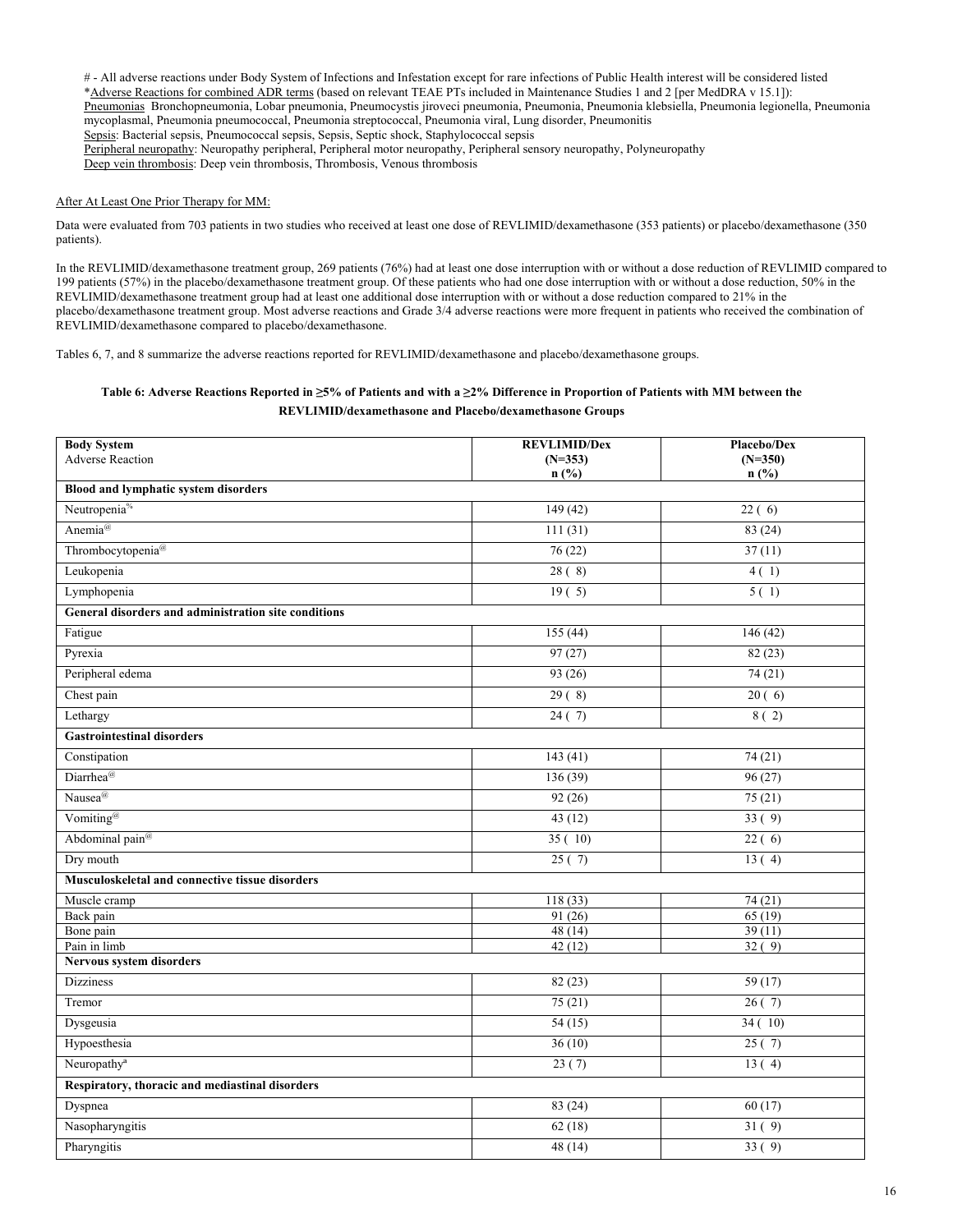# - All adverse reactions under Body System of Infections and Infestation except for rare infections of Public Health interest will be considered listed
*Adverse Reactions for combined ADR terms (based on relevant TEAE PTs included in Maintenance Studies 1 and 2 [per MedDRA v 15.1]):
Pneumonias Bronchopneumonia, Lobar pneumonia, Pneumocystis jiroveci pneumonia, Pneumonia, Pneumonia klebsiella, Pneumonia legionella, Pneumonia mycoplasmal, Pneumonia pneumococcal, Pneumonia streptococcal, Pneumonia viral, Lung disorder, Pneumonitis
Sepsis: Bacterial sepsis, Pneumococcal sepsis, Sepsis, Septic shock, Staphylococcal sepsis
Peripheral neuropathy: Neuropathy peripheral, Peripheral motor neuropathy, Peripheral sensory neuropathy, Polyneuropathy
Deep vein thrombosis: Deep vein thrombosis, Thrombosis, Venous thrombosis

After At Least One Prior Therapy for MM:

Data were evaluated from 703 patients in two studies who received at least one dose of REVLIMID/dexamethasone (353 patients) or placebo/dexamethasone (350 patients).

In the REVLIMID/dexamethasone treatment group, 269 patients (76%) had at least one dose interruption with or without a dose reduction of REVLIMID compared to 199 patients (57%) in the placebo/dexamethasone treatment group. Of these patients who had one dose interruption with or without a dose reduction, 50% in the REVLIMID/dexamethasone treatment group had at least one additional dose interruption with or without a dose reduction compared to 21% in the placebo/dexamethasone treatment group. Most adverse reactions and Grade 3/4 adverse reactions were more frequent in patients who received the combination of REVLIMID/dexamethasone compared to placebo/dexamethasone.

Tables 6, 7, and 8 summarize the adverse reactions reported for REVLIMID/dexamethasone and placebo/dexamethasone groups.

**Table 6: Adverse Reactions Reported in ≥5% of Patients and with a ≥2% Difference in Proportion of Patients with MM between the REVLIMID/dexamethasone and Placebo/dexamethasone Groups**

| **Body System**<br>Adverse Reaction | **REVLIMID/Dex (N=353) n (%)** | **Placebo/Dex (N=350) n (%)** |
|---|---|---|
| **Blood and lymphatic system disorders** | | |
| Neutropenia[%] | 149 (42) | 22 ( 6) |
| Anemia[@] | 111 (31) | 83 (24) |
| Thrombocytopenia[@] | 76 (22) | 37 (11) |
| Leukopenia | 28 ( 8) | 4 ( 1) |
| Lymphopenia | 19 ( 5) | 5 ( 1) |
| **General disorders and administration site conditions** | | |
| Fatigue | 155 (44) | 146 (42) |
| Pyrexia | 97 (27) | 82 (23) |
| Peripheral edema | 93 (26) | 74 (21) |
| Chest pain | 29 ( 8) | 20 ( 6) |
| Lethargy | 24 ( 7) | 8 ( 2) |
| **Gastrointestinal disorders** | | |
| Constipation | 143 (41) | 74 (21) |
| Diarrhea[@] | 136 (39) | 96 (27) |
| Nausea[@] | 92 (26) | 75 (21) |
| Vomiting[@] | 43 (12) | 33 ( 9) |
| Abdominal pain[@] | 35 ( 10) | 22 ( 6) |
| Dry mouth | 25 ( 7) | 13 ( 4) |
| **Musculoskeletal and connective tissue disorders** | | |
| Muscle cramp | 118 (33) | 74 (21) |
| Back pain | 91 (26) | 65 (19) |
| Bone pain | 48 (14) | 39 (11) |
| Pain in limb | 42 (12) | 32 ( 9) |
| **Nervous system disorders** | | |
| Dizziness | 82 (23) | 59 (17) |
| Tremor | 75 (21) | 26 ( 7) |
| Dysgeusia | 54 (15) | 34 ( 10) |
| Hypoesthesia | 36 (10) | 25 ( 7) |
| Neuropathy[a] | 23 ( 7) | 13 ( 4) |
| **Respiratory, thoracic and mediastinal disorders** | | |
| Dyspnea | 83 (24) | 60 (17) |
| Nasopharyngitis | 62 (18) | 31 ( 9) |
| Pharyngitis | 48 (14) | 33 ( 9) |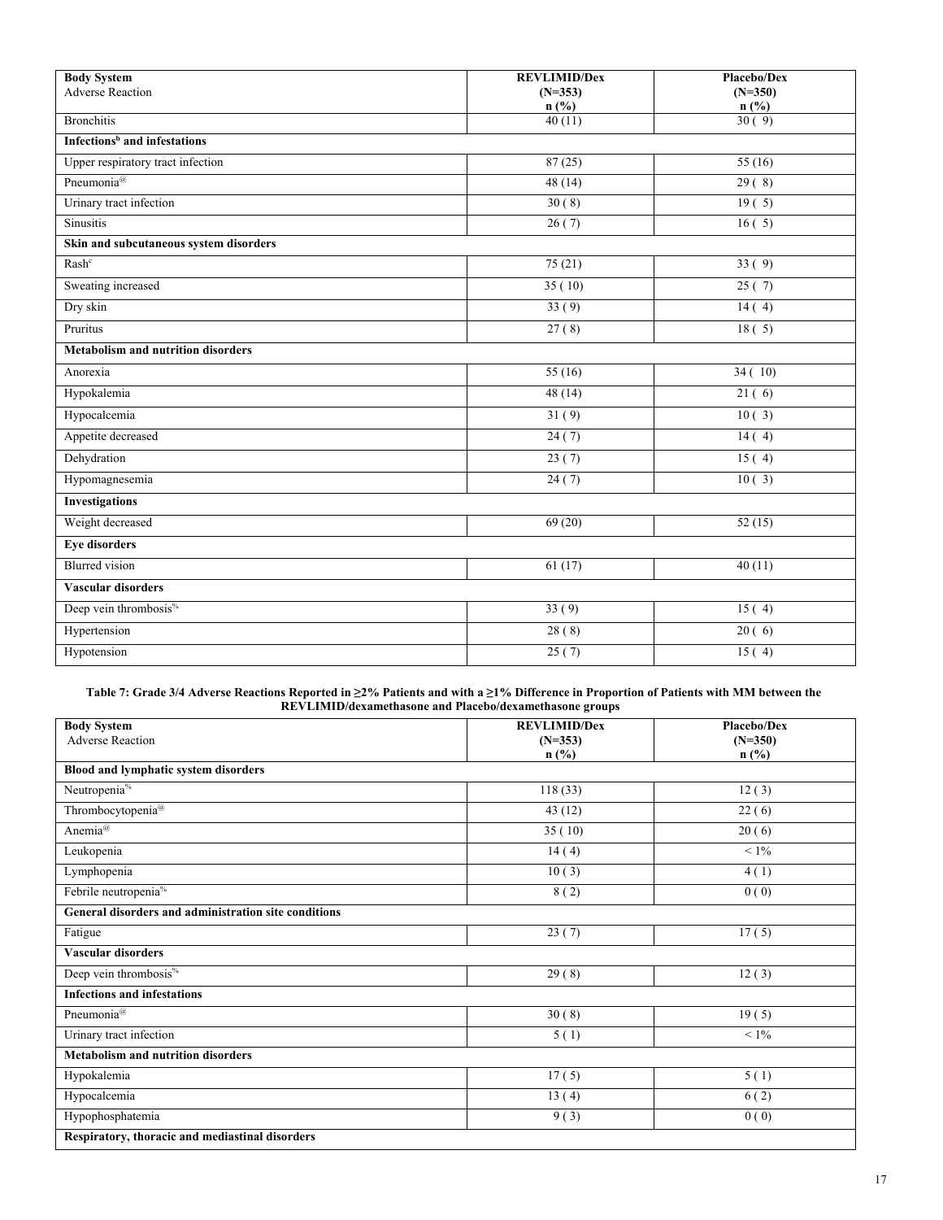| Body System<br>Adverse Reaction | REVLIMID/Dex<br>(N=353)<br>n (%) | Placebo/Dex<br>(N=350)<br>n (%) |
|---|---|---|
| Bronchitis | 40 (11) | 30 ( 9) |
| **Infections[b] and infestations** | | |
| Upper respiratory tract infection | 87 (25) | 55 (16) |
| Pneumonia[@] | 48 (14) | 29 ( 8) |
| Urinary tract infection | 30 ( 8) | 19 ( 5) |
| Sinusitis | 26 ( 7) | 16 ( 5) |
| **Skin and subcutaneous system disorders** | | |
| Rash[c] | 75 (21) | 33 ( 9) |
| Sweating increased | 35 ( 10) | 25 ( 7) |
| Dry skin | 33 ( 9) | 14 ( 4) |
| Pruritus | 27 ( 8) | 18 ( 5) |
| **Metabolism and nutrition disorders** | | |
| Anorexia | 55 (16) | 34 ( 10) |
| Hypokalemia | 48 (14) | 21 ( 6) |
| Hypocalcemia | 31 ( 9) | 10 ( 3) |
| Appetite decreased | 24 ( 7) | 14 ( 4) |
| Dehydration | 23 ( 7) | 15 ( 4) |
| Hypomagnesemia | 24 ( 7) | 10 ( 3) |
| **Investigations** | | |
| Weight decreased | 69 (20) | 52 (15) |
| **Eye disorders** | | |
| Blurred vision | 61 (17) | 40 (11) |
| **Vascular disorders** | | |
| Deep vein thrombosis[%] | 33 ( 9) | 15 ( 4) |
| Hypertension | 28 ( 8) | 20 ( 6) |
| Hypotension | 25 ( 7) | 15 ( 4) |

**Table 7: Grade 3/4 Adverse Reactions Reported in ≥2% Patients and with a ≥1% Difference in Proportion of Patients with MM between the REVLIMID/dexamethasone and Placebo/dexamethasone groups**

| Body System<br>Adverse Reaction | REVLIMID/Dex<br>(N=353)<br>n (%) | Placebo/Dex<br>(N=350)<br>n (%) |
|---|---|---|
| **Blood and lymphatic system disorders** | | |
| Neutropenia[%] | 118 (33) | 12 ( 3) |
| Thrombocytopenia[@] | 43 (12) | 22 ( 6) |
| Anemia[@] | 35 ( 10) | 20 ( 6) |
| Leukopenia | 14 ( 4) | < 1% |
| Lymphopenia | 10 ( 3) | 4 ( 1) |
| Febrile neutropenia[%] | 8 ( 2) | 0 ( 0) |
| **General disorders and administration site conditions** | | |
| Fatigue | 23 ( 7) | 17 ( 5) |
| **Vascular disorders** | | |
| Deep vein thrombosis[%] | 29 ( 8) | 12 ( 3) |
| **Infections and infestations** | | |
| Pneumonia[@] | 30 ( 8) | 19 ( 5) |
| Urinary tract infection | 5 ( 1) | < 1% |
| **Metabolism and nutrition disorders** | | |
| Hypokalemia | 17 ( 5) | 5 ( 1) |
| Hypocalcemia | 13 ( 4) | 6 ( 2) |
| Hypophosphatemia | 9 ( 3) | 0 ( 0) |
| **Respiratory, thoracic and mediastinal disorders** | | |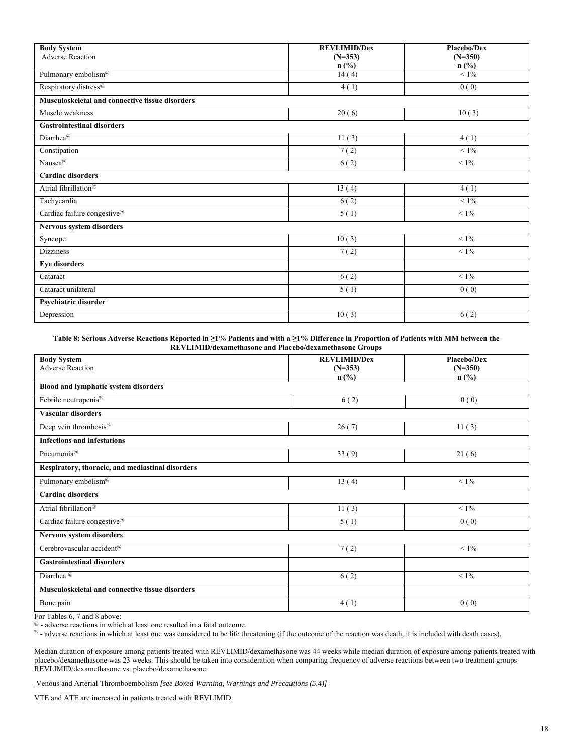| Body System<br>Adverse Reaction | REVLIMID/Dex<br>(N=353)<br>n (%) | Placebo/Dex<br>(N=350)<br>n (%) |
|---|---|---|
| Pulmonary embolism[@] | 14 ( 4) | < 1% |
| Respiratory distress[@] | 4 ( 1) | 0 ( 0) |
| **Musculoskeletal and connective tissue disorders** | | |
| Muscle weakness | 20 ( 6) | 10 ( 3) |
| **Gastrointestinal disorders** | | |
| Diarrhea[@] | 11 ( 3) | 4 ( 1) |
| Constipation | 7 ( 2) | < 1% |
| Nausea[@] | 6 ( 2) | < 1% |
| **Cardiac disorders** | | |
| Atrial fibrillation[@] | 13 ( 4) | 4 ( 1) |
| Tachycardia | 6 ( 2) | < 1% |
| Cardiac failure congestive[@] | 5 ( 1) | < 1% |
| **Nervous system disorders** | | |
| Syncope | 10 ( 3) | < 1% |
| Dizziness | 7 ( 2) | < 1% |
| **Eye disorders** | | |
| Cataract | 6 ( 2) | < 1% |
| Cataract unilateral | 5 ( 1) | 0 ( 0) |
| **Psychiatric disorder** | | |
| Depression | 10 ( 3) | 6 ( 2) |

**Table 8: Serious Adverse Reactions Reported in ≥1% Patients and with a ≥1% Difference in Proportion of Patients with MM between the REVLIMID/dexamethasone and Placebo/dexamethasone Groups**

| Body System<br>Adverse Reaction | REVLIMID/Dex<br>(N=353)<br>n (%) | Placebo/Dex<br>(N=350)<br>n (%) |
|---|---|---|
| **Blood and lymphatic system disorders** | | |
| Febrile neutropenia[%] | 6 ( 2) | 0 ( 0) |
| **Vascular disorders** | | |
| Deep vein thrombosis[%] | 26 ( 7) | 11 ( 3) |
| **Infections and infestations** | | |
| Pneumonia[@] | 33 ( 9) | 21 ( 6) |
| **Respiratory, thoracic, and mediastinal disorders** | | |
| Pulmonary embolism[@] | 13 ( 4) | < 1% |
| **Cardiac disorders** | | |
| Atrial fibrillation[@] | 11 ( 3) | < 1% |
| Cardiac failure congestive[@] | 5 ( 1) | 0 ( 0) |
| **Nervous system disorders** | | |
| Cerebrovascular accident[@] | 7 ( 2) | < 1% |
| **Gastrointestinal disorders** | | |
| Diarrhea [@] | 6 ( 2) | < 1% |
| **Musculoskeletal and connective tissue disorders** | | |
| Bone pain | 4 ( 1) | 0 ( 0) |

For Tables 6, 7 and 8 above:

[@] - adverse reactions in which at least one resulted in a fatal outcome.

[%] - adverse reactions in which at least one was considered to be life threatening (if the outcome of the reaction was death, it is included with death cases).

Median duration of exposure among patients treated with REVLIMID/dexamethasone was 44 weeks while median duration of exposure among patients treated with placebo/dexamethasone was 23 weeks. This should be taken into consideration when comparing frequency of adverse reactions between two treatment groups REVLIMID/dexamethasone vs. placebo/dexamethasone.

Venous and Arterial Thromboembolism *[see Boxed Warning, Warnings and Precautions (5.4)]*

VTE and ATE are increased in patients treated with REVLIMID.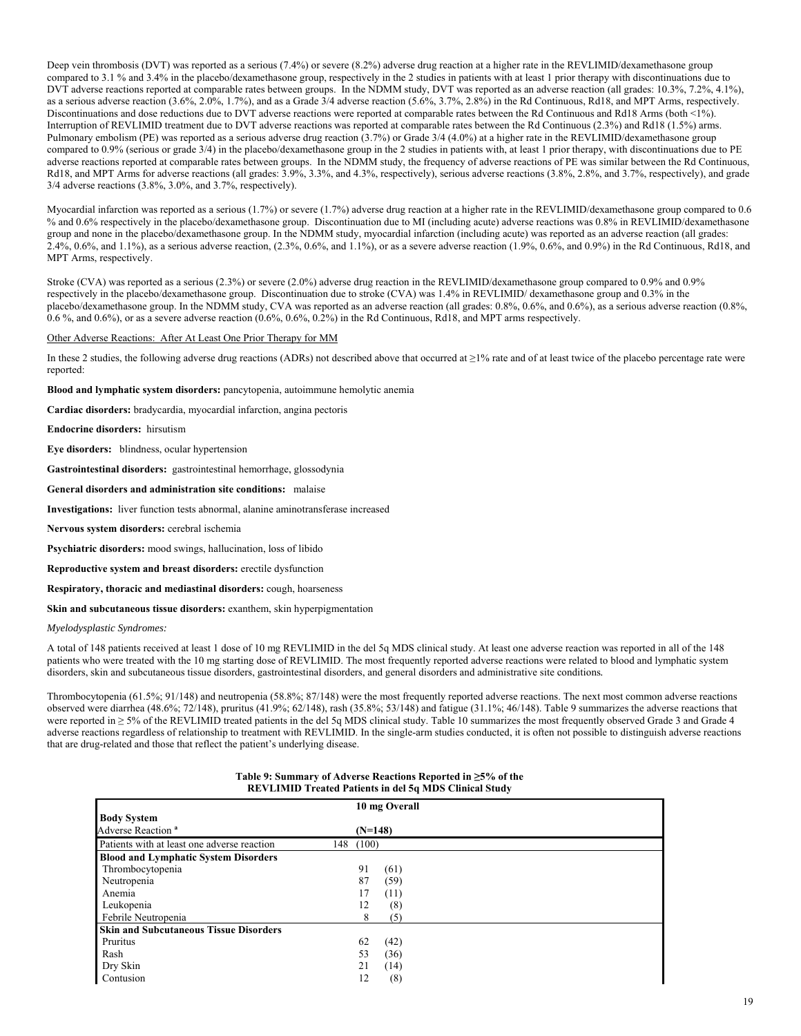Deep vein thrombosis (DVT) was reported as a serious (7.4%) or severe (8.2%) adverse drug reaction at a higher rate in the REVLIMID/dexamethasone group compared to 3.1 % and 3.4% in the placebo/dexamethasone group, respectively in the 2 studies in patients with at least 1 prior therapy with discontinuations due to DVT adverse reactions reported at comparable rates between groups. In the NDMM study, DVT was reported as an adverse reaction (all grades: 10.3%, 7.2%, 4.1%), as a serious adverse reaction (3.6%, 2.0%, 1.7%), and as a Grade 3/4 adverse reaction (5.6%, 3.7%, 2.8%) in the Rd Continuous, Rd18, and MPT Arms, respectively. Discontinuations and dose reductions due to DVT adverse reactions were reported at comparable rates between the Rd Continuous and Rd18 Arms (both <1%). Interruption of REVLIMID treatment due to DVT adverse reactions was reported at comparable rates between the Rd Continuous (2.3%) and Rd18 (1.5%) arms. Pulmonary embolism (PE) was reported as a serious adverse drug reaction (3.7%) or Grade 3/4 (4.0%) at a higher rate in the REVLIMID/dexamethasone group compared to 0.9% (serious or grade 3/4) in the placebo/dexamethasone group in the 2 studies in patients with, at least 1 prior therapy, with discontinuations due to PE adverse reactions reported at comparable rates between groups. In the NDMM study, the frequency of adverse reactions of PE was similar between the Rd Continuous, Rd18, and MPT Arms for adverse reactions (all grades: 3.9%, 3.3%, and 4.3%, respectively), serious adverse reactions (3.8%, 2.8%, and 3.7%, respectively), and grade 3/4 adverse reactions (3.8%, 3.0%, and 3.7%, respectively).

Myocardial infarction was reported as a serious (1.7%) or severe (1.7%) adverse drug reaction at a higher rate in the REVLIMID/dexamethasone group compared to 0.6 % and 0.6% respectively in the placebo/dexamethasone group. Discontinuation due to MI (including acute) adverse reactions was 0.8% in REVLIMID/dexamethasone group and none in the placebo/dexamethasone group. In the NDMM study, myocardial infarction (including acute) was reported as an adverse reaction (all grades: 2.4%, 0.6%, and 1.1%), as a serious adverse reaction, (2.3%, 0.6%, and 1.1%), or as a severe adverse reaction (1.9%, 0.6%, and 0.9%) in the Rd Continuous, Rd18, and MPT Arms, respectively.

Stroke (CVA) was reported as a serious (2.3%) or severe (2.0%) adverse drug reaction in the REVLIMID/dexamethasone group compared to 0.9% and 0.9% respectively in the placebo/dexamethasone group. Discontinuation due to stroke (CVA) was 1.4% in REVLIMID/ dexamethasone group and 0.3% in the placebo/dexamethasone group. In the NDMM study, CVA was reported as an adverse reaction (all grades: 0.8%, 0.6%, and 0.6%), as a serious adverse reaction (0.8%, 0.6 %, and 0.6%), or as a severe adverse reaction (0.6%, 0.6%, 0.2%) in the Rd Continuous, Rd18, and MPT arms respectively.

Other Adverse Reactions: After At Least One Prior Therapy for MM

In these 2 studies, the following adverse drug reactions (ADRs) not described above that occurred at ≥1% rate and of at least twice of the placebo percentage rate were reported:

**Blood and lymphatic system disorders:** pancytopenia, autoimmune hemolytic anemia

**Cardiac disorders:** bradycardia, myocardial infarction, angina pectoris

**Endocrine disorders:** hirsutism

**Eye disorders:** blindness, ocular hypertension

**Gastrointestinal disorders:** gastrointestinal hemorrhage, glossodynia

**General disorders and administration site conditions:** malaise

**Investigations:** liver function tests abnormal, alanine aminotransferase increased

**Nervous system disorders:** cerebral ischemia

**Psychiatric disorders:** mood swings, hallucination, loss of libido

**Reproductive system and breast disorders:** erectile dysfunction

**Respiratory, thoracic and mediastinal disorders:** cough, hoarseness

**Skin and subcutaneous tissue disorders:** exanthem, skin hyperpigmentation

*Myelodysplastic Syndromes:*

A total of 148 patients received at least 1 dose of 10 mg REVLIMID in the del 5q MDS clinical study. At least one adverse reaction was reported in all of the 148 patients who were treated with the 10 mg starting dose of REVLIMID. The most frequently reported adverse reactions were related to blood and lymphatic system disorders, skin and subcutaneous tissue disorders, gastrointestinal disorders, and general disorders and administrative site conditions.

Thrombocytopenia (61.5%; 91/148) and neutropenia (58.8%; 87/148) were the most frequently reported adverse reactions. The next most common adverse reactions observed were diarrhea (48.6%; 72/148), pruritus (41.9%; 62/148), rash (35.8%; 53/148) and fatigue (31.1%; 46/148). Table 9 summarizes the adverse reactions that were reported in ≥ 5% of the REVLIMID treated patients in the del 5q MDS clinical study. Table 10 summarizes the most frequently observed Grade 3 and Grade 4 adverse reactions regardless of relationship to treatment with REVLIMID. In the single-arm studies conducted, it is often not possible to distinguish adverse reactions that are drug-related and those that reflect the patient's underlying disease.

**Table 9: Summary of Adverse Reactions Reported in ≥5% of the REVLIMID Treated Patients in del 5q MDS Clinical Study**

| Body System<br>Adverse Reaction [a] | 10 mg Overall<br>(N=148) |
|---|---|
| Patients with at least one adverse reaction | 148 (100) |
| **Blood and Lymphatic System Disorders** | |
| Thrombocytopenia | 91 (61) |
| Neutropenia | 87 (59) |
| Anemia | 17 (11) |
| Leukopenia | 12 (8) |
| Febrile Neutropenia | 8 (5) |
| **Skin and Subcutaneous Tissue Disorders** | |
| Pruritus | 62 (42) |
| Rash | 53 (36) |
| Dry Skin | 21 (14) |
| Contusion | 12 (8) |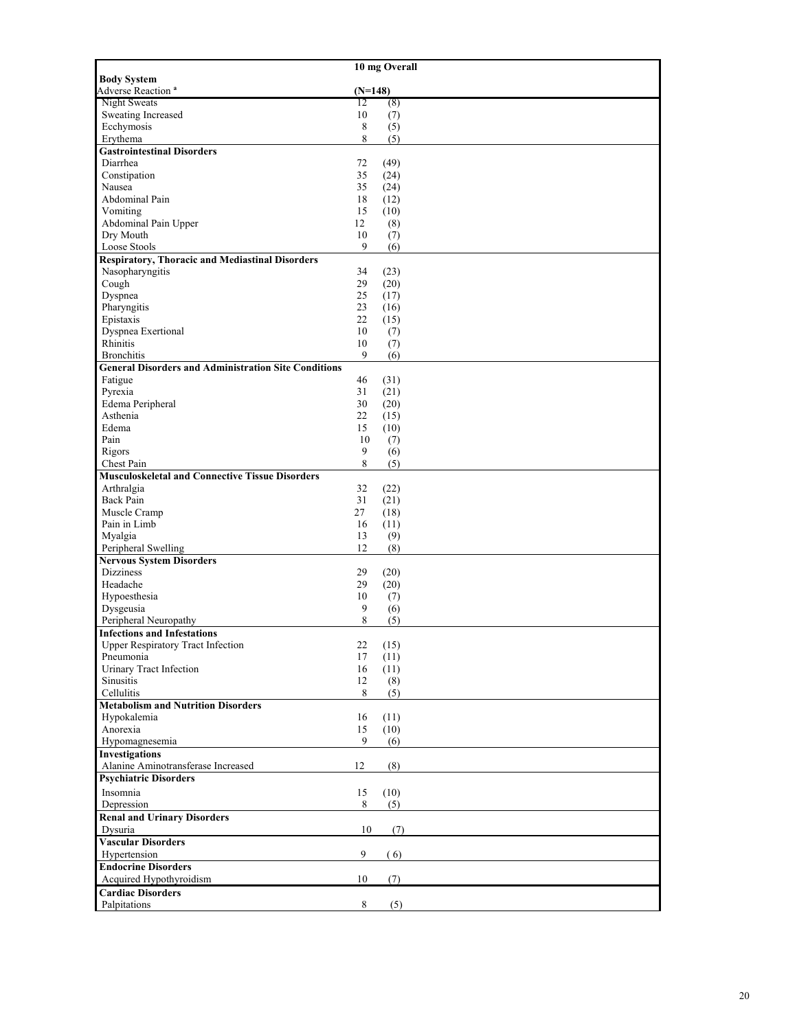| Body System<br>Adverse Reaction [a] | 10 mg Overall<br>(N=148) |
|---|---|
| Night Sweats | 12 (8) |
| Sweating Increased | 10 (7) |
| Ecchymosis | 8 (5) |
| Erythema | 8 (5) |
| **Gastrointestinal Disorders** | |
| Diarrhea | 72 (49) |
| Constipation | 35 (24) |
| Nausea | 35 (24) |
| Abdominal Pain | 18 (12) |
| Vomiting | 15 (10) |
| Abdominal Pain Upper | 12 (8) |
| Dry Mouth | 10 (7) |
| Loose Stools | 9 (6) |
| **Respiratory, Thoracic and Mediastinal Disorders** | |
| Nasopharyngitis | 34 (23) |
| Cough | 29 (20) |
| Dyspnea | 25 (17) |
| Pharyngitis | 23 (16) |
| Epistaxis | 22 (15) |
| Dyspnea Exertional | 10 (7) |
| Rhinitis | 10 (7) |
| Bronchitis | 9 (6) |
| **General Disorders and Administration Site Conditions** | |
| Fatigue | 46 (31) |
| Pyrexia | 31 (21) |
| Edema Peripheral | 30 (20) |
| Asthenia | 22 (15) |
| Edema | 15 (10) |
| Pain | 10 (7) |
| Rigors | 9 (6) |
| Chest Pain | 8 (5) |
| **Musculoskeletal and Connective Tissue Disorders** | |
| Arthralgia | 32 (22) |
| Back Pain | 31 (21) |
| Muscle Cramp | 27 (18) |
| Pain in Limb | 16 (11) |
| Myalgia | 13 (9) |
| Peripheral Swelling | 12 (8) |
| **Nervous System Disorders** | |
| Dizziness | 29 (20) |
| Headache | 29 (20) |
| Hypoesthesia | 10 (7) |
| Dysgeusia | 9 (6) |
| Peripheral Neuropathy | 8 (5) |
| **Infections and Infestations** | |
| Upper Respiratory Tract Infection | 22 (15) |
| Pneumonia | 17 (11) |
| Urinary Tract Infection | 16 (11) |
| Sinusitis | 12 (8) |
| Cellulitis | 8 (5) |
| **Metabolism and Nutrition Disorders** | |
| Hypokalemia | 16 (11) |
| Anorexia | 15 (10) |
| Hypomagnesemia | 9 (6) |
| **Investigations** | |
| Alanine Aminotransferase Increased | 12 (8) |
| **Psychiatric Disorders** | |
| Insomnia | 15 (10) |
| Depression | 8 (5) |
| **Renal and Urinary Disorders** | |
| Dysuria | 10 (7) |
| **Vascular Disorders** | |
| Hypertension | 9 (6) |
| **Endocrine Disorders** | |
| Acquired Hypothyroidism | 10 (7) |
| **Cardiac Disorders** | |
| Palpitations | 8 (5) |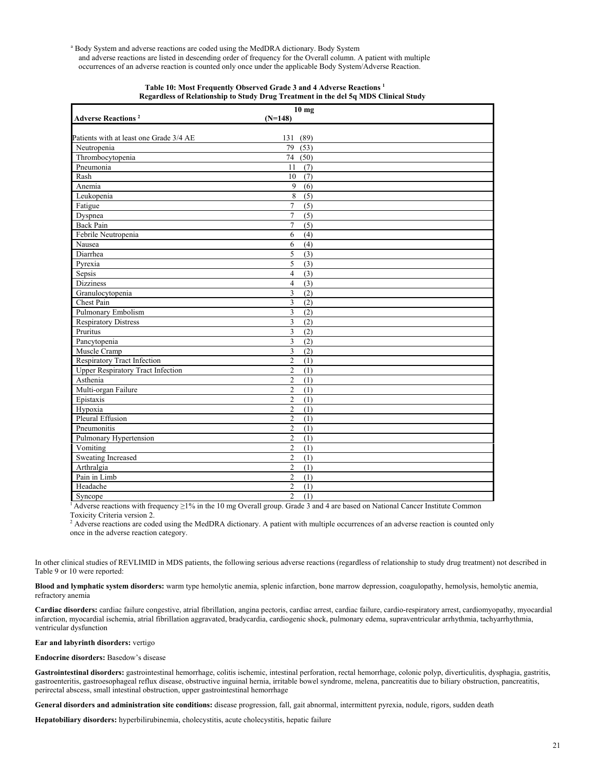[a] Body System and adverse reactions are coded using the MedDRA dictionary. Body System and adverse reactions are listed in descending order of frequency for the Overall column. A patient with multiple occurrences of an adverse reaction is counted only once under the applicable Body System/Adverse Reaction.

**Table 10: Most Frequently Observed Grade 3 and 4 Adverse Reactions [1] Regardless of Relationship to Study Drug Treatment in the del 5q MDS Clinical Study**

| Adverse Reactions [2] | 10 mg (N=148) |
|---|---|
| Patients with at least one Grade 3/4 AE | 131 (89) |
| Neutropenia | 79 (53) |
| Thrombocytopenia | 74 (50) |
| Pneumonia | 11 (7) |
| Rash | 10 (7) |
| Anemia | 9 (6) |
| Leukopenia | 8 (5) |
| Fatigue | 7 (5) |
| Dyspnea | 7 (5) |
| Back Pain | 7 (5) |
| Febrile Neutropenia | 6 (4) |
| Nausea | 6 (4) |
| Diarrhea | 5 (3) |
| Pyrexia | 5 (3) |
| Sepsis | 4 (3) |
| Dizziness | 4 (3) |
| Granulocytopenia | 3 (2) |
| Chest Pain | 3 (2) |
| Pulmonary Embolism | 3 (2) |
| Respiratory Distress | 3 (2) |
| Pruritus | 3 (2) |
| Pancytopenia | 3 (2) |
| Muscle Cramp | 3 (2) |
| Respiratory Tract Infection | 2 (1) |
| Upper Respiratory Tract Infection | 2 (1) |
| Asthenia | 2 (1) |
| Multi-organ Failure | 2 (1) |
| Epistaxis | 2 (1) |
| Hypoxia | 2 (1) |
| Pleural Effusion | 2 (1) |
| Pneumonitis | 2 (1) |
| Pulmonary Hypertension | 2 (1) |
| Vomiting | 2 (1) |
| Sweating Increased | 2 (1) |
| Arthralgia | 2 (1) |
| Pain in Limb | 2 (1) |
| Headache | 2 (1) |
| Syncope | 2 (1) |

[1] Adverse reactions with frequency ≥1% in the 10 mg Overall group. Grade 3 and 4 are based on National Cancer Institute Common Toxicity Criteria version 2.

[2] Adverse reactions are coded using the MedDRA dictionary. A patient with multiple occurrences of an adverse reaction is counted only once in the adverse reaction category.

In other clinical studies of REVLIMID in MDS patients, the following serious adverse reactions (regardless of relationship to study drug treatment) not described in Table 9 or 10 were reported:

**Blood and lymphatic system disorders:** warm type hemolytic anemia, splenic infarction, bone marrow depression, coagulopathy, hemolysis, hemolytic anemia, refractory anemia

**Cardiac disorders:** cardiac failure congestive, atrial fibrillation, angina pectoris, cardiac arrest, cardiac failure, cardio-respiratory arrest, cardiomyopathy, myocardial infarction, myocardial ischemia, atrial fibrillation aggravated, bradycardia, cardiogenic shock, pulmonary edema, supraventricular arrhythmia, tachyarrhythmia, ventricular dysfunction

**Ear and labyrinth disorders:** vertigo

**Endocrine disorders:** Basedow's disease

**Gastrointestinal disorders:** gastrointestinal hemorrhage, colitis ischemic, intestinal perforation, rectal hemorrhage, colonic polyp, diverticulitis, dysphagia, gastritis, gastroenteritis, gastroesophageal reflux disease, obstructive inguinal hernia, irritable bowel syndrome, melena, pancreatitis due to biliary obstruction, pancreatitis, perirectal abscess, small intestinal obstruction, upper gastrointestinal hemorrhage

**General disorders and administration site conditions:** disease progression, fall, gait abnormal, intermittent pyrexia, nodule, rigors, sudden death

**Hepatobiliary disorders:** hyperbilirubinemia, cholecystitis, acute cholecystitis, hepatic failure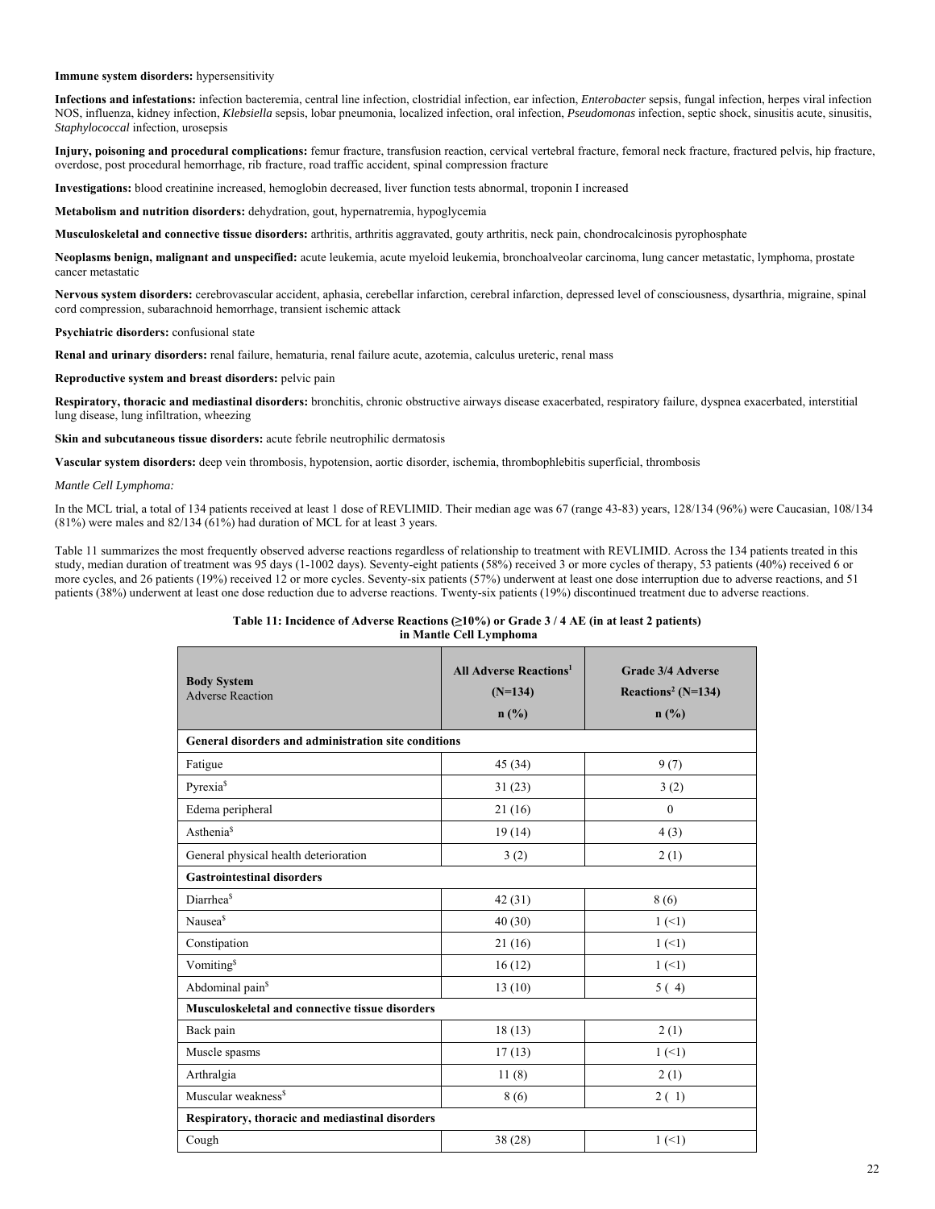**Immune system disorders:** hypersensitivity

**Infections and infestations:** infection bacteremia, central line infection, clostridial infection, ear infection, *Enterobacter* sepsis, fungal infection, herpes viral infection NOS, influenza, kidney infection, *Klebsiella* sepsis, lobar pneumonia, localized infection, oral infection, *Pseudomonas* infection, septic shock, sinusitis acute, sinusitis, *Staphylococcal* infection, urosepsis

**Injury, poisoning and procedural complications:** femur fracture, transfusion reaction, cervical vertebral fracture, femoral neck fracture, fractured pelvis, hip fracture, overdose, post procedural hemorrhage, rib fracture, road traffic accident, spinal compression fracture

**Investigations:** blood creatinine increased, hemoglobin decreased, liver function tests abnormal, troponin I increased

**Metabolism and nutrition disorders:** dehydration, gout, hypernatremia, hypoglycemia

**Musculoskeletal and connective tissue disorders:** arthritis, arthritis aggravated, gouty arthritis, neck pain, chondrocalcinosis pyrophosphate

**Neoplasms benign, malignant and unspecified:** acute leukemia, acute myeloid leukemia, bronchoalveolar carcinoma, lung cancer metastatic, lymphoma, prostate cancer metastatic

**Nervous system disorders:** cerebrovascular accident, aphasia, cerebellar infarction, cerebral infarction, depressed level of consciousness, dysarthria, migraine, spinal cord compression, subarachnoid hemorrhage, transient ischemic attack

**Psychiatric disorders:** confusional state

**Renal and urinary disorders:** renal failure, hematuria, renal failure acute, azotemia, calculus ureteric, renal mass

**Reproductive system and breast disorders:** pelvic pain

**Respiratory, thoracic and mediastinal disorders:** bronchitis, chronic obstructive airways disease exacerbated, respiratory failure, dyspnea exacerbated, interstitial lung disease, lung infiltration, wheezing

**Skin and subcutaneous tissue disorders:** acute febrile neutrophilic dermatosis

**Vascular system disorders:** deep vein thrombosis, hypotension, aortic disorder, ischemia, thrombophlebitis superficial, thrombosis

*Mantle Cell Lymphoma:*

In the MCL trial, a total of 134 patients received at least 1 dose of REVLIMID. Their median age was 67 (range 43-83) years, 128/134 (96%) were Caucasian, 108/134 (81%) were males and 82/134 (61%) had duration of MCL for at least 3 years.

Table 11 summarizes the most frequently observed adverse reactions regardless of relationship to treatment with REVLIMID. Across the 134 patients treated in this study, median duration of treatment was 95 days (1-1002 days). Seventy-eight patients (58%) received 3 or more cycles of therapy, 53 patients (40%) received 6 or more cycles, and 26 patients (19%) received 12 or more cycles. Seventy-six patients (57%) underwent at least one dose interruption due to adverse reactions, and 51 patients (38%) underwent at least one dose reduction due to adverse reactions. Twenty-six patients (19%) discontinued treatment due to adverse reactions.

**Table 11: Incidence of Adverse Reactions (≥10%) or Grade 3 / 4 AE (in at least 2 patients) in Mantle Cell Lymphoma**

| **Body System** Adverse Reaction | **All Adverse Reactions[1] (N=134) n (%)** | **Grade 3/4 Adverse Reactions[2] (N=134) n (%)** |
|---|---|---|
| **General disorders and administration site conditions** | | |
| Fatigue | 45 (34) | 9 (7) |
| Pyrexia[$] | 31 (23) | 3 (2) |
| Edema peripheral | 21 (16) | 0 |
| Asthenia[$] | 19 (14) | 4 (3) |
| General physical health deterioration | 3 (2) | 2 (1) |
| **Gastrointestinal disorders** | | |
| Diarrhea[$] | 42 (31) | 8 (6) |
| Nausea[$] | 40 (30) | 1 (<1) |
| Constipation | 21 (16) | 1 (<1) |
| Vomiting[$] | 16 (12) | 1 (<1) |
| Abdominal pain[$] | 13 (10) | 5 ( 4) |
| **Musculoskeletal and connective tissue disorders** | | |
| Back pain | 18 (13) | 2 (1) |
| Muscle spasms | 17 (13) | 1 (<1) |
| Arthralgia | 11 (8) | 2 (1) |
| Muscular weakness[$] | 8 (6) | 2 ( 1) |
| **Respiratory, thoracic and mediastinal disorders** | | |
| Cough | 38 (28) | 1 (<1) |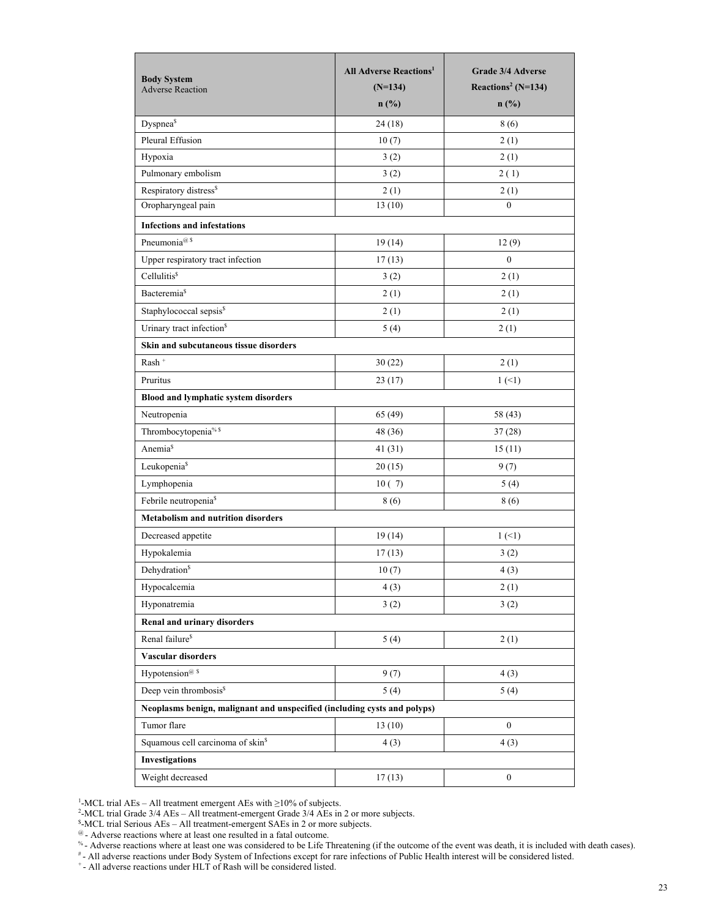| **Body System** Adverse Reaction | **All Adverse Reactions[1] (N=134) n (%)** | **Grade 3/4 Adverse Reactions[2] (N=134) n (%)** |
|---|---|---|
| Dyspnea[$] | 24 (18) | 8 (6) |
| Pleural Effusion | 10 (7) | 2 (1) |
| Hypoxia | 3 (2) | 2 (1) |
| Pulmonary embolism | 3 (2) | 2 ( 1) |
| Respiratory distress[$] | 2 (1) | 2 (1) |
| Oropharyngeal pain | 13 (10) | 0 |
| **Infections and infestations** | | |
| Pneumonia[@ $] | 19 (14) | 12 (9) |
| Upper respiratory tract infection | 17 (13) | 0 |
| Cellulitis[$] | 3 (2) | 2 (1) |
| Bacteremia[$] | 2 (1) | 2 (1) |
| Staphylococcal sepsis[$] | 2 (1) | 2 (1) |
| Urinary tract infection[$] | 5 (4) | 2 (1) |
| **Skin and subcutaneous tissue disorders** | | |
| Rash [+] | 30 (22) | 2 (1) |
| Pruritus | 23 (17) | 1 (<1) |
| **Blood and lymphatic system disorders** | | |
| Neutropenia | 65 (49) | 58 (43) |
| Thrombocytopenia[% $] | 48 (36) | 37 (28) |
| Anemia[$] | 41 (31) | 15 (11) |
| Leukopenia[$] | 20 (15) | 9 (7) |
| Lymphopenia | 10 ( 7) | 5 (4) |
| Febrile neutropenia[$] | 8 (6) | 8 (6) |
| **Metabolism and nutrition disorders** | | |
| Decreased appetite | 19 (14) | 1 (<1) |
| Hypokalemia | 17 (13) | 3 (2) |
| Dehydration[$] | 10 (7) | 4 (3) |
| Hypocalcemia | 4 (3) | 2 (1) |
| Hyponatremia | 3 (2) | 3 (2) |
| **Renal and urinary disorders** | | |
| Renal failure[$] | 5 (4) | 2 (1) |
| **Vascular disorders** | | |
| Hypotension[@ $] | 9 (7) | 4 (3) |
| Deep vein thrombosis[$] | 5 (4) | 5 (4) |
| **Neoplasms benign, malignant and unspecified (including cysts and polyps)** | | |
| Tumor flare | 13 (10) | 0 |
| Squamous cell carcinoma of skin[$] | 4 (3) | 4 (3) |
| **Investigations** | | |
| Weight decreased | 17 (13) | 0 |

[1]-MCL trial AEs – All treatment emergent AEs with ≥10% of subjects.
[2]-MCL trial Grade 3/4 AEs – All treatment-emergent Grade 3/4 AEs in 2 or more subjects.
[$]-MCL trial Serious AEs – All treatment-emergent SAEs in 2 or more subjects.
[@] - Adverse reactions where at least one resulted in a fatal outcome.
[%] - Adverse reactions where at least one was considered to be Life Threatening (if the outcome of the event was death, it is included with death cases).
[#] - All adverse reactions under Body System of Infections except for rare infections of Public Health interest will be considered listed.
[+] - All adverse reactions under HLT of Rash will be considered listed.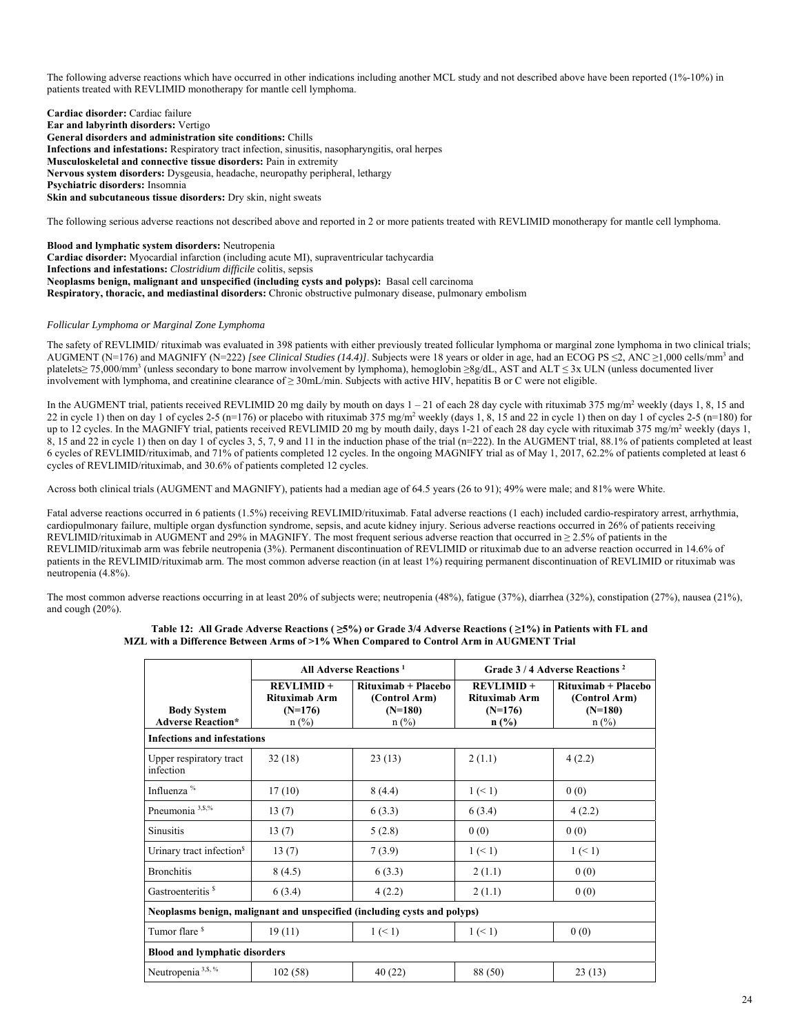The following adverse reactions which have occurred in other indications including another MCL study and not described above have been reported (1%-10%) in patients treated with REVLIMID monotherapy for mantle cell lymphoma.

**Cardiac disorder:** Cardiac failure
**Ear and labyrinth disorders:** Vertigo
**General disorders and administration site conditions:** Chills
**Infections and infestations:** Respiratory tract infection, sinusitis, nasopharyngitis, oral herpes
**Musculoskeletal and connective tissue disorders:** Pain in extremity
**Nervous system disorders:** Dysgeusia, headache, neuropathy peripheral, lethargy
**Psychiatric disorders:** Insomnia
**Skin and subcutaneous tissue disorders:** Dry skin, night sweats

The following serious adverse reactions not described above and reported in 2 or more patients treated with REVLIMID monotherapy for mantle cell lymphoma.

**Blood and lymphatic system disorders:** Neutropenia
**Cardiac disorder:** Myocardial infarction (including acute MI), supraventricular tachycardia
**Infections and infestations:** *Clostridium difficile* colitis, sepsis
**Neoplasms benign, malignant and unspecified (including cysts and polyps):** Basal cell carcinoma
**Respiratory, thoracic, and mediastinal disorders:** Chronic obstructive pulmonary disease, pulmonary embolism

*Follicular Lymphoma or Marginal Zone Lymphoma*

The safety of REVLIMID/ rituximab was evaluated in 398 patients with either previously treated follicular lymphoma or marginal zone lymphoma in two clinical trials; AUGMENT (N=176) and MAGNIFY (N=222) *[see Clinical Studies (14.4)]*. Subjects were 18 years or older in age, had an ECOG PS ≤2, ANC ≥1,000 cells/mm³ and platelets≥ 75,000/mm³ (unless secondary to bone marrow involvement by lymphoma), hemoglobin ≥8g/dL, AST and ALT ≤ 3x ULN (unless documented liver involvement with lymphoma, and creatinine clearance of ≥ 30mL/min. Subjects with active HIV, hepatitis B or C were not eligible.

In the AUGMENT trial, patients received REVLIMID 20 mg daily by mouth on days 1 – 21 of each 28 day cycle with rituximab 375 mg/m² weekly (days 1, 8, 15 and 22 in cycle 1) then on day 1 of cycles 2-5 (n=176) or placebo with rituximab 375 mg/m² weekly (days 1, 8, 15 and 22 in cycle 1) then on day 1 of cycles 2-5 (n=180) for up to 12 cycles. In the MAGNIFY trial, patients received REVLIMID 20 mg by mouth daily, days 1-21 of each 28 day cycle with rituximab 375 mg/m² weekly (days 1, 8, 15 and 22 in cycle 1) then on day 1 of cycles 3, 5, 7, 9 and 11 in the induction phase of the trial (n=222). In the AUGMENT trial, 88.1% of patients completed at least 6 cycles of REVLIMID/rituximab, and 71% of patients completed 12 cycles. In the ongoing MAGNIFY trial as of May 1, 2017, 62.2% of patients completed at least 6 cycles of REVLIMID/rituximab, and 30.6% of patients completed 12 cycles.

Across both clinical trials (AUGMENT and MAGNIFY), patients had a median age of 64.5 years (26 to 91); 49% were male; and 81% were White.

Fatal adverse reactions occurred in 6 patients (1.5%) receiving REVLIMID/rituximab. Fatal adverse reactions (1 each) included cardio-respiratory arrest, arrhythmia, cardiopulmonary failure, multiple organ dysfunction syndrome, sepsis, and acute kidney injury. Serious adverse reactions occurred in 26% of patients receiving REVLIMID/rituximab in AUGMENT and 29% in MAGNIFY. The most frequent serious adverse reaction that occurred in ≥ 2.5% of patients in the REVLIMID/rituximab arm was febrile neutropenia (3%). Permanent discontinuation of REVLIMID or rituximab due to an adverse reaction occurred in 14.6% of patients in the REVLIMID/rituximab arm. The most common adverse reaction (in at least 1%) requiring permanent discontinuation of REVLIMID or rituximab was neutropenia (4.8%).

The most common adverse reactions occurring in at least 20% of subjects were; neutropenia (48%), fatigue (37%), diarrhea (32%), constipation (27%), nausea (21%), and cough (20%).

**Table 12: All Grade Adverse Reactions ( ≥5%) or Grade 3/4 Adverse Reactions ( ≥1%) in Patients with FL and MZL with a Difference Between Arms of >1% When Compared to Control Arm in AUGMENT Trial**

| | All Adverse Reactions [1] | | Grade 3 / 4 Adverse Reactions [2] | |
|---|---|---|---|---|
| **Body System Adverse Reaction*** | **REVLIMID + Rituximab Arm (N=176)** n (%) | **Rituximab + Placebo (Control Arm) (N=180)** n (%) | **REVLIMID + Rituximab Arm (N=176)** **n (%)** | **Rituximab + Placebo (Control Arm) (N=180)** n (%) |
| **Infections and infestations** | | | | |
| Upper respiratory tract infection | 32 (18) | 23 (13) | 2 (1.1) | 4 (2.2) |
| Influenza [%] | 17 (10) | 8 (4.4) | 1 (< 1) | 0 (0) |
| Pneumonia [3,$,%] | 13 (7) | 6 (3.3) | 6 (3.4) | 4 (2.2) |
| Sinusitis | 13 (7) | 5 (2.8) | 0 (0) | 0 (0) |
| Urinary tract infection[$] | 13 (7) | 7 (3.9) | 1 (< 1) | 1 (< 1) |
| Bronchitis | 8 (4.5) | 6 (3.3) | 2 (1.1) | 0 (0) |
| Gastroenteritis [$] | 6 (3.4) | 4 (2.2) | 2 (1.1) | 0 (0) |
| **Neoplasms benign, malignant and unspecified (including cysts and polyps)** | | | | |
| Tumor flare [$] | 19 (11) | 1 (< 1) | 1 (< 1) | 0 (0) |
| **Blood and lymphatic disorders** | | | | |
| Neutropenia [3,$, %] | 102 (58) | 40 (22) | 88 (50) | 23 (13) |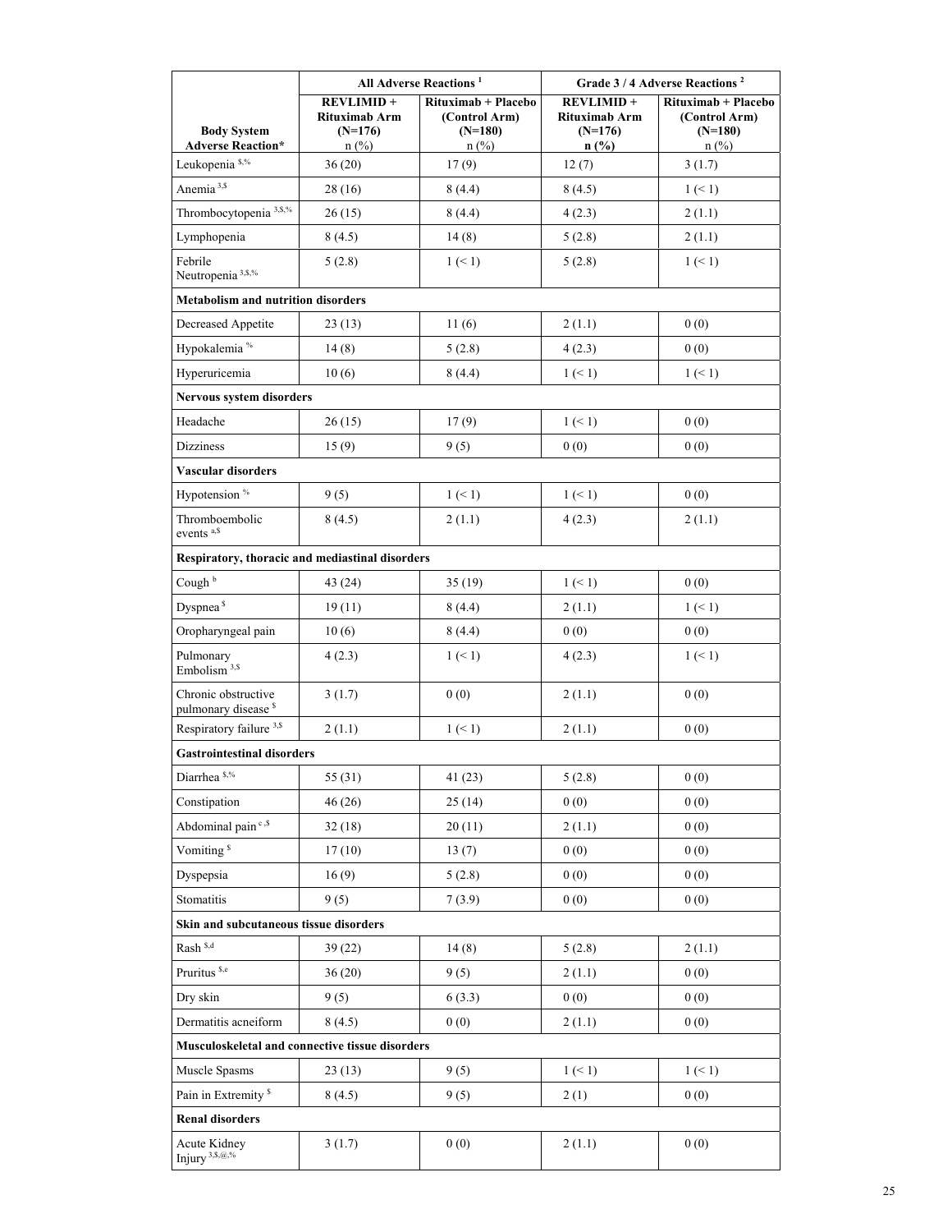| Body System Adverse Reaction* | All Adverse Reactions [1] | | Grade 3 / 4 Adverse Reactions [2] | |
|---|---|---|---|---|
| | REVLIMID + Rituximab Arm (N=176) n (%) | Rituximab + Placebo (Control Arm) (N=180) n (%) | REVLIMID + Rituximab Arm (N=176) n (%) | Rituximab + Placebo (Control Arm) (N=180) n (%) |
| Leukopenia [$,%] | 36 (20) | 17 (9) | 12 (7) | 3 (1.7) |
| Anemia [3,$] | 28 (16) | 8 (4.4) | 8 (4.5) | 1 (< 1) |
| Thrombocytopenia [3,$,%] | 26 (15) | 8 (4.4) | 4 (2.3) | 2 (1.1) |
| Lymphopenia | 8 (4.5) | 14 (8) | 5 (2.8) | 2 (1.1) |
| Febrile Neutropenia [3,$,%] | 5 (2.8) | 1 (< 1) | 5 (2.8) | 1 (< 1) |
| **Metabolism and nutrition disorders** | | | | |
| Decreased Appetite | 23 (13) | 11 (6) | 2 (1.1) | 0 (0) |
| Hypokalemia [%] | 14 (8) | 5 (2.8) | 4 (2.3) | 0 (0) |
| Hyperuricemia | 10 (6) | 8 (4.4) | 1 (< 1) | 1 (< 1) |
| **Nervous system disorders** | | | | |
| Headache | 26 (15) | 17 (9) | 1 (< 1) | 0 (0) |
| Dizziness | 15 (9) | 9 (5) | 0 (0) | 0 (0) |
| **Vascular disorders** | | | | |
| Hypotension [%] | 9 (5) | 1 (< 1) | 1 (< 1) | 0 (0) |
| Thromboembolic events [a,$] | 8 (4.5) | 2 (1.1) | 4 (2.3) | 2 (1.1) |
| **Respiratory, thoracic and mediastinal disorders** | | | | |
| Cough [b] | 43 (24) | 35 (19) | 1 (< 1) | 0 (0) |
| Dyspnea [$] | 19 (11) | 8 (4.4) | 2 (1.1) | 1 (< 1) |
| Oropharyngeal pain | 10 (6) | 8 (4.4) | 0 (0) | 0 (0) |
| Pulmonary Embolism [3,$] | 4 (2.3) | 1 (< 1) | 4 (2.3) | 1 (< 1) |
| Chronic obstructive pulmonary disease [$] | 3 (1.7) | 0 (0) | 2 (1.1) | 0 (0) |
| Respiratory failure [3,$] | 2 (1.1) | 1 (< 1) | 2 (1.1) | 0 (0) |
| **Gastrointestinal disorders** | | | | |
| Diarrhea [$,%] | 55 (31) | 41 (23) | 5 (2.8) | 0 (0) |
| Constipation | 46 (26) | 25 (14) | 0 (0) | 0 (0) |
| Abdominal pain [c,$] | 32 (18) | 20 (11) | 2 (1.1) | 0 (0) |
| Vomiting [$] | 17 (10) | 13 (7) | 0 (0) | 0 (0) |
| Dyspepsia | 16 (9) | 5 (2.8) | 0 (0) | 0 (0) |
| Stomatitis | 9 (5) | 7 (3.9) | 0 (0) | 0 (0) |
| **Skin and subcutaneous tissue disorders** | | | | |
| Rash [$,d] | 39 (22) | 14 (8) | 5 (2.8) | 2 (1.1) |
| Pruritus [$,e] | 36 (20) | 9 (5) | 2 (1.1) | 0 (0) |
| Dry skin | 9 (5) | 6 (3.3) | 0 (0) | 0 (0) |
| Dermatitis acneiform | 8 (4.5) | 0 (0) | 2 (1.1) | 0 (0) |
| **Musculoskeletal and connective tissue disorders** | | | | |
| Muscle Spasms | 23 (13) | 9 (5) | 1 (< 1) | 1 (< 1) |
| Pain in Extremity [$] | 8 (4.5) | 9 (5) | 2 (1) | 0 (0) |
| **Renal disorders** | | | | |
| Acute Kidney Injury [3,$,@,%] | 3 (1.7) | 0 (0) | 2 (1.1) | 0 (0) |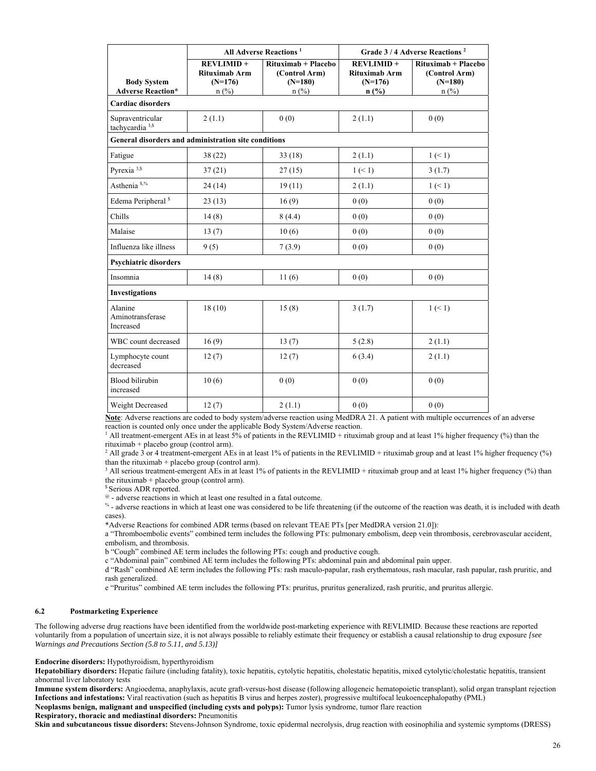| Body System<br>Adverse Reaction* | All Adverse Reactions [1] | | Grade 3 / 4 Adverse Reactions [2] | |
|---|---|---|---|---|
| | REVLIMID + Rituximab Arm (N=176) n (%) | Rituximab + Placebo (Control Arm) (N=180) n (%) | REVLIMID + Rituximab Arm (N=176) n (%) | Rituximab + Placebo (Control Arm) (N=180) n (%) |
| **Cardiac disorders** | | | | |
| Supraventricular tachycardia [3,$] | 2 (1.1) | 0 (0) | 2 (1.1) | 0 (0) |
| **General disorders and administration site conditions** | | | | |
| Fatigue | 38 (22) | 33 (18) | 2 (1.1) | 1 (< 1) |
| Pyrexia [3,$] | 37 (21) | 27 (15) | 1 (< 1) | 3 (1.7) |
| Asthenia [$,%] | 24 (14) | 19 (11) | 2 (1.1) | 1 (< 1) |
| Edema Peripheral [$] | 23 (13) | 16 (9) | 0 (0) | 0 (0) |
| Chills | 14 (8) | 8 (4.4) | 0 (0) | 0 (0) |
| Malaise | 13 (7) | 10 (6) | 0 (0) | 0 (0) |
| Influenza like illness | 9 (5) | 7 (3.9) | 0 (0) | 0 (0) |
| **Psychiatric disorders** | | | | |
| Insomnia | 14 (8) | 11 (6) | 0 (0) | 0 (0) |
| **Investigations** | | | | |
| Alanine Aminotransferase Increased | 18 (10) | 15 (8) | 3 (1.7) | 1 (< 1) |
| WBC count decreased | 16 (9) | 13 (7) | 5 (2.8) | 2 (1.1) |
| Lymphocyte count decreased | 12 (7) | 12 (7) | 6 (3.4) | 2 (1.1) |
| Blood bilirubin increased | 10 (6) | 0 (0) | 0 (0) | 0 (0) |
| Weight Decreased | 12 (7) | 2 (1.1) | 0 (0) | 0 (0) |

**Note**: Adverse reactions are coded to body system/adverse reaction using MedDRA 21. A patient with multiple occurrences of an adverse reaction is counted only once under the applicable Body System/Adverse reaction.

[1] All treatment-emergent AEs in at least 5% of patients in the REVLIMID + rituximab group and at least 1% higher frequency (%) than the rituximab + placebo group (control arm).

[2] All grade 3 or 4 treatment-emergent AEs in at least 1% of patients in the REVLIMID + rituximab group and at least 1% higher frequency (%) than the rituximab + placebo group (control arm).

[3] All serious treatment-emergent AEs in at least 1% of patients in the REVLIMID + rituximab group and at least 1% higher frequency (%) than the rituximab + placebo group (control arm).

[$] Serious ADR reported.

[@] - adverse reactions in which at least one resulted in a fatal outcome.

[%] - adverse reactions in which at least one was considered to be life threatening (if the outcome of the reaction was death, it is included with death cases).

*Adverse Reactions for combined ADR terms (based on relevant TEAE PTs [per MedDRA version 21.0]):

a "Thromboembolic events" combined term includes the following PTs: pulmonary embolism, deep vein thrombosis, cerebrovascular accident, embolism, and thrombosis.

b "Cough" combined AE term includes the following PTs: cough and productive cough.

c "Abdominal pain" combined AE term includes the following PTs: abdominal pain and abdominal pain upper.

d "Rash" combined AE term includes the following PTs: rash maculo-papular, rash erythematous, rash macular, rash papular, rash pruritic, and rash generalized.

e "Pruritus" combined AE term includes the following PTs: pruritus, pruritus generalized, rash pruritic, and pruritus allergic.

### 6.2 Postmarketing Experience

The following adverse drug reactions have been identified from the worldwide post-marketing experience with REVLIMID. Because these reactions are reported voluntarily from a population of uncertain size, it is not always possible to reliably estimate their frequency or establish a causal relationship to drug exposure *[see Warnings and Precautions Section (5.8 to 5.11, and 5.13)]*

**Endocrine disorders:** Hypothyroidism, hyperthyroidism

**Hepatobiliary disorders:** Hepatic failure (including fatality), toxic hepatitis, cytolytic hepatitis, cholestatic hepatitis, mixed cytolytic/cholestatic hepatitis, transient abnormal liver laboratory tests

**Immune system disorders:** Angioedema, anaphylaxis, acute graft-versus-host disease (following allogeneic hematopoietic transplant), solid organ transplant rejection

**Infections and infestations:** Viral reactivation (such as hepatitis B virus and herpes zoster), progressive multifocal leukoencephalopathy (PML)

**Neoplasms benign, malignant and unspecified (including cysts and polyps):** Tumor lysis syndrome, tumor flare reaction

**Respiratory, thoracic and mediastinal disorders:** Pneumonitis

**Skin and subcutaneous tissue disorders:** Stevens-Johnson Syndrome, toxic epidermal necrolysis, drug reaction with eosinophilia and systemic symptoms (DRESS)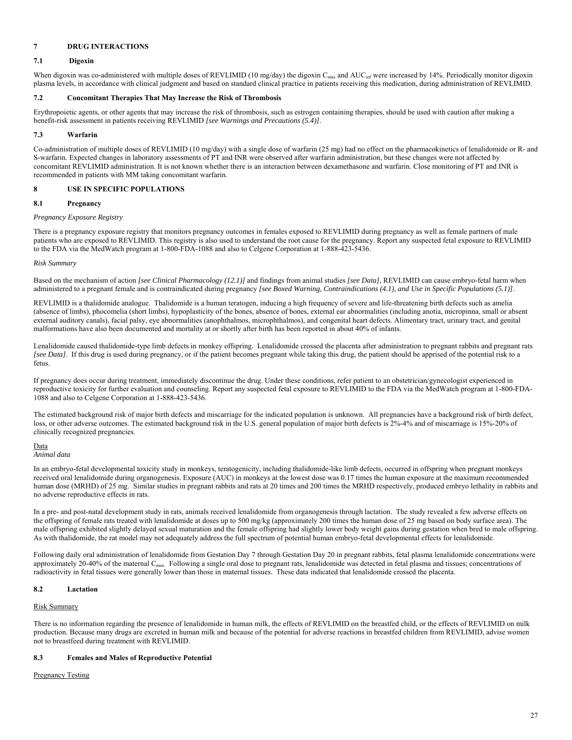## 7 DRUG INTERACTIONS

### 7.1 Digoxin

When digoxin was co-administered with multiple doses of REVLIMID (10 mg/day) the digoxin $C_{max}$ and $AUC_{inf}$ were increased by 14%. Periodically monitor digoxin plasma levels, in accordance with clinical judgment and based on standard clinical practice in patients receiving this medication, during administration of REVLIMID.

### 7.2 Concomitant Therapies That May Increase the Risk of Thrombosis

Erythropoietic agents, or other agents that may increase the risk of thrombosis, such as estrogen containing therapies, should be used with caution after making a benefit-risk assessment in patients receiving REVLIMID *[see Warnings and Precautions (5.4)]*.

### 7.3 Warfarin

Co-administration of multiple doses of REVLIMID (10 mg/day) with a single dose of warfarin (25 mg) had no effect on the pharmacokinetics of lenalidomide or R- and S-warfarin. Expected changes in laboratory assessments of PT and INR were observed after warfarin administration, but these changes were not affected by concomitant REVLIMID administration. It is not known whether there is an interaction between dexamethasone and warfarin. Close monitoring of PT and INR is recommended in patients with MM taking concomitant warfarin.

## 8 USE IN SPECIFIC POPULATIONS

### 8.1 Pregnancy

*Pregnancy Exposure Registry*

There is a pregnancy exposure registry that monitors pregnancy outcomes in females exposed to REVLIMID during pregnancy as well as female partners of male patients who are exposed to REVLIMID. This registry is also used to understand the root cause for the pregnancy. Report any suspected fetal exposure to REVLIMID to the FDA via the MedWatch program at 1-800-FDA-1088 and also to Celgene Corporation at 1-888-423-5436.

*Risk Summary*

Based on the mechanism of action *[see Clinical Pharmacology (12.1)]* and findings from animal studies *[see Data]*, REVLIMID can cause embryo-fetal harm when administered to a pregnant female and is contraindicated during pregnancy *[see Boxed Warning, Contraindications (4.1), and Use in Specific Populations (5.1)]*.

REVLIMID is a thalidomide analogue. Thalidomide is a human teratogen, inducing a high frequency of severe and life-threatening birth defects such as amelia (absence of limbs), phocomelia (short limbs), hypoplasticity of the bones, absence of bones, external ear abnormalities (including anotia, micropinna, small or absent external auditory canals), facial palsy, eye abnormalities (anophthalmos, microphthalmos), and congenital heart defects. Alimentary tract, urinary tract, and genital malformations have also been documented and mortality at or shortly after birth has been reported in about 40% of infants.

Lenalidomide caused thalidomide-type limb defects in monkey offspring. Lenalidomide crossed the placenta after administration to pregnant rabbits and pregnant rats *[see Data]*. If this drug is used during pregnancy, or if the patient becomes pregnant while taking this drug, the patient should be apprised of the potential risk to a fetus.

If pregnancy does occur during treatment, immediately discontinue the drug. Under these conditions, refer patient to an obstetrician/gynecologist experienced in reproductive toxicity for further evaluation and counseling. Report any suspected fetal exposure to REVLIMID to the FDA via the MedWatch program at 1-800-FDA-1088 and also to Celgene Corporation at 1-888-423-5436.

The estimated background risk of major birth defects and miscarriage for the indicated population is unknown. All pregnancies have a background risk of birth defect, loss, or other adverse outcomes. The estimated background risk in the U.S. general population of major birth defects is 2%-4% and of miscarriage is 15%-20% of clinically recognized pregnancies.

Data

*Animal data*

In an embryo-fetal developmental toxicity study in monkeys, teratogenicity, including thalidomide-like limb defects, occurred in offspring when pregnant monkeys received oral lenalidomide during organogenesis. Exposure (AUC) in monkeys at the lowest dose was 0.17 times the human exposure at the maximum recommended human dose (MRHD) of 25 mg. Similar studies in pregnant rabbits and rats at 20 times and 200 times the MRHD respectively, produced embryo lethality in rabbits and no adverse reproductive effects in rats.

In a pre- and post-natal development study in rats, animals received lenalidomide from organogenesis through lactation. The study revealed a few adverse effects on the offspring of female rats treated with lenalidomide at doses up to 500 mg/kg (approximately 200 times the human dose of 25 mg based on body surface area). The male offspring exhibited slightly delayed sexual maturation and the female offspring had slightly lower body weight gains during gestation when bred to male offspring. As with thalidomide, the rat model may not adequately address the full spectrum of potential human embryo-fetal developmental effects for lenalidomide.

Following daily oral administration of lenalidomide from Gestation Day 7 through Gestation Day 20 in pregnant rabbits, fetal plasma lenalidomide concentrations were approximately 20-40% of the maternal $C_{max}$. Following a single oral dose to pregnant rats, lenalidomide was detected in fetal plasma and tissues; concentrations of radioactivity in fetal tissues were generally lower than those in maternal tissues. These data indicated that lenalidomide crossed the placenta.

### 8.2 Lactation

Risk Summary

There is no information regarding the presence of lenalidomide in human milk, the effects of REVLIMID on the breastfed child, or the effects of REVLIMID on milk production. Because many drugs are excreted in human milk and because of the potential for adverse reactions in breastfed children from REVLIMID, advise women not to breastfeed during treatment with REVLIMID.

### 8.3 Females and Males of Reproductive Potential

Pregnancy Testing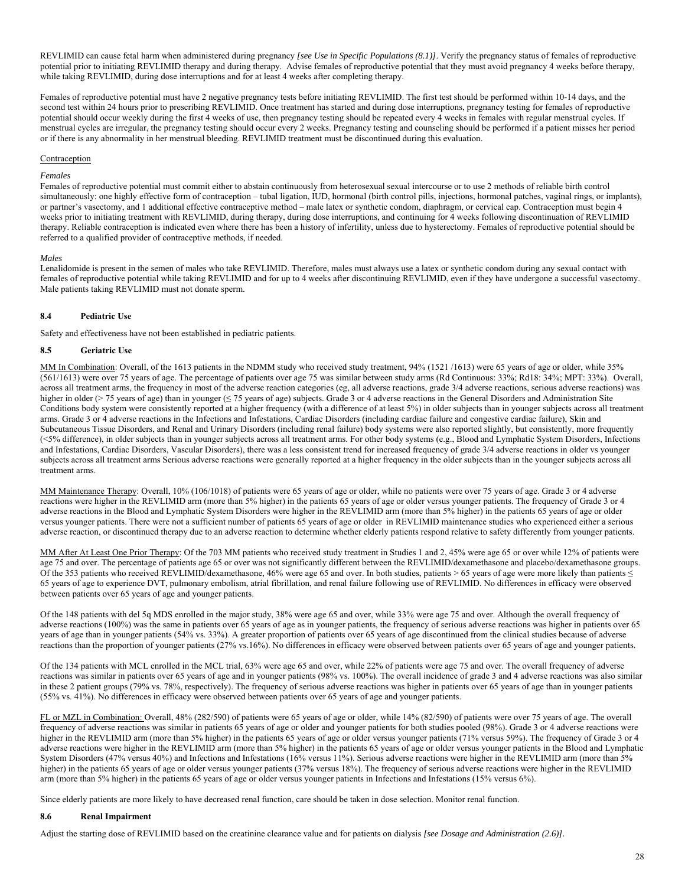REVLIMID can cause fetal harm when administered during pregnancy *[see Use in Specific Populations (8.1)]*. Verify the pregnancy status of females of reproductive potential prior to initiating REVLIMID therapy and during therapy. Advise females of reproductive potential that they must avoid pregnancy 4 weeks before therapy, while taking REVLIMID, during dose interruptions and for at least 4 weeks after completing therapy.

Females of reproductive potential must have 2 negative pregnancy tests before initiating REVLIMID. The first test should be performed within 10-14 days, and the second test within 24 hours prior to prescribing REVLIMID. Once treatment has started and during dose interruptions, pregnancy testing for females of reproductive potential should occur weekly during the first 4 weeks of use, then pregnancy testing should be repeated every 4 weeks in females with regular menstrual cycles. If menstrual cycles are irregular, the pregnancy testing should occur every 2 weeks. Pregnancy testing and counseling should be performed if a patient misses her period or if there is any abnormality in her menstrual bleeding. REVLIMID treatment must be discontinued during this evaluation.

Contraception

*Females*

Females of reproductive potential must commit either to abstain continuously from heterosexual sexual intercourse or to use 2 methods of reliable birth control simultaneously: one highly effective form of contraception – tubal ligation, IUD, hormonal (birth control pills, injections, hormonal patches, vaginal rings, or implants), or partner's vasectomy, and 1 additional effective contraceptive method – male latex or synthetic condom, diaphragm, or cervical cap. Contraception must begin 4 weeks prior to initiating treatment with REVLIMID, during therapy, during dose interruptions, and continuing for 4 weeks following discontinuation of REVLIMID therapy. Reliable contraception is indicated even where there has been a history of infertility, unless due to hysterectomy. Females of reproductive potential should be referred to a qualified provider of contraceptive methods, if needed.

*Males*

Lenalidomide is present in the semen of males who take REVLIMID. Therefore, males must always use a latex or synthetic condom during any sexual contact with females of reproductive potential while taking REVLIMID and for up to 4 weeks after discontinuing REVLIMID, even if they have undergone a successful vasectomy. Male patients taking REVLIMID must not donate sperm.

### 8.4 Pediatric Use

Safety and effectiveness have not been established in pediatric patients.

### 8.5 Geriatric Use

MM In Combination: Overall, of the 1613 patients in the NDMM study who received study treatment, 94% (1521 /1613) were 65 years of age or older, while 35% (561/1613) were over 75 years of age. The percentage of patients over age 75 was similar between study arms (Rd Continuous: 33%; Rd18: 34%; MPT: 33%). Overall, across all treatment arms, the frequency in most of the adverse reaction categories (eg, all adverse reactions, grade 3/4 adverse reactions, serious adverse reactions) was higher in older (> 75 years of age) than in younger (≤ 75 years of age) subjects. Grade 3 or 4 adverse reactions in the General Disorders and Administration Site Conditions body system were consistently reported at a higher frequency (with a difference of at least 5%) in older subjects than in younger subjects across all treatment arms. Grade 3 or 4 adverse reactions in the Infections and Infestations, Cardiac Disorders (including cardiac failure and congestive cardiac failure), Skin and Subcutaneous Tissue Disorders, and Renal and Urinary Disorders (including renal failure) body systems were also reported slightly, but consistently, more frequently (<5% difference), in older subjects than in younger subjects across all treatment arms. For other body systems (e.g., Blood and Lymphatic System Disorders, Infections and Infestations, Cardiac Disorders, Vascular Disorders), there was a less consistent trend for increased frequency of grade 3/4 adverse reactions in older vs younger subjects across all treatment arms Serious adverse reactions were generally reported at a higher frequency in the older subjects than in the younger subjects across all treatment arms.

MM Maintenance Therapy: Overall, 10% (106/1018) of patients were 65 years of age or older, while no patients were over 75 years of age. Grade 3 or 4 adverse reactions were higher in the REVLIMID arm (more than 5% higher) in the patients 65 years of age or older versus younger patients. The frequency of Grade 3 or 4 adverse reactions in the Blood and Lymphatic System Disorders were higher in the REVLIMID arm (more than 5% higher) in the patients 65 years of age or older versus younger patients. There were not a sufficient number of patients 65 years of age or older in REVLIMID maintenance studies who experienced either a serious adverse reaction, or discontinued therapy due to an adverse reaction to determine whether elderly patients respond relative to safety differently from younger patients.

MM After At Least One Prior Therapy: Of the 703 MM patients who received study treatment in Studies 1 and 2, 45% were age 65 or over while 12% of patients were age 75 and over. The percentage of patients age 65 or over was not significantly different between the REVLIMID/dexamethasone and placebo/dexamethasone groups. Of the 353 patients who received REVLIMID/dexamethasone, 46% were age 65 and over. In both studies, patients > 65 years of age were more likely than patients ≤ 65 years of age to experience DVT, pulmonary embolism, atrial fibrillation, and renal failure following use of REVLIMID. No differences in efficacy were observed between patients over 65 years of age and younger patients.

Of the 148 patients with del 5q MDS enrolled in the major study, 38% were age 65 and over, while 33% were age 75 and over. Although the overall frequency of adverse reactions (100%) was the same in patients over 65 years of age as in younger patients, the frequency of serious adverse reactions was higher in patients over 65 years of age than in younger patients (54% vs. 33%). A greater proportion of patients over 65 years of age discontinued from the clinical studies because of adverse reactions than the proportion of younger patients (27% vs.16%). No differences in efficacy were observed between patients over 65 years of age and younger patients.

Of the 134 patients with MCL enrolled in the MCL trial, 63% were age 65 and over, while 22% of patients were age 75 and over. The overall frequency of adverse reactions was similar in patients over 65 years of age and in younger patients (98% vs. 100%). The overall incidence of grade 3 and 4 adverse reactions was also similar in these 2 patient groups (79% vs. 78%, respectively). The frequency of serious adverse reactions was higher in patients over 65 years of age than in younger patients (55% vs. 41%). No differences in efficacy were observed between patients over 65 years of age and younger patients.

FL or MZL in Combination: Overall, 48% (282/590) of patients were 65 years of age or older, while 14% (82/590) of patients were over 75 years of age. The overall frequency of adverse reactions was similar in patients 65 years of age or older and younger patients for both studies pooled (98%). Grade 3 or 4 adverse reactions were higher in the REVLIMID arm (more than 5% higher) in the patients 65 years of age or older versus younger patients (71% versus 59%). The frequency of Grade 3 or 4 adverse reactions were higher in the REVLIMID arm (more than 5% higher) in the patients 65 years of age or older versus younger patients in the Blood and Lymphatic System Disorders (47% versus 40%) and Infections and Infestations (16% versus 11%). Serious adverse reactions were higher in the REVLIMID arm (more than 5% higher) in the patients 65 years of age or older versus younger patients (37% versus 18%). The frequency of serious adverse reactions were higher in the REVLIMID arm (more than 5% higher) in the patients 65 years of age or older versus younger patients in Infections and Infestations (15% versus 6%).

Since elderly patients are more likely to have decreased renal function, care should be taken in dose selection. Monitor renal function.

### 8.6 Renal Impairment

Adjust the starting dose of REVLIMID based on the creatinine clearance value and for patients on dialysis *[see Dosage and Administration (2.6)]*.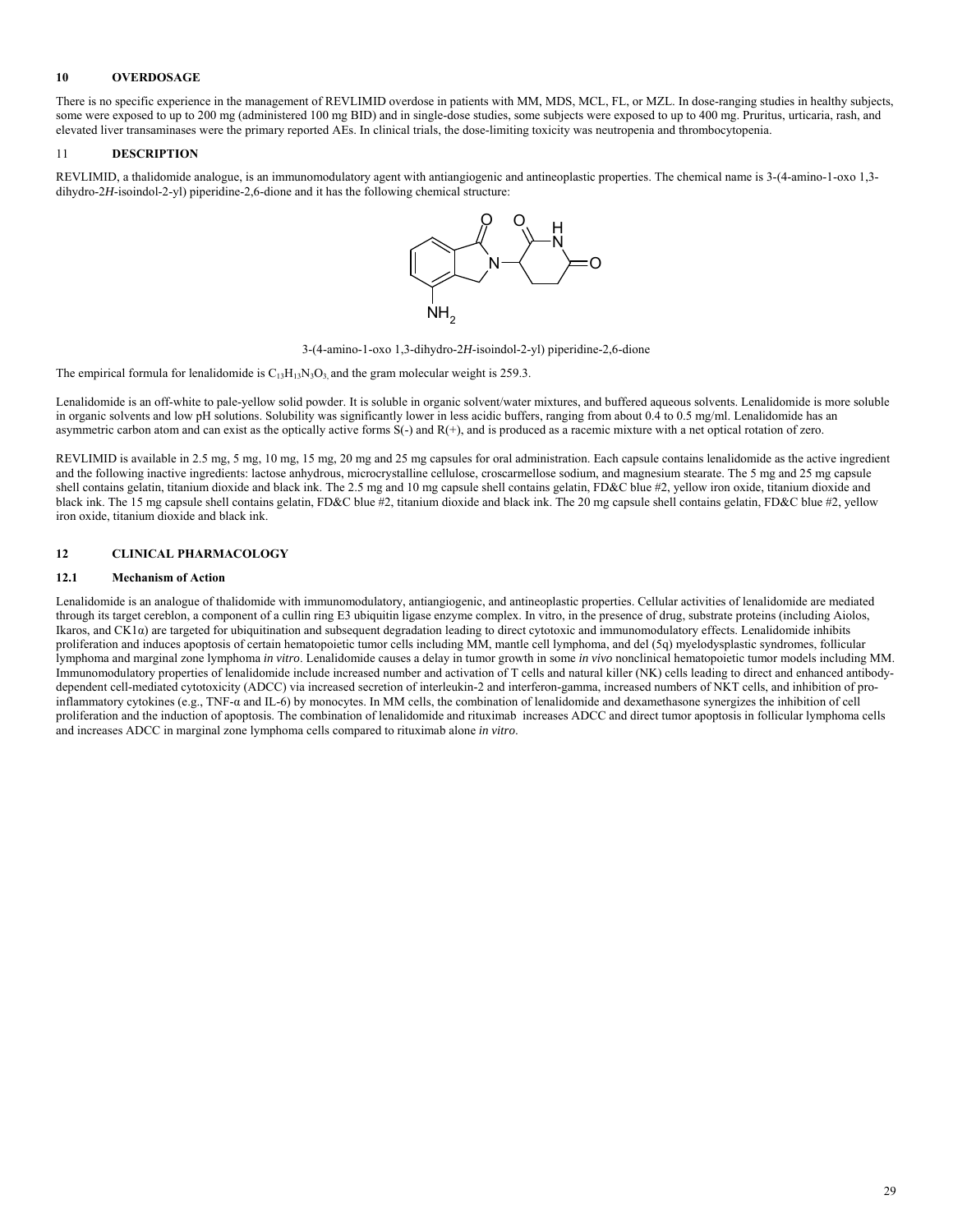## 10 OVERDOSAGE

There is no specific experience in the management of REVLIMID overdose in patients with MM, MDS, MCL, FL, or MZL. In dose-ranging studies in healthy subjects, some were exposed to up to 200 mg (administered 100 mg BID) and in single-dose studies, some subjects were exposed to up to 400 mg. Pruritus, urticaria, rash, and elevated liver transaminases were the primary reported AEs. In clinical trials, the dose-limiting toxicity was neutropenia and thrombocytopenia.

## 11 DESCRIPTION

REVLIMID, a thalidomide analogue, is an immunomodulatory agent with antiangiogenic and antineoplastic properties. The chemical name is 3-(4-amino-1-oxo 1,3-dihydro-2*H*-isoindol-2-yl) piperidine-2,6-dione and it has the following chemical structure:

3-(4-amino-1-oxo 1,3-dihydro-2*H*-isoindol-2-yl) piperidine-2,6-dione

The empirical formula for lenalidomide is $C_{13}H_{13}N_3O_3$, and the gram molecular weight is 259.3.

Lenalidomide is an off-white to pale-yellow solid powder. It is soluble in organic solvent/water mixtures, and buffered aqueous solvents. Lenalidomide is more soluble in organic solvents and low pH solutions. Solubility was significantly lower in less acidic buffers, ranging from about 0.4 to 0.5 mg/ml. Lenalidomide has an asymmetric carbon atom and can exist as the optically active forms S(-) and R(+), and is produced as a racemic mixture with a net optical rotation of zero.

REVLIMID is available in 2.5 mg, 5 mg, 10 mg, 15 mg, 20 mg and 25 mg capsules for oral administration. Each capsule contains lenalidomide as the active ingredient and the following inactive ingredients: lactose anhydrous, microcrystalline cellulose, croscarmellose sodium, and magnesium stearate. The 5 mg and 25 mg capsule shell contains gelatin, titanium dioxide and black ink. The 2.5 mg and 10 mg capsule shell contains gelatin, FD&C blue #2, yellow iron oxide, titanium dioxide and black ink. The 15 mg capsule shell contains gelatin, FD&C blue #2, titanium dioxide and black ink. The 20 mg capsule shell contains gelatin, FD&C blue #2, yellow iron oxide, titanium dioxide and black ink.

## 12 CLINICAL PHARMACOLOGY

### 12.1 Mechanism of Action

Lenalidomide is an analogue of thalidomide with immunomodulatory, antiangiogenic, and antineoplastic properties. Cellular activities of lenalidomide are mediated through its target cereblon, a component of a cullin ring E3 ubiquitin ligase enzyme complex. In vitro, in the presence of drug, substrate proteins (including Aiolos, Ikaros, and CK1α) are targeted for ubiquitination and subsequent degradation leading to direct cytotoxic and immunomodulatory effects. Lenalidomide inhibits proliferation and induces apoptosis of certain hematopoietic tumor cells including MM, mantle cell lymphoma, and del (5q) myelodysplastic syndromes, follicular lymphoma and marginal zone lymphoma *in vitro*. Lenalidomide causes a delay in tumor growth in some *in vivo* nonclinical hematopoietic tumor models including MM. Immunomodulatory properties of lenalidomide include increased number and activation of T cells and natural killer (NK) cells leading to direct and enhanced antibody-dependent cell-mediated cytotoxicity (ADCC) via increased secretion of interleukin-2 and interferon-gamma, increased numbers of NKT cells, and inhibition of pro-inflammatory cytokines (e.g., TNF-α and IL-6) by monocytes. In MM cells, the combination of lenalidomide and dexamethasone synergizes the inhibition of cell proliferation and the induction of apoptosis. The combination of lenalidomide and rituximab increases ADCC and direct tumor apoptosis in follicular lymphoma cells and increases ADCC in marginal zone lymphoma cells compared to rituximab alone *in vitro*.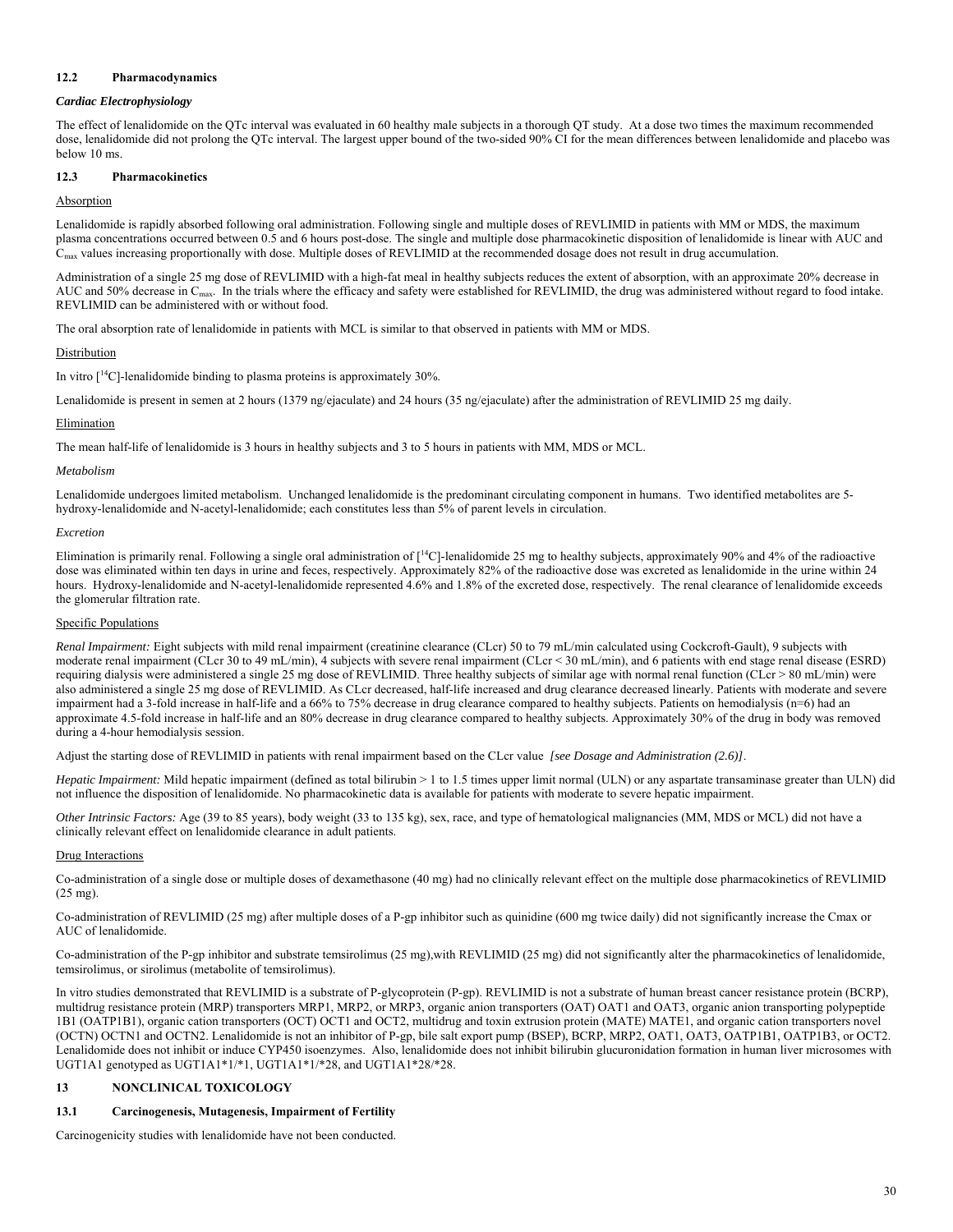### 12.2 Pharmacodynamics

*Cardiac Electrophysiology*

The effect of lenalidomide on the QTc interval was evaluated in 60 healthy male subjects in a thorough QT study. At a dose two times the maximum recommended dose, lenalidomide did not prolong the QTc interval. The largest upper bound of the two-sided 90% CI for the mean differences between lenalidomide and placebo was below 10 ms.

### 12.3 Pharmacokinetics

Absorption

Lenalidomide is rapidly absorbed following oral administration. Following single and multiple doses of REVLIMID in patients with MM or MDS, the maximum plasma concentrations occurred between 0.5 and 6 hours post-dose. The single and multiple dose pharmacokinetic disposition of lenalidomide is linear with AUC and $C_{max}$ values increasing proportionally with dose. Multiple doses of REVLIMID at the recommended dosage does not result in drug accumulation.

Administration of a single 25 mg dose of REVLIMID with a high-fat meal in healthy subjects reduces the extent of absorption, with an approximate 20% decrease in AUC and 50% decrease in $C_{max}$. In the trials where the efficacy and safety were established for REVLIMID, the drug was administered without regard to food intake. REVLIMID can be administered with or without food.

The oral absorption rate of lenalidomide in patients with MCL is similar to that observed in patients with MM or MDS.

Distribution

In vitro [$^{14}$C]-lenalidomide binding to plasma proteins is approximately 30%.

Lenalidomide is present in semen at 2 hours (1379 ng/ejaculate) and 24 hours (35 ng/ejaculate) after the administration of REVLIMID 25 mg daily.

Elimination

The mean half-life of lenalidomide is 3 hours in healthy subjects and 3 to 5 hours in patients with MM, MDS or MCL.

*Metabolism*

Lenalidomide undergoes limited metabolism. Unchanged lenalidomide is the predominant circulating component in humans. Two identified metabolites are 5-hydroxy-lenalidomide and N-acetyl-lenalidomide; each constitutes less than 5% of parent levels in circulation.

*Excretion*

Elimination is primarily renal. Following a single oral administration of [$^{14}$C]-lenalidomide 25 mg to healthy subjects, approximately 90% and 4% of the radioactive dose was eliminated within ten days in urine and feces, respectively. Approximately 82% of the radioactive dose was excreted as lenalidomide in the urine within 24 hours. Hydroxy-lenalidomide and N-acetyl-lenalidomide represented 4.6% and 1.8% of the excreted dose, respectively. The renal clearance of lenalidomide exceeds the glomerular filtration rate.

Specific Populations

*Renal Impairment:* Eight subjects with mild renal impairment (creatinine clearance (CLcr) 50 to 79 mL/min calculated using Cockcroft-Gault), 9 subjects with moderate renal impairment (CLcr 30 to 49 mL/min), 4 subjects with severe renal impairment (CLcr < 30 mL/min), and 6 patients with end stage renal disease (ESRD) requiring dialysis were administered a single 25 mg dose of REVLIMID. Three healthy subjects of similar age with normal renal function (CLcr > 80 mL/min) were also administered a single 25 mg dose of REVLIMID. As CLcr decreased, half-life increased and drug clearance decreased linearly. Patients with moderate and severe impairment had a 3-fold increase in half-life and a 66% to 75% decrease in drug clearance compared to healthy subjects. Patients on hemodialysis (n=6) had an approximate 4.5-fold increase in half-life and an 80% decrease in drug clearance compared to healthy subjects. Approximately 30% of the drug in body was removed during a 4-hour hemodialysis session.

Adjust the starting dose of REVLIMID in patients with renal impairment based on the CLcr value *[see Dosage and Administration (2.6)]*.

*Hepatic Impairment:* Mild hepatic impairment (defined as total bilirubin > 1 to 1.5 times upper limit normal (ULN) or any aspartate transaminase greater than ULN) did not influence the disposition of lenalidomide. No pharmacokinetic data is available for patients with moderate to severe hepatic impairment.

*Other Intrinsic Factors:* Age (39 to 85 years), body weight (33 to 135 kg), sex, race, and type of hematological malignancies (MM, MDS or MCL) did not have a clinically relevant effect on lenalidomide clearance in adult patients.

Drug Interactions

Co-administration of a single dose or multiple doses of dexamethasone (40 mg) had no clinically relevant effect on the multiple dose pharmacokinetics of REVLIMID (25 mg).

Co-administration of REVLIMID (25 mg) after multiple doses of a P-gp inhibitor such as quinidine (600 mg twice daily) did not significantly increase the Cmax or AUC of lenalidomide.

Co-administration of the P-gp inhibitor and substrate temsirolimus (25 mg),with REVLIMID (25 mg) did not significantly alter the pharmacokinetics of lenalidomide, temsirolimus, or sirolimus (metabolite of temsirolimus).

In vitro studies demonstrated that REVLIMID is a substrate of P-glycoprotein (P-gp). REVLIMID is not a substrate of human breast cancer resistance protein (BCRP), multidrug resistance protein (MRP) transporters MRP1, MRP2, or MRP3, organic anion transporters (OAT) OAT1 and OAT3, organic anion transporting polypeptide 1B1 (OATP1B1), organic cation transporters (OCT) OCT1 and OCT2, multidrug and toxin extrusion protein (MATE) MATE1, and organic cation transporters novel (OCTN) OCTN1 and OCTN2. Lenalidomide is not an inhibitor of P-gp, bile salt export pump (BSEP), BCRP, MRP2, OAT1, OAT3, OATP1B1, OATP1B3, or OCT2. Lenalidomide does not inhibit or induce CYP450 isoenzymes. Also, lenalidomide does not inhibit bilirubin glucuronidation formation in human liver microsomes with UGT1A1 genotyped as UGT1A1*1/*1, UGT1A1*1/*28, and UGT1A1*28/*28.

## 13 NONCLINICAL TOXICOLOGY

### 13.1 Carcinogenesis, Mutagenesis, Impairment of Fertility

Carcinogenicity studies with lenalidomide have not been conducted.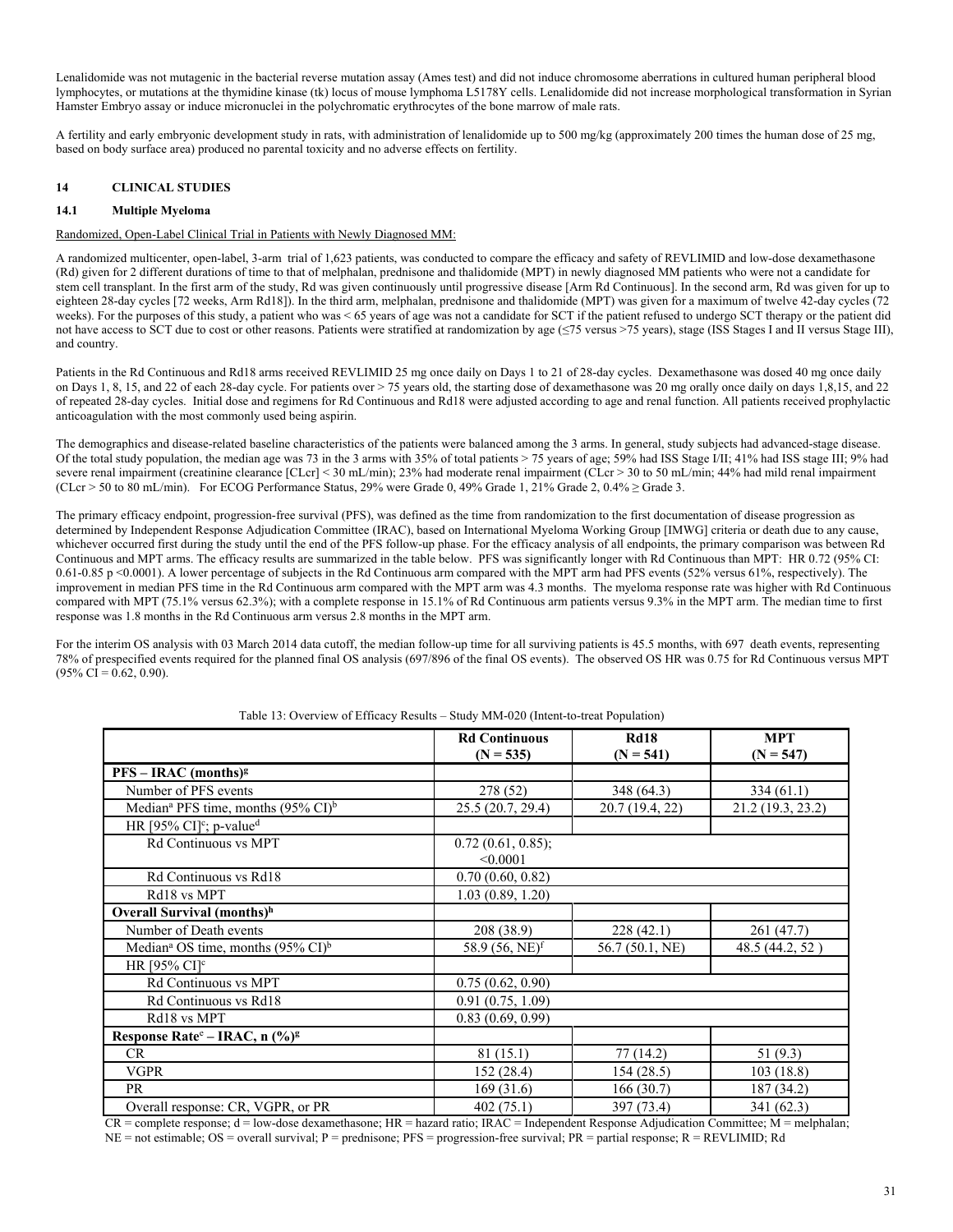Lenalidomide was not mutagenic in the bacterial reverse mutation assay (Ames test) and did not induce chromosome aberrations in cultured human peripheral blood lymphocytes, or mutations at the thymidine kinase (tk) locus of mouse lymphoma L5178Y cells. Lenalidomide did not increase morphological transformation in Syrian Hamster Embryo assay or induce micronuclei in the polychromatic erythrocytes of the bone marrow of male rats.

A fertility and early embryonic development study in rats, with administration of lenalidomide up to 500 mg/kg (approximately 200 times the human dose of 25 mg, based on body surface area) produced no parental toxicity and no adverse effects on fertility.

## 14 CLINICAL STUDIES

### 14.1 Multiple Myeloma

Randomized, Open-Label Clinical Trial in Patients with Newly Diagnosed MM:

A randomized multicenter, open-label, 3-arm trial of 1,623 patients, was conducted to compare the efficacy and safety of REVLIMID and low-dose dexamethasone (Rd) given for 2 different durations of time to that of melphalan, prednisone and thalidomide (MPT) in newly diagnosed MM patients who were not a candidate for stem cell transplant. In the first arm of the study, Rd was given continuously until progressive disease [Arm Rd Continuous]. In the second arm, Rd was given for up to eighteen 28-day cycles [72 weeks, Arm Rd18]). In the third arm, melphalan, prednisone and thalidomide (MPT) was given for a maximum of twelve 42-day cycles (72 weeks). For the purposes of this study, a patient who was < 65 years of age was not a candidate for SCT if the patient refused to undergo SCT therapy or the patient did not have access to SCT due to cost or other reasons. Patients were stratified at randomization by age (≤75 versus >75 years), stage (ISS Stages I and II versus Stage III), and country.

Patients in the Rd Continuous and Rd18 arms received REVLIMID 25 mg once daily on Days 1 to 21 of 28-day cycles. Dexamethasone was dosed 40 mg once daily on Days 1, 8, 15, and 22 of each 28-day cycle. For patients over > 75 years old, the starting dose of dexamethasone was 20 mg orally once daily on days 1,8,15, and 22 of repeated 28-day cycles. Initial dose and regimens for Rd Continuous and Rd18 were adjusted according to age and renal function. All patients received prophylactic anticoagulation with the most commonly used being aspirin.

The demographics and disease-related baseline characteristics of the patients were balanced among the 3 arms. In general, study subjects had advanced-stage disease. Of the total study population, the median age was 73 in the 3 arms with 35% of total patients > 75 years of age; 59% had ISS Stage I/II; 41% had ISS stage III; 9% had severe renal impairment (creatinine clearance [CLcr] < 30 mL/min); 23% had moderate renal impairment (CLcr > 30 to 50 mL/min; 44% had mild renal impairment (CLcr > 50 to 80 mL/min). For ECOG Performance Status, 29% were Grade 0, 49% Grade 1, 21% Grade 2, 0.4% ≥ Grade 3.

The primary efficacy endpoint, progression-free survival (PFS), was defined as the time from randomization to the first documentation of disease progression as determined by Independent Response Adjudication Committee (IRAC), based on International Myeloma Working Group [IMWG] criteria or death due to any cause, whichever occurred first during the study until the end of the PFS follow-up phase. For the efficacy analysis of all endpoints, the primary comparison was between Rd Continuous and MPT arms. The efficacy results are summarized in the table below. PFS was significantly longer with Rd Continuous than MPT: HR 0.72 (95% CI: 0.61-0.85 p <0.0001). A lower percentage of subjects in the Rd Continuous arm compared with the MPT arm had PFS events (52% versus 61%, respectively). The improvement in median PFS time in the Rd Continuous arm compared with the MPT arm was 4.3 months. The myeloma response rate was higher with Rd Continuous compared with MPT (75.1% versus 62.3%); with a complete response in 15.1% of Rd Continuous arm patients versus 9.3% in the MPT arm. The median time to first response was 1.8 months in the Rd Continuous arm versus 2.8 months in the MPT arm.

For the interim OS analysis with 03 March 2014 data cutoff, the median follow-up time for all surviving patients is 45.5 months, with 697 death events, representing 78% of prespecified events required for the planned final OS analysis (697/896 of the final OS events). The observed OS HR was 0.75 for Rd Continuous versus MPT (95% CI = 0.62, 0.90).

Table 13: Overview of Efficacy Results – Study MM-020 (Intent-to-treat Population)

| | Rd Continuous (N = 535) | Rd18 (N = 541) | MPT (N = 547) |
|---|---|---|---|
| **PFS – IRAC (months)[g]** | | | |
| Number of PFS events | 278 (52) | 348 (64.3) | 334 (61.1) |
| Median[a] PFS time, months (95% CI)[b] | 25.5 (20.7, 29.4) | 20.7 (19.4, 22) | 21.2 (19.3, 23.2) |
| HR [95% CI][c]; p-value[d] | | | |
| Rd Continuous vs MPT | 0.72 (0.61, 0.85); <0.0001 | | |
| Rd Continuous vs Rd18 | 0.70 (0.60, 0.82) | | |
| Rd18 vs MPT | 1.03 (0.89, 1.20) | | |
| **Overall Survival (months)[h]** | | | |
| Number of Death events | 208 (38.9) | 228 (42.1) | 261 (47.7) |
| Median[a] OS time, months (95% CI)[b] | 58.9 (56, NE)[f] | 56.7 (50.1, NE) | 48.5 (44.2, 52 ) |
| HR [95% CI][c] | | | |
| Rd Continuous vs MPT | 0.75 (0.62, 0.90) | | |
| Rd Continuous vs Rd18 | 0.91 (0.75, 1.09) | | |
| Rd18 vs MPT | 0.83 (0.69, 0.99) | | |
| **Response Rate[e] – IRAC, n (%)[g]** | | | |
| CR | 81 (15.1) | 77 (14.2) | 51 (9.3) |
| VGPR | 152 (28.4) | 154 (28.5) | 103 (18.8) |
| PR | 169 (31.6) | 166 (30.7) | 187 (34.2) |
| Overall response: CR, VGPR, or PR | 402 (75.1) | 397 (73.4) | 341 (62.3) |

CR = complete response; d = low-dose dexamethasone; HR = hazard ratio; IRAC = Independent Response Adjudication Committee; M = melphalan; NE = not estimable; OS = overall survival; P = prednisone; PFS = progression-free survival; PR = partial response; R = REVLIMID; Rd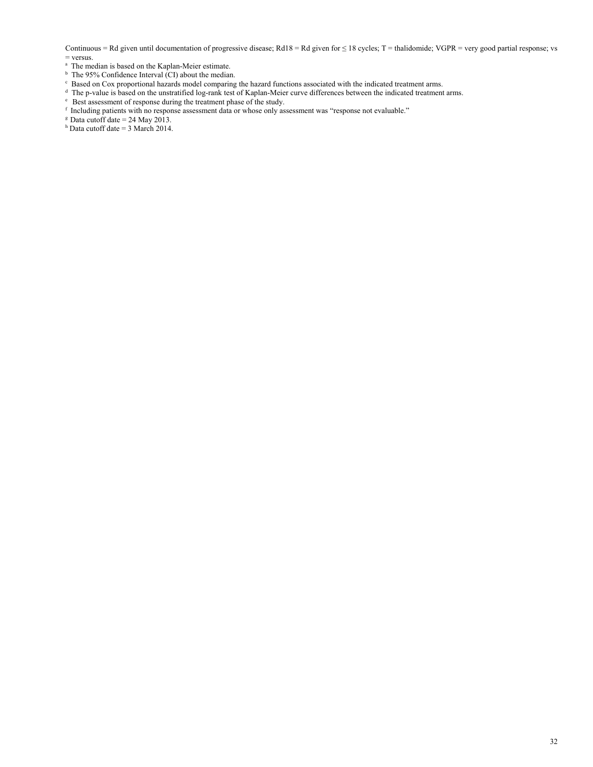Continuous = Rd given until documentation of progressive disease; Rd18 = Rd given for ≤ 18 cycles; T = thalidomide; VGPR = very good partial response; vs = versus.

[a] The median is based on the Kaplan-Meier estimate.

[b] The 95% Confidence Interval (CI) about the median.

[c] Based on Cox proportional hazards model comparing the hazard functions associated with the indicated treatment arms.

[d] The p-value is based on the unstratified log-rank test of Kaplan-Meier curve differences between the indicated treatment arms.

[e] Best assessment of response during the treatment phase of the study.

[f] Including patients with no response assessment data or whose only assessment was "response not evaluable."

[g] Data cutoff date = 24 May 2013.

[h] Data cutoff date = 3 March 2014.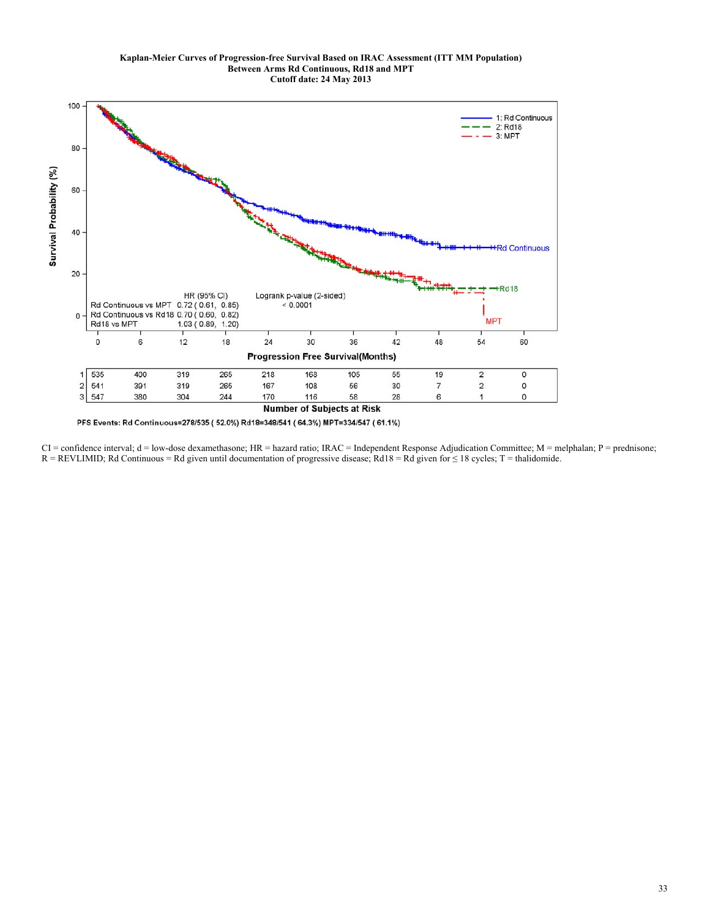**Kaplan-Meier Curves of Progression-free Survival Based on IRAC Assessment (ITT MM Population) Between Arms Rd Continuous, Rd18 and MPT**
**Cutoff date: 24 May 2013**

| | HR (95% CI) | Logrank p-value (2-sided) |
|---|---|---|
| Rd Continuous vs MPT | 0.72 ( 0.61, 0.85) | < 0.0001 |
| Rd Continuous vs Rd18 | 0.70 ( 0.60, 0.82) | |
| Rd18 vs MPT | 1.03 ( 0.89, 1.20) | |

**Number of Subjects at Risk**

| Arm | 0 | 6 | 12 | 18 | 24 | 30 | 36 | 42 | 48 | 54 | 60 |
|---|---|---|---|---|---|---|---|---|---|---|---|
| 1: Rd Continuous | 535 | 400 | 319 | 265 | 218 | 168 | 105 | 55 | 19 | 2 | 0 |
| 2: Rd18 | 541 | 391 | 319 | 265 | 167 | 108 | 56 | 30 | 7 | 2 | 0 |
| 3: MPT | 547 | 380 | 304 | 244 | 170 | 116 | 58 | 28 | 6 | 1 | 0 |

PFS Events: Rd Continuous=278/535 ( 52.0%) Rd18=348/541 ( 64.3%) MPT=334/547 ( 61.1%)

CI = confidence interval; d = low-dose dexamethasone; HR = hazard ratio; IRAC = Independent Response Adjudication Committee; M = melphalan; P = prednisone; R = REVLIMID; Rd Continuous = Rd given until documentation of progressive disease; Rd18 = Rd given for ≤ 18 cycles; T = thalidomide.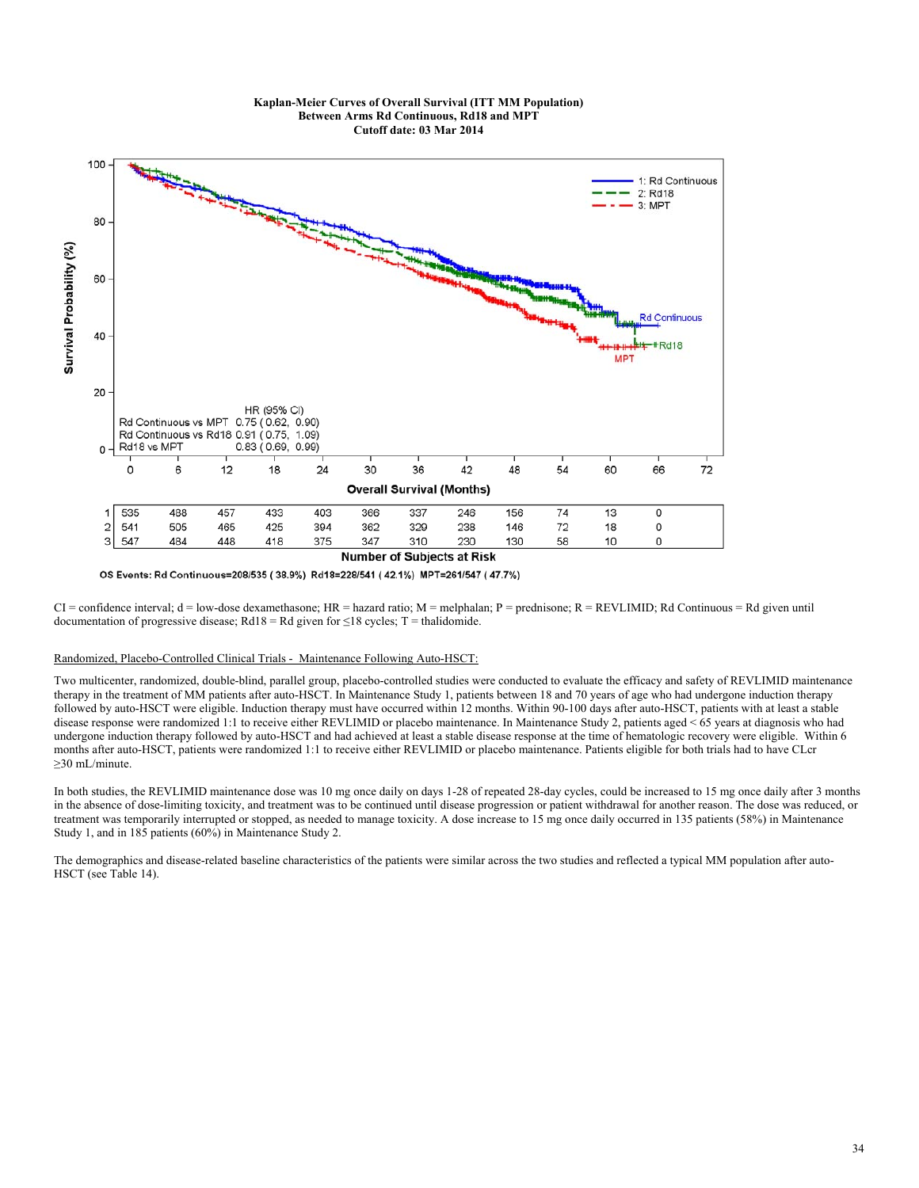**Kaplan-Meier Curves of Overall Survival (ITT MM Population)**
**Between Arms Rd Continuous, Rd18 and MPT**
**Cutoff date: 03 Mar 2014**

| HR (95% CI) | |
|---|---|
| Rd Continuous vs MPT | 0.75 (0.62, 0.90) |
| Rd Continuous vs Rd18 | 0.91 (0.75, 1.09) |
| Rd18 vs MPT | 0.83 (0.69, 0.99) |

**Number of Subjects at Risk**

| | 0 | 6 | 12 | 18 | 24 | 30 | 36 | 42 | 48 | 54 | 60 | 66 | 72 |
|---|---|---|---|---|---|---|---|---|---|---|---|---|---|
| 1 | 535 | 488 | 457 | 433 | 403 | 366 | 337 | 246 | 156 | 74 | 13 | 0 | |
| 2 | 541 | 505 | 465 | 425 | 394 | 362 | 329 | 238 | 146 | 72 | 18 | 0 | |
| 3 | 547 | 484 | 448 | 418 | 375 | 347 | 310 | 230 | 130 | 58 | 10 | 0 | |

1: Rd Continuous; 2: Rd18; 3: MPT

**OS Events: Rd Continuous=208/535 (38.9%) Rd18=228/541 (42.1%) MPT=261/547 (47.7%)**

CI = confidence interval; d = low-dose dexamethasone; HR = hazard ratio; M = melphalan; P = prednisone; R = REVLIMID; Rd Continuous = Rd given until documentation of progressive disease; Rd18 = Rd given for ≤18 cycles; T = thalidomide.

Randomized, Placebo-Controlled Clinical Trials - Maintenance Following Auto-HSCT:

Two multicenter, randomized, double-blind, parallel group, placebo-controlled studies were conducted to evaluate the efficacy and safety of REVLIMID maintenance therapy in the treatment of MM patients after auto-HSCT. In Maintenance Study 1, patients between 18 and 70 years of age who had undergone induction therapy followed by auto-HSCT were eligible. Induction therapy must have occurred within 12 months. Within 90-100 days after auto-HSCT, patients with at least a stable disease response were randomized 1:1 to receive either REVLIMID or placebo maintenance. In Maintenance Study 2, patients aged < 65 years at diagnosis who had undergone induction therapy followed by auto-HSCT and had achieved at least a stable disease response at the time of hematologic recovery were eligible. Within 6 months after auto-HSCT, patients were randomized 1:1 to receive either REVLIMID or placebo maintenance. Patients eligible for both trials had to have CLcr ≥30 mL/minute.

In both studies, the REVLIMID maintenance dose was 10 mg once daily on days 1-28 of repeated 28-day cycles, could be increased to 15 mg once daily after 3 months in the absence of dose-limiting toxicity, and treatment was to be continued until disease progression or patient withdrawal for another reason. The dose was reduced, or treatment was temporarily interrupted or stopped, as needed to manage toxicity. A dose increase to 15 mg once daily occurred in 135 patients (58%) in Maintenance Study 1, and in 185 patients (60%) in Maintenance Study 2.

The demographics and disease-related baseline characteristics of the patients were similar across the two studies and reflected a typical MM population after auto-HSCT (see Table 14).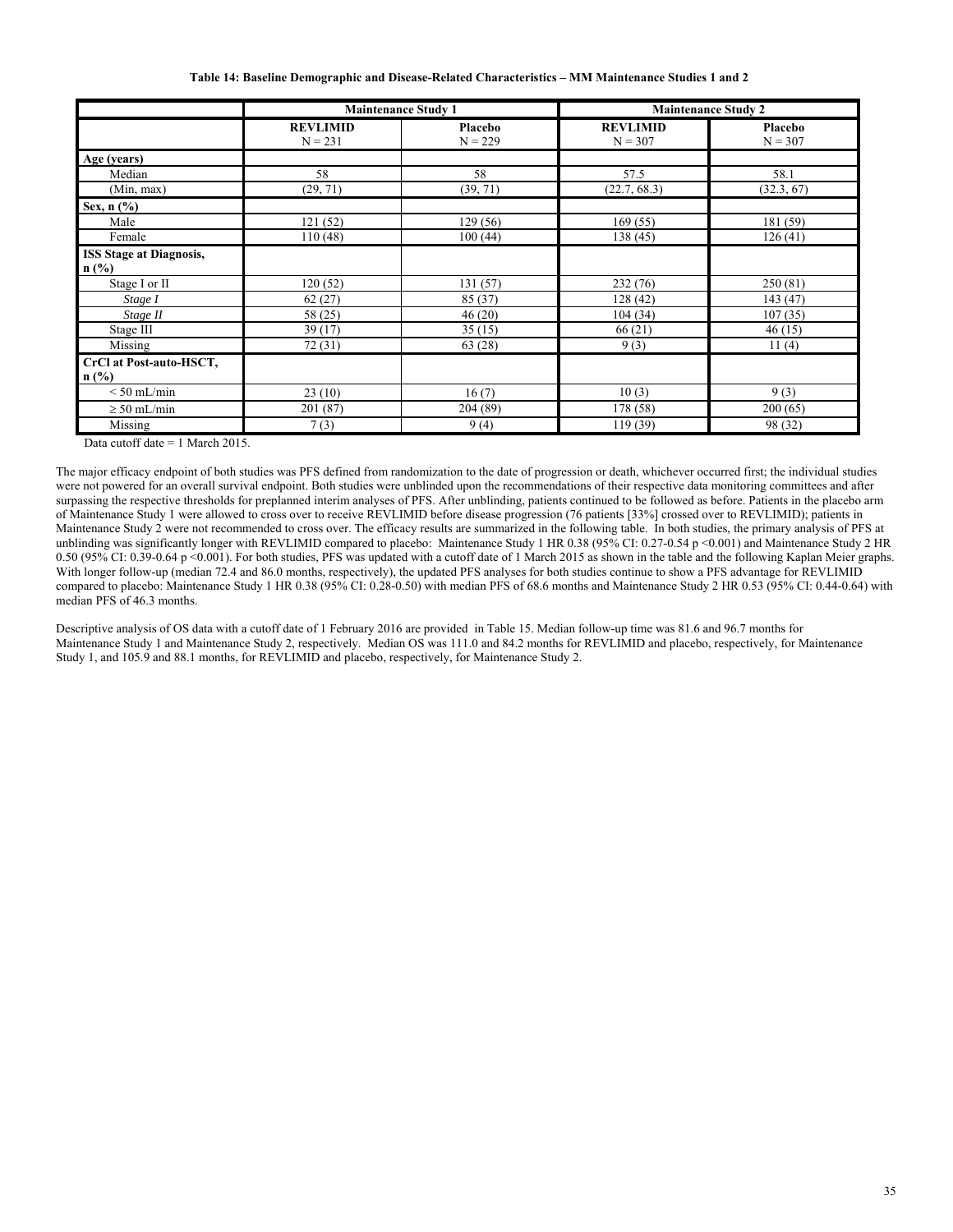**Table 14: Baseline Demographic and Disease-Related Characteristics – MM Maintenance Studies 1 and 2**

| | Maintenance Study 1 | | Maintenance Study 2 | |
|---|---|---|---|---|
| | **REVLIMID** N = 231 | **Placebo** N = 229 | **REVLIMID** N = 307 | **Placebo** N = 307 |
| **Age (years)** | | | | |
| Median | 58 | 58 | 57.5 | 58.1 |
| (Min, max) | (29, 71) | (39, 71) | (22.7, 68.3) | (32.3, 67) |
| **Sex, n (%)** | | | | |
| Male | 121 (52) | 129 (56) | 169 (55) | 181 (59) |
| Female | 110 (48) | 100 (44) | 138 (45) | 126 (41) |
| **ISS Stage at Diagnosis, n (%)** | | | | |
| Stage I or II | 120 (52) | 131 (57) | 232 (76) | 250 (81) |
| *Stage I* | 62 (27) | 85 (37) | 128 (42) | 143 (47) |
| *Stage II* | 58 (25) | 46 (20) | 104 (34) | 107 (35) |
| Stage III | 39 (17) | 35 (15) | 66 (21) | 46 (15) |
| Missing | 72 (31) | 63 (28) | 9 (3) | 11 (4) |
| **CrCl at Post-auto-HSCT, n (%)** | | | | |
| < 50 mL/min | 23 (10) | 16 (7) | 10 (3) | 9 (3) |
| ≥ 50 mL/min | 201 (87) | 204 (89) | 178 (58) | 200 (65) |
| Missing | 7 (3) | 9 (4) | 119 (39) | 98 (32) |

Data cutoff date = 1 March 2015.

The major efficacy endpoint of both studies was PFS defined from randomization to the date of progression or death, whichever occurred first; the individual studies were not powered for an overall survival endpoint. Both studies were unblinded upon the recommendations of their respective data monitoring committees and after surpassing the respective thresholds for preplanned interim analyses of PFS. After unblinding, patients continued to be followed as before. Patients in the placebo arm of Maintenance Study 1 were allowed to cross over to receive REVLIMID before disease progression (76 patients [33%] crossed over to REVLIMID); patients in Maintenance Study 2 were not recommended to cross over. The efficacy results are summarized in the following table. In both studies, the primary analysis of PFS at unblinding was significantly longer with REVLIMID compared to placebo: Maintenance Study 1 HR 0.38 (95% CI: 0.27-0.54 p <0.001) and Maintenance Study 2 HR 0.50 (95% CI: 0.39-0.64 p <0.001). For both studies, PFS was updated with a cutoff date of 1 March 2015 as shown in the table and the following Kaplan Meier graphs. With longer follow-up (median 72.4 and 86.0 months, respectively), the updated PFS analyses for both studies continue to show a PFS advantage for REVLIMID compared to placebo: Maintenance Study 1 HR 0.38 (95% CI: 0.28-0.50) with median PFS of 68.6 months and Maintenance Study 2 HR 0.53 (95% CI: 0.44-0.64) with median PFS of 46.3 months.

Descriptive analysis of OS data with a cutoff date of 1 February 2016 are provided in Table 15. Median follow-up time was 81.6 and 96.7 months for Maintenance Study 1 and Maintenance Study 2, respectively. Median OS was 111.0 and 84.2 months for REVLIMID and placebo, respectively, for Maintenance Study 1, and 105.9 and 88.1 months, for REVLIMID and placebo, respectively, for Maintenance Study 2.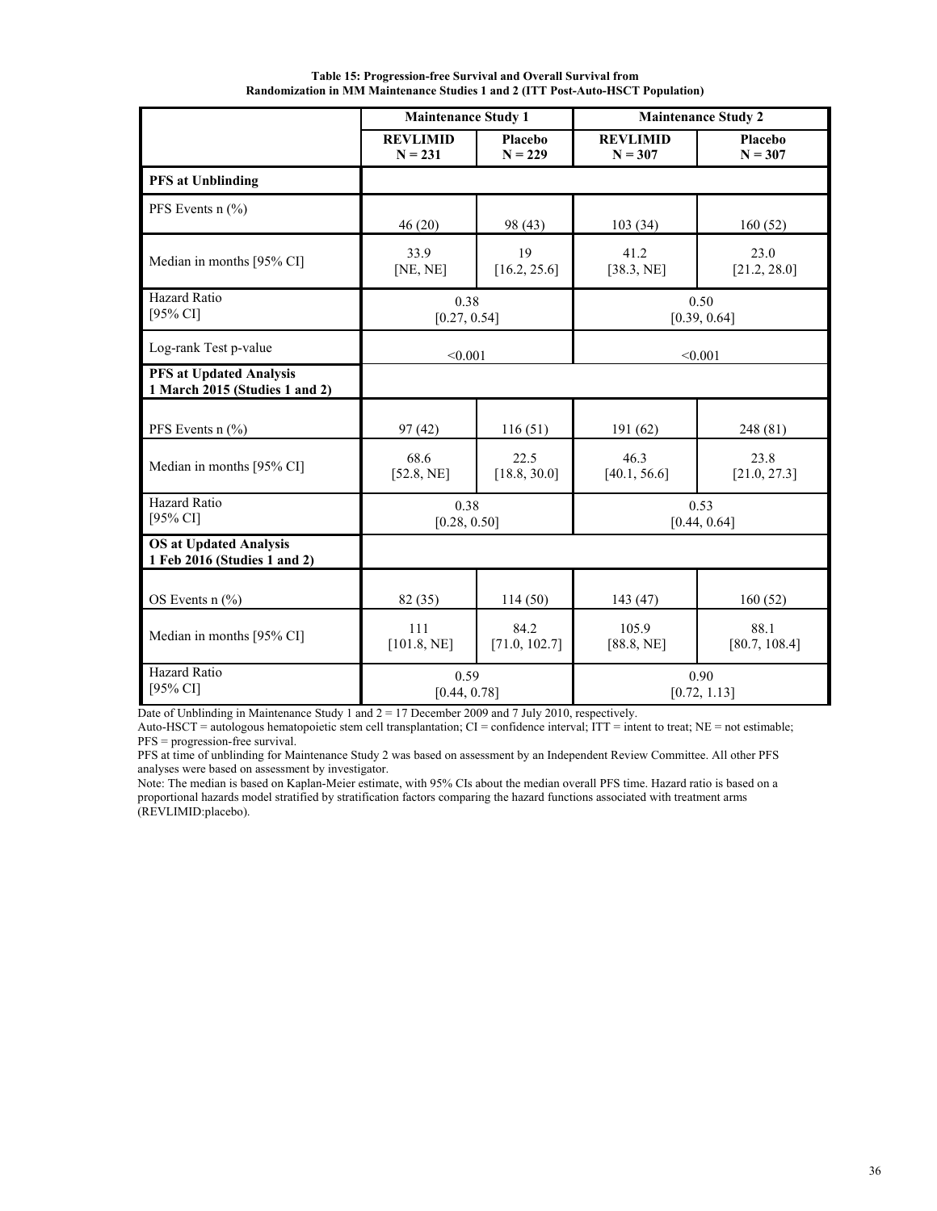**Table 15: Progression-free Survival and Overall Survival from Randomization in MM Maintenance Studies 1 and 2 (ITT Post-Auto-HSCT Population)**

| | Maintenance Study 1 | | Maintenance Study 2 | |
|---|---|---|---|---|
| | **REVLIMID N = 231** | **Placebo N = 229** | **REVLIMID N = 307** | **Placebo N = 307** |
| **PFS at Unblinding** | | | | |
| PFS Events n (%) | 46 (20) | 98 (43) | 103 (34) | 160 (52) |
| Median in months [95% CI] | 33.9 [NE, NE] | 19 [16.2, 25.6] | 41.2 [38.3, NE] | 23.0 [21.2, 28.0] |
| Hazard Ratio [95% CI] | 0.38 [0.27, 0.54] | | 0.50 [0.39, 0.64] | |
| Log-rank Test p-value | <0.001 | | <0.001 | |
| **PFS at Updated Analysis 1 March 2015 (Studies 1 and 2)** | | | | |
| PFS Events n (%) | 97 (42) | 116 (51) | 191 (62) | 248 (81) |
| Median in months [95% CI] | 68.6 [52.8, NE] | 22.5 [18.8, 30.0] | 46.3 [40.1, 56.6] | 23.8 [21.0, 27.3] |
| Hazard Ratio [95% CI] | 0.38 [0.28, 0.50] | | 0.53 [0.44, 0.64] | |
| **OS at Updated Analysis 1 Feb 2016 (Studies 1 and 2)** | | | | |
| OS Events n (%) | 82 (35) | 114 (50) | 143 (47) | 160 (52) |
| Median in months [95% CI] | 111 [101.8, NE] | 84.2 [71.0, 102.7] | 105.9 [88.8, NE] | 88.1 [80.7, 108.4] |
| Hazard Ratio [95% CI] | 0.59 [0.44, 0.78] | | 0.90 [0.72, 1.13] | |

Date of Unblinding in Maintenance Study 1 and 2 = 17 December 2009 and 7 July 2010, respectively.
Auto-HSCT = autologous hematopoietic stem cell transplantation; CI = confidence interval; ITT = intent to treat; NE = not estimable; PFS = progression-free survival.
PFS at time of unblinding for Maintenance Study 2 was based on assessment by an Independent Review Committee. All other PFS analyses were based on assessment by investigator.
Note: The median is based on Kaplan-Meier estimate, with 95% CIs about the median overall PFS time. Hazard ratio is based on a proportional hazards model stratified by stratification factors comparing the hazard functions associated with treatment arms (REVLIMID:placebo).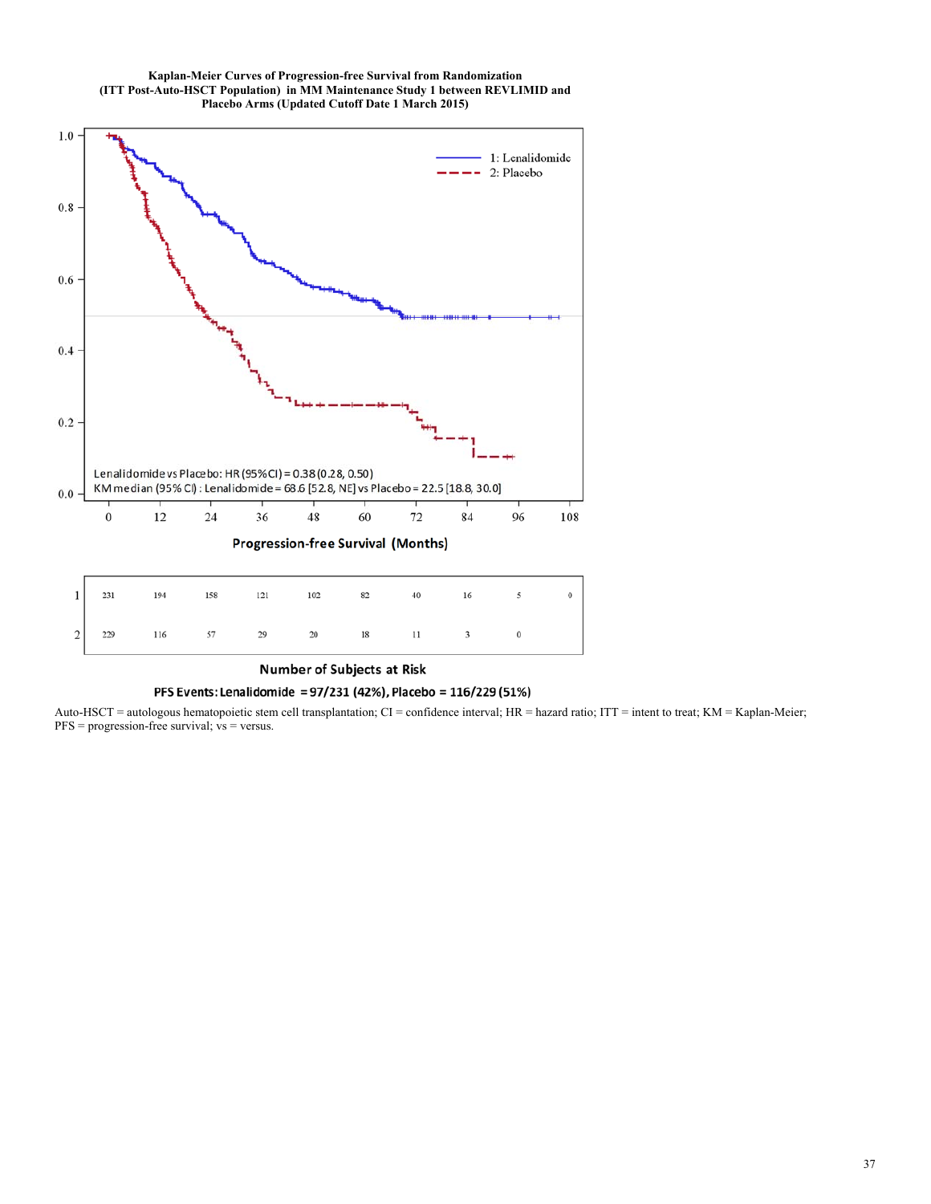**Kaplan-Meier Curves of Progression-free Survival from Randomization (ITT Post-Auto-HSCT Population) in MM Maintenance Study 1 between REVLIMID and Placebo Arms (Updated Cutoff Date 1 March 2015)**

1: Lenalidomide
2: Placebo

Lenalidomide vs Placebo: HR (95% CI) = 0.38 (0.28, 0.50)
KM median (95% CI) : Lenalidomide = 68.6 [52.8, NE] vs Placebo = 22.5 [18.8, 30.0]

Progression-free Survival (Months)

**Number of Subjects at Risk**

| | 0 | 12 | 24 | 36 | 48 | 60 | 72 | 84 | 96 | 108 |
|---|---|---|---|---|---|---|---|---|---|---|
| 1 | 231 | 194 | 158 | 121 | 102 | 82 | 40 | 16 | 5 | 0 |
| 2 | 229 | 116 | 57 | 29 | 20 | 18 | 11 | 3 | 0 | |

**PFS Events: Lenalidomide = 97/231 (42%), Placebo = 116/229 (51%)**

Auto-HSCT = autologous hematopoietic stem cell transplantation; CI = confidence interval; HR = hazard ratio; ITT = intent to treat; KM = Kaplan-Meier; PFS = progression-free survival; vs = versus.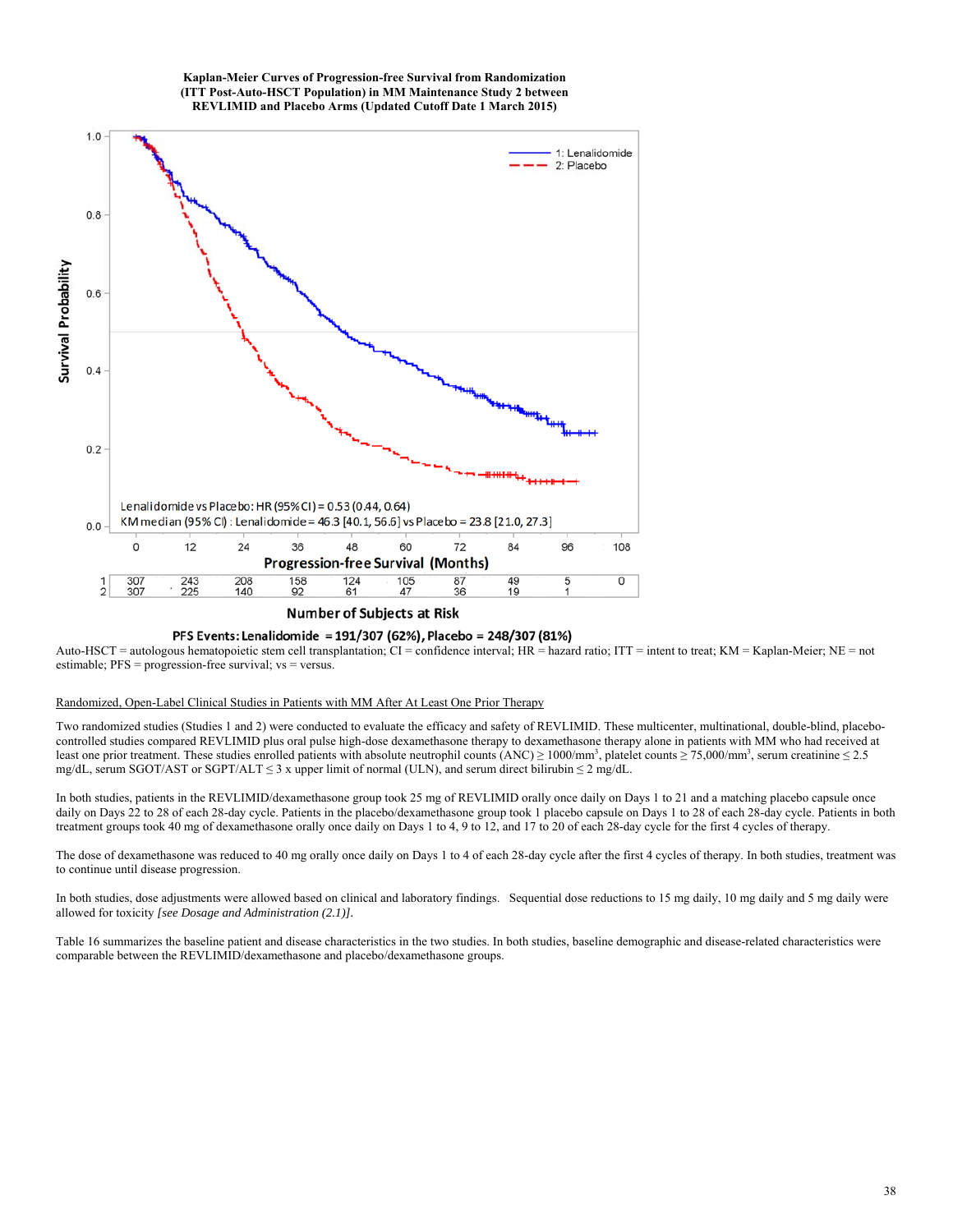**Kaplan-Meier Curves of Progression-free Survival from Randomization (ITT Post-Auto-HSCT Population) in MM Maintenance Study 2 between REVLIMID and Placebo Arms (Updated Cutoff Date 1 March 2015)**

Lenalidomide vs Placebo: HR (95% CI) = 0.53 (0.44, 0.64)
KM median (95% CI) : Lenalidomide = 46.3 [40.1, 56.6] vs Placebo = 23.8 [21.0, 27.3]

Number of Subjects at Risk

| | 0 | 12 | 24 | 36 | 48 | 60 | 72 | 84 | 96 | 108 |
|---|---|---|---|---|---|---|---|---|---|---|
| 1 | 307 | 243 | 208 | 158 | 124 | 105 | 87 | 49 | 5 | 0 |
| 2 | 307 | 225 | 140 | 92 | 61 | 47 | 36 | 19 | 1 | |

**PFS Events: Lenalidomide = 191/307 (62%), Placebo = 248/307 (81%)**

Auto-HSCT = autologous hematopoietic stem cell transplantation; CI = confidence interval; HR = hazard ratio; ITT = intent to treat; KM = Kaplan-Meier; NE = not estimable; PFS = progression-free survival; vs = versus.

Randomized, Open-Label Clinical Studies in Patients with MM After At Least One Prior Therapy

Two randomized studies (Studies 1 and 2) were conducted to evaluate the efficacy and safety of REVLIMID. These multicenter, multinational, double-blind, placebo-controlled studies compared REVLIMID plus oral pulse high-dose dexamethasone therapy to dexamethasone therapy alone in patients with MM who had received at least one prior treatment. These studies enrolled patients with absolute neutrophil counts (ANC) ≥ 1000/mm$^3$, platelet counts ≥ 75,000/mm$^3$, serum creatinine ≤ 2.5 mg/dL, serum SGOT/AST or SGPT/ALT ≤ 3 x upper limit of normal (ULN), and serum direct bilirubin ≤ 2 mg/dL.

In both studies, patients in the REVLIMID/dexamethasone group took 25 mg of REVLIMID orally once daily on Days 1 to 21 and a matching placebo capsule once daily on Days 22 to 28 of each 28-day cycle. Patients in the placebo/dexamethasone group took 1 placebo capsule on Days 1 to 28 of each 28-day cycle. Patients in both treatment groups took 40 mg of dexamethasone orally once daily on Days 1 to 4, 9 to 12, and 17 to 20 of each 28-day cycle for the first 4 cycles of therapy.

The dose of dexamethasone was reduced to 40 mg orally once daily on Days 1 to 4 of each 28-day cycle after the first 4 cycles of therapy. In both studies, treatment was to continue until disease progression.

In both studies, dose adjustments were allowed based on clinical and laboratory findings. Sequential dose reductions to 15 mg daily, 10 mg daily and 5 mg daily were allowed for toxicity *[see Dosage and Administration (2.1)]*.

Table 16 summarizes the baseline patient and disease characteristics in the two studies. In both studies, baseline demographic and disease-related characteristics were comparable between the REVLIMID/dexamethasone and placebo/dexamethasone groups.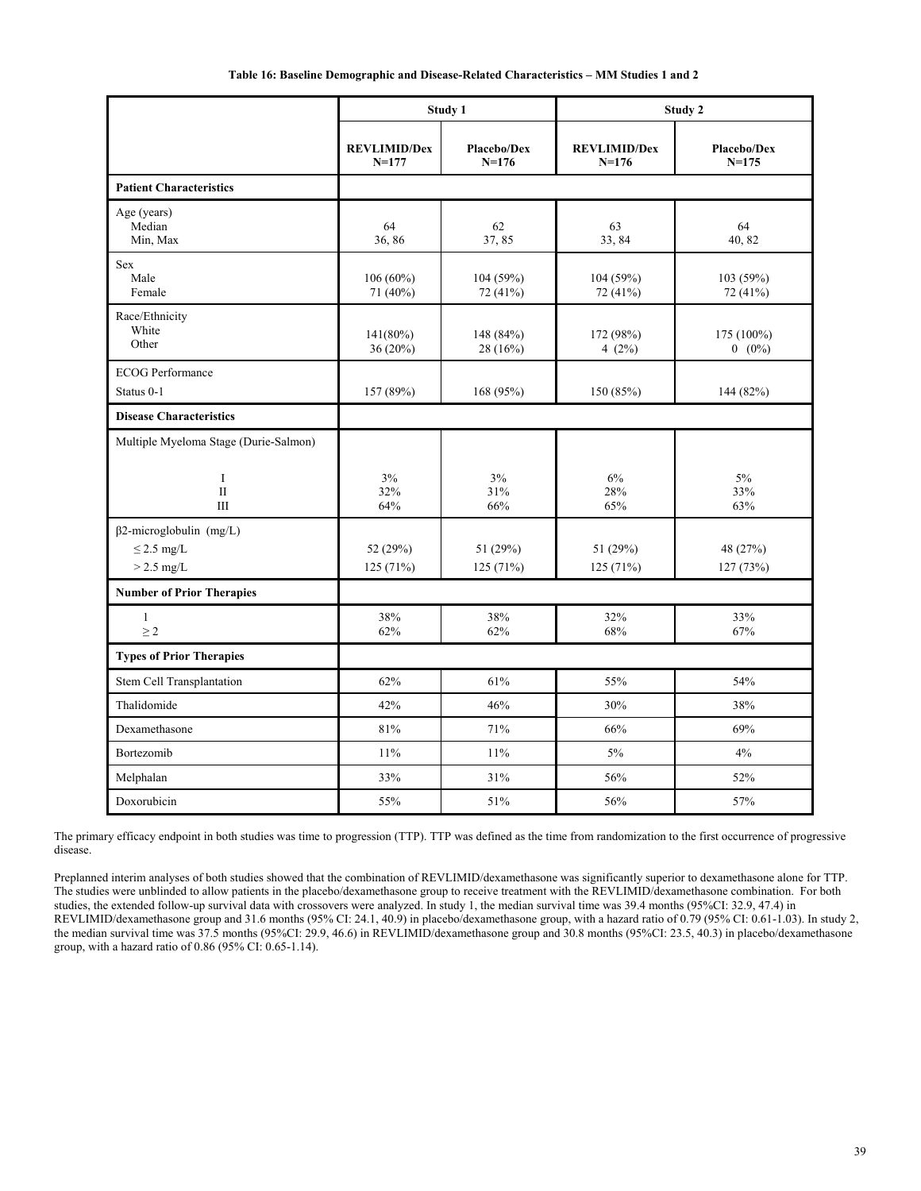**Table 16: Baseline Demographic and Disease-Related Characteristics – MM Studies 1 and 2**

| | Study 1 | | Study 2 | |
|---|---|---|---|---|
| | **REVLIMID/Dex N=177** | **Placebo/Dex N=176** | **REVLIMID/Dex N=176** | **Placebo/Dex N=175** |
| **Patient Characteristics** | | | | |
| Age (years)<br>Median<br>Min, Max | 64<br>36, 86 | 62<br>37, 85 | 63<br>33, 84 | 64<br>40, 82 |
| Sex<br>Male<br>Female | 106 (60%)<br>71 (40%) | 104 (59%)<br>72 (41%) | 104 (59%)<br>72 (41%) | 103 (59%)<br>72 (41%) |
| Race/Ethnicity<br>White<br>Other | 141(80%)<br>36 (20%) | 148 (84%)<br>28 (16%) | 172 (98%)<br>4 (2%) | 175 (100%)<br>0 (0%) |
| ECOG Performance Status 0-1 | 157 (89%) | 168 (95%) | 150 (85%) | 144 (82%) |
| **Disease Characteristics** | | | | |
| Multiple Myeloma Stage (Durie-Salmon)<br>I<br>II<br>III | <br>3%<br>32%<br>64% | <br>3%<br>31%<br>66% | <br>6%<br>28%<br>65% | <br>5%<br>33%<br>63% |
| β2-microglobulin (mg/L)<br>≤ 2.5 mg/L<br>> 2.5 mg/L | <br>52 (29%)<br>125 (71%) | <br>51 (29%)<br>125 (71%) | <br>51 (29%)<br>125 (71%) | <br>48 (27%)<br>127 (73%) |
| **Number of Prior Therapies** | | | | |
| 1<br>≥ 2 | 38%<br>62% | 38%<br>62% | 32%<br>68% | 33%<br>67% |
| **Types of Prior Therapies** | | | | |
| Stem Cell Transplantation | 62% | 61% | 55% | 54% |
| Thalidomide | 42% | 46% | 30% | 38% |
| Dexamethasone | 81% | 71% | 66% | 69% |
| Bortezomib | 11% | 11% | 5% | 4% |
| Melphalan | 33% | 31% | 56% | 52% |
| Doxorubicin | 55% | 51% | 56% | 57% |

The primary efficacy endpoint in both studies was time to progression (TTP). TTP was defined as the time from randomization to the first occurrence of progressive disease.

Preplanned interim analyses of both studies showed that the combination of REVLIMID/dexamethasone was significantly superior to dexamethasone alone for TTP. The studies were unblinded to allow patients in the placebo/dexamethasone group to receive treatment with the REVLIMID/dexamethasone combination. For both studies, the extended follow-up survival data with crossovers were analyzed. In study 1, the median survival time was 39.4 months (95%CI: 32.9, 47.4) in REVLIMID/dexamethasone group and 31.6 months (95% CI: 24.1, 40.9) in placebo/dexamethasone group, with a hazard ratio of 0.79 (95% CI: 0.61-1.03). In study 2, the median survival time was 37.5 months (95%CI: 29.9, 46.6) in REVLIMID/dexamethasone group and 30.8 months (95%CI: 23.5, 40.3) in placebo/dexamethasone group, with a hazard ratio of 0.86 (95% CI: 0.65-1.14).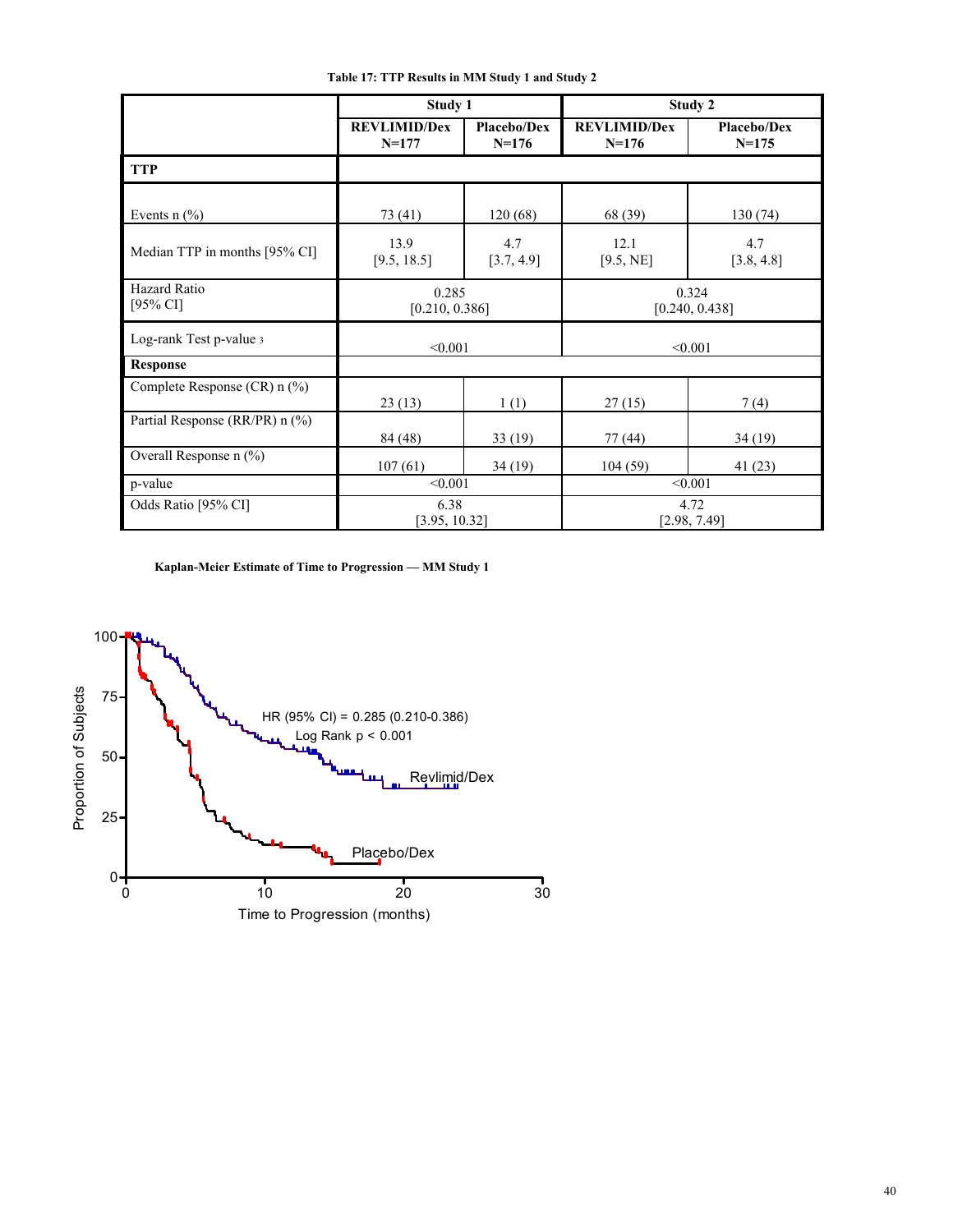**Table 17: TTP Results in MM Study 1 and Study 2**

| | Study 1 | | Study 2 | |
|---|---|---|---|---|
| | REVLIMID/Dex N=177 | Placebo/Dex N=176 | REVLIMID/Dex N=176 | Placebo/Dex N=175 |
| **TTP** | | | | |
| Events n (%) | 73 (41) | 120 (68) | 68 (39) | 130 (74) |
| Median TTP in months [95% CI] | 13.9 [9.5, 18.5] | 4.7 [3.7, 4.9] | 12.1 [9.5, NE] | 4.7 [3.8, 4.8] |
| Hazard Ratio [95% CI] | 0.285 [0.210, 0.386] | | 0.324 [0.240, 0.438] | |
| Log-rank Test p-value [3] | <0.001 | | <0.001 | |
| **Response** | | | | |
| Complete Response (CR) n (%) | 23 (13) | 1 (1) | 27 (15) | 7 (4) |
| Partial Response (RR/PR) n (%) | 84 (48) | 33 (19) | 77 (44) | 34 (19) |
| Overall Response n (%) | 107 (61) | 34 (19) | 104 (59) | 41 (23) |
| p-value | <0.001 | | <0.001 | |
| Odds Ratio [95% CI] | 6.38 [3.95, 10.32] | | 4.72 [2.98, 7.49] | |

**Kaplan-Meier Estimate of Time to Progression — MM Study 1**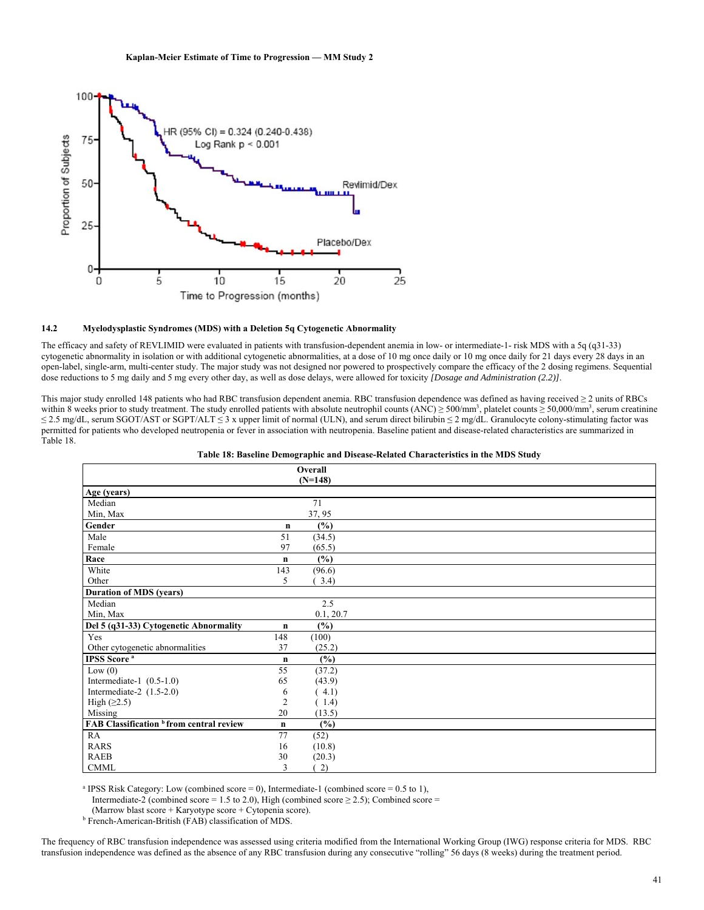**Kaplan-Meier Estimate of Time to Progression — MM Study 2**

HR (95% CI) = 0.324 (0.240-0.438)
Log Rank p < 0.001

### 14.2 Myelodysplastic Syndromes (MDS) with a Deletion 5q Cytogenetic Abnormality

The efficacy and safety of REVLIMID were evaluated in patients with transfusion-dependent anemia in low- or intermediate-1- risk MDS with a 5q (q31-33) cytogenetic abnormality in isolation or with additional cytogenetic abnormalities, at a dose of 10 mg once daily or 10 mg once daily for 21 days every 28 days in an open-label, single-arm, multi-center study. The major study was not designed nor powered to prospectively compare the efficacy of the 2 dosing regimens. Sequential dose reductions to 5 mg daily and 5 mg every other day, as well as dose delays, were allowed for toxicity *[Dosage and Administration (2.2)]*.

This major study enrolled 148 patients who had RBC transfusion dependent anemia. RBC transfusion dependence was defined as having received ≥ 2 units of RBCs within 8 weeks prior to study treatment. The study enrolled patients with absolute neutrophil counts (ANC) ≥ 500/mm$^3$, platelet counts ≥ 50,000/mm$^3$, serum creatinine ≤ 2.5 mg/dL, serum SGOT/AST or SGPT/ALT ≤ 3 x upper limit of normal (ULN), and serum direct bilirubin ≤ 2 mg/dL. Granulocyte colony-stimulating factor was permitted for patients who developed neutropenia or fever in association with neutropenia. Baseline patient and disease-related characteristics are summarized in Table 18.

**Table 18: Baseline Demographic and Disease-Related Characteristics in the MDS Study**

| | Overall (N=148) | |
|---|---|---|
| **Age (years)** | | |
| Median | 71 | |
| Min, Max | 37, 95 | |
| **Gender** | **n** | **(%)** |
| Male | 51 | (34.5) |
| Female | 97 | (65.5) |
| **Race** | **n** | **(%)** |
| White | 143 | (96.6) |
| Other | 5 | ( 3.4) |
| **Duration of MDS (years)** | | |
| Median | 2.5 | |
| Min, Max | 0.1, 20.7 | |
| **Del 5 (q31-33) Cytogenetic Abnormality** | **n** | **(%)** |
| Yes | 148 | (100) |
| Other cytogenetic abnormalities | 37 | (25.2) |
| **IPSS Score [a]** | **n** | **(%)** |
| Low (0) | 55 | (37.2) |
| Intermediate-1 (0.5-1.0) | 65 | (43.9) |
| Intermediate-2 (1.5-2.0) | 6 | ( 4.1) |
| High (≥2.5) | 2 | ( 1.4) |
| Missing | 20 | (13.5) |
| **FAB Classification [b] from central review** | **n** | **(%)** |
| RA | 77 | (52) |
| RARS | 16 | (10.8) |
| RAEB | 30 | (20.3) |
| CMML | 3 | ( 2) |

[a] IPSS Risk Category: Low (combined score = 0), Intermediate-1 (combined score = 0.5 to 1), Intermediate-2 (combined score = 1.5 to 2.0), High (combined score ≥ 2.5); Combined score = (Marrow blast score + Karyotype score + Cytopenia score).
[b] French-American-British (FAB) classification of MDS.

The frequency of RBC transfusion independence was assessed using criteria modified from the International Working Group (IWG) response criteria for MDS. RBC transfusion independence was defined as the absence of any RBC transfusion during any consecutive "rolling" 56 days (8 weeks) during the treatment period.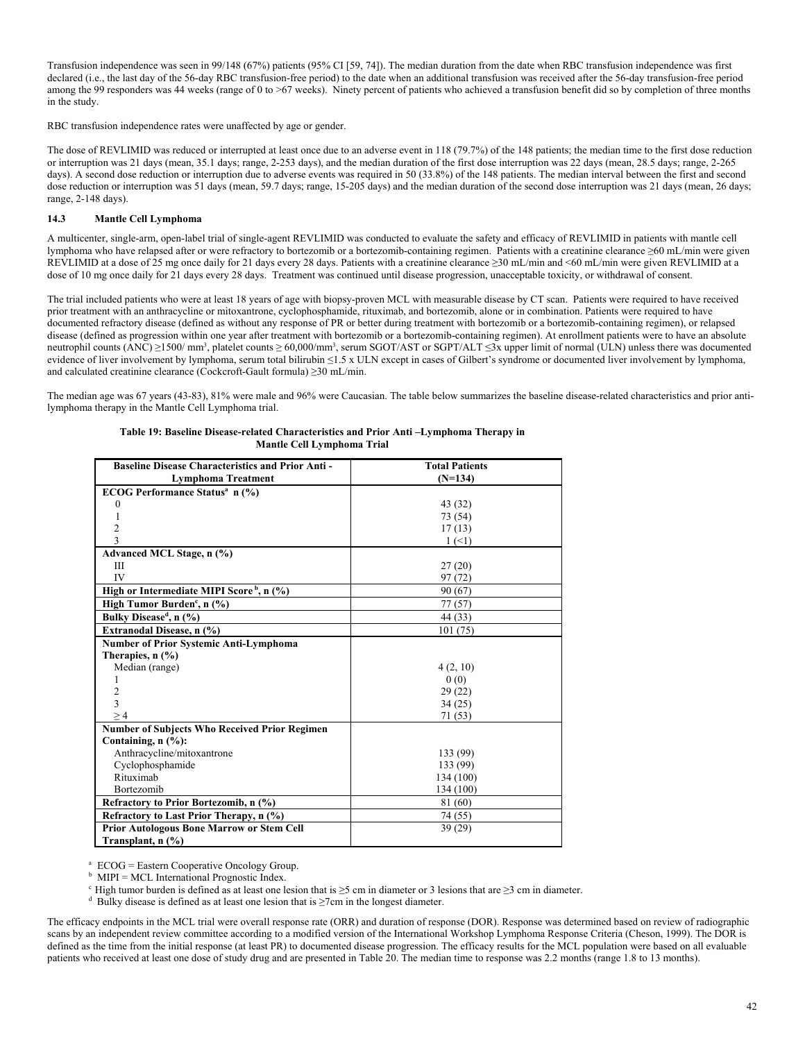Transfusion independence was seen in 99/148 (67%) patients (95% CI [59, 74]). The median duration from the date when RBC transfusion independence was first declared (i.e., the last day of the 56-day RBC transfusion-free period) to the date when an additional transfusion was received after the 56-day transfusion-free period among the 99 responders was 44 weeks (range of 0 to >67 weeks). Ninety percent of patients who achieved a transfusion benefit did so by completion of three months in the study.

RBC transfusion independence rates were unaffected by age or gender.

The dose of REVLIMID was reduced or interrupted at least once due to an adverse event in 118 (79.7%) of the 148 patients; the median time to the first dose reduction or interruption was 21 days (mean, 35.1 days; range, 2-253 days), and the median duration of the first dose interruption was 22 days (mean, 28.5 days; range, 2-265 days). A second dose reduction or interruption due to adverse events was required in 50 (33.8%) of the 148 patients. The median interval between the first and second dose reduction or interruption was 51 days (mean, 59.7 days; range, 15-205 days) and the median duration of the second dose interruption was 21 days (mean, 26 days; range, 2-148 days).

### 14.3 Mantle Cell Lymphoma

A multicenter, single-arm, open-label trial of single-agent REVLIMID was conducted to evaluate the safety and efficacy of REVLIMID in patients with mantle cell lymphoma who have relapsed after or were refractory to bortezomib or a bortezomib-containing regimen. Patients with a creatinine clearance ≥60 mL/min were given REVLIMID at a dose of 25 mg once daily for 21 days every 28 days. Patients with a creatinine clearance ≥30 mL/min and <60 mL/min were given REVLIMID at a dose of 10 mg once daily for 21 days every 28 days. Treatment was continued until disease progression, unacceptable toxicity, or withdrawal of consent.

The trial included patients who were at least 18 years of age with biopsy-proven MCL with measurable disease by CT scan. Patients were required to have received prior treatment with an anthracycline or mitoxantrone, cyclophosphamide, rituximab, and bortezomib, alone or in combination. Patients were required to have documented refractory disease (defined as without any response of PR or better during treatment with bortezomib or a bortezomib-containing regimen), or relapsed disease (defined as progression within one year after treatment with bortezomib or a bortezomib-containing regimen). At enrollment patients were to have an absolute neutrophil counts (ANC) ≥1500/ $mm^3$, platelet counts ≥ 60,000/$mm^3$, serum SGOT/AST or SGPT/ALT ≤3x upper limit of normal (ULN) unless there was documented evidence of liver involvement by lymphoma, serum total bilirubin ≤1.5 x ULN except in cases of Gilbert's syndrome or documented liver involvement by lymphoma, and calculated creatinine clearance (Cockcroft-Gault formula) ≥30 mL/min.

The median age was 67 years (43-83), 81% were male and 96% were Caucasian. The table below summarizes the baseline disease-related characteristics and prior anti-lymphoma therapy in the Mantle Cell Lymphoma trial.

**Table 19: Baseline Disease-related Characteristics and Prior Anti –Lymphoma Therapy in Mantle Cell Lymphoma Trial**

| Baseline Disease Characteristics and Prior Anti - Lymphoma Treatment | Total Patients (N=134) |
|---|---|
| **ECOG Performance Status[a] n (%)** | |
| 0 | 43 (32) |
| 1 | 73 (54) |
| 2 | 17 (13) |
| 3 | 1 (<1) |
| **Advanced MCL Stage, n (%)** | |
| III | 27 (20) |
| IV | 97 (72) |
| **High or Intermediate MIPI Score[b], n (%)** | 90 (67) |
| **High Tumor Burden[c], n (%)** | 77 (57) |
| **Bulky Disease[d], n (%)** | 44 (33) |
| **Extranodal Disease, n (%)** | 101 (75) |
| **Number of Prior Systemic Anti-Lymphoma Therapies, n (%)** | |
| Median (range) | 4 (2, 10) |
| 1 | 0 (0) |
| 2 | 29 (22) |
| 3 | 34 (25) |
| ≥ 4 | 71 (53) |
| **Number of Subjects Who Received Prior Regimen Containing, n (%):** | |
| Anthracycline/mitoxantrone | 133 (99) |
| Cyclophosphamide | 133 (99) |
| Rituximab | 134 (100) |
| Bortezomib | 134 (100) |
| **Refractory to Prior Bortezomib, n (%)** | 81 (60) |
| **Refractory to Last Prior Therapy, n (%)** | 74 (55) |
| **Prior Autologous Bone Marrow or Stem Cell Transplant, n (%)** | 39 (29) |

[a] ECOG = Eastern Cooperative Oncology Group.
[b] MIPI = MCL International Prognostic Index.
[c] High tumor burden is defined as at least one lesion that is ≥5 cm in diameter or 3 lesions that are ≥3 cm in diameter.
[d] Bulky disease is defined as at least one lesion that is ≥7cm in the longest diameter.

The efficacy endpoints in the MCL trial were overall response rate (ORR) and duration of response (DOR). Response was determined based on review of radiographic scans by an independent review committee according to a modified version of the International Workshop Lymphoma Response Criteria (Cheson, 1999). The DOR is defined as the time from the initial response (at least PR) to documented disease progression. The efficacy results for the MCL population were based on all evaluable patients who received at least one dose of study drug and are presented in Table 20. The median time to response was 2.2 months (range 1.8 to 13 months).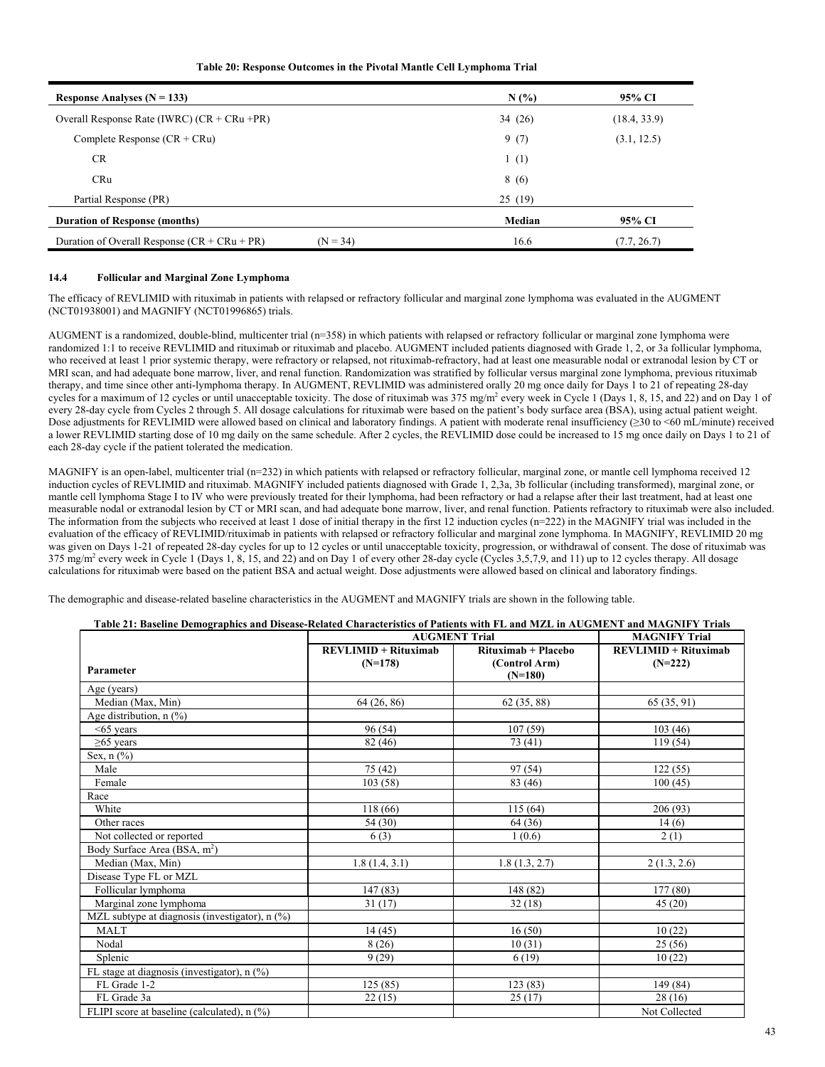**Table 20: Response Outcomes in the Pivotal Mantle Cell Lymphoma Trial**

| Response Analyses (N = 133) | | N (%) | 95% CI |
|---|---|---|---|
| Overall Response Rate (IWRC) (CR + CRu +PR) | | 34 (26) | (18.4, 33.9) |
| Complete Response (CR + CRu) | | 9 (7) | (3.1, 12.5) |
| CR | | 1 (1) | |
| CRu | | 8 (6) | |
| Partial Response (PR) | | 25 (19) | |
| **Duration of Response (months)** | | **Median** | **95% CI** |
| Duration of Overall Response (CR + CRu + PR) | (N = 34) | 16.6 | (7.7, 26.7) |

### 14.4 Follicular and Marginal Zone Lymphoma

The efficacy of REVLIMID with rituximab in patients with relapsed or refractory follicular and marginal zone lymphoma was evaluated in the AUGMENT (NCT01938001) and MAGNIFY (NCT01996865) trials.

AUGMENT is a randomized, double-blind, multicenter trial (n=358) in which patients with relapsed or refractory follicular or marginal zone lymphoma were randomized 1:1 to receive REVLIMID and rituximab or rituximab and placebo. AUGMENT included patients diagnosed with Grade 1, 2, or 3a follicular lymphoma, who received at least 1 prior systemic therapy, were refractory or relapsed, not rituximab-refractory, had at least one measurable nodal or extranodal lesion by CT or MRI scan, and had adequate bone marrow, liver, and renal function. Randomization was stratified by follicular versus marginal zone lymphoma, previous rituximab therapy, and time since other anti-lymphoma therapy. In AUGMENT, REVLIMID was administered orally 20 mg once daily for Days 1 to 21 of repeating 28-day cycles for a maximum of 12 cycles or until unacceptable toxicity. The dose of rituximab was 375 mg/m$^2$ every week in Cycle 1 (Days 1, 8, 15, and 22) and on Day 1 of every 28-day cycle from Cycles 2 through 5. All dosage calculations for rituximab were based on the patient's body surface area (BSA), using actual patient weight. Dose adjustments for REVLIMID were allowed based on clinical and laboratory findings. A patient with moderate renal insufficiency (≥30 to <60 mL/minute) received a lower REVLIMID starting dose of 10 mg daily on the same schedule. After 2 cycles, the REVLIMID dose could be increased to 15 mg once daily on Days 1 to 21 of each 28-day cycle if the patient tolerated the medication.

MAGNIFY is an open-label, multicenter trial (n=232) in which patients with relapsed or refractory follicular, marginal zone, or mantle cell lymphoma received 12 induction cycles of REVLIMID and rituximab. MAGNIFY included patients diagnosed with Grade 1, 2,3a, 3b follicular (including transformed), marginal zone, or mantle cell lymphoma Stage I to IV who were previously treated for their lymphoma, had been refractory or had a relapse after their last treatment, had at least one measurable nodal or extranodal lesion by CT or MRI scan, and had adequate bone marrow, liver, and renal function. Patients refractory to rituximab were also included. The information from the subjects who received at least 1 dose of initial therapy in the first 12 induction cycles (n=222) in the MAGNIFY trial was included in the evaluation of the efficacy of REVLIMID/rituximab in patients with relapsed or refractory follicular and marginal zone lymphoma. In MAGNIFY, REVLIMID 20 mg was given on Days 1-21 of repeated 28-day cycles for up to 12 cycles or until unacceptable toxicity, progression, or withdrawal of consent. The dose of rituximab was 375 mg/m$^2$ every week in Cycle 1 (Days 1, 8, 15, and 22) and on Day 1 of every other 28-day cycle (Cycles 3,5,7,9, and 11) up to 12 cycles therapy. All dosage calculations for rituximab were based on the patient BSA and actual weight. Dose adjustments were allowed based on clinical and laboratory findings.

The demographic and disease-related baseline characteristics in the AUGMENT and MAGNIFY trials are shown in the following table.

**Table 21: Baseline Demographics and Disease-Related Characteristics of Patients with FL and MZL in AUGMENT and MAGNIFY Trials**

| | AUGMENT Trial | | MAGNIFY Trial |
|---|---|---|---|
| **Parameter** | **REVLIMID + Rituximab (N=178)** | **Rituximab + Placebo (Control Arm) (N=180)** | **REVLIMID + Rituximab (N=222)** |
| Age (years) | | | |
| Median (Max, Min) | 64 (26, 86) | 62 (35, 88) | 65 (35, 91) |
| Age distribution, n (%) | | | |
| <65 years | 96 (54) | 107 (59) | 103 (46) |
| ≥65 years | 82 (46) | 73 (41) | 119 (54) |
| Sex, n (%) | | | |
| Male | 75 (42) | 97 (54) | 122 (55) |
| Female | 103 (58) | 83 (46) | 100 (45) |
| Race | | | |
| White | 118 (66) | 115 (64) | 206 (93) |
| Other races | 54 (30) | 64 (36) | 14 (6) |
| Not collected or reported | 6 (3) | 1 (0.6) | 2 (1) |
| Body Surface Area (BSA, m$^2$) | | | |
| Median (Max, Min) | 1.8 (1.4, 3.1) | 1.8 (1.3, 2.7) | 2 (1.3, 2.6) |
| Disease Type FL or MZL | | | |
| Follicular lymphoma | 147 (83) | 148 (82) | 177 (80) |
| Marginal zone lymphoma | 31 (17) | 32 (18) | 45 (20) |
| MZL subtype at diagnosis (investigator), n (%) | | | |
| MALT | 14 (45) | 16 (50) | 10 (22) |
| Nodal | 8 (26) | 10 (31) | 25 (56) |
| Splenic | 9 (29) | 6 (19) | 10 (22) |
| FL stage at diagnosis (investigator), n (%) | | | |
| FL Grade 1-2 | 125 (85) | 123 (83) | 149 (84) |
| FL Grade 3a | 22 (15) | 25 (17) | 28 (16) |
| FLIPI score at baseline (calculated), n (%) | | | Not Collected |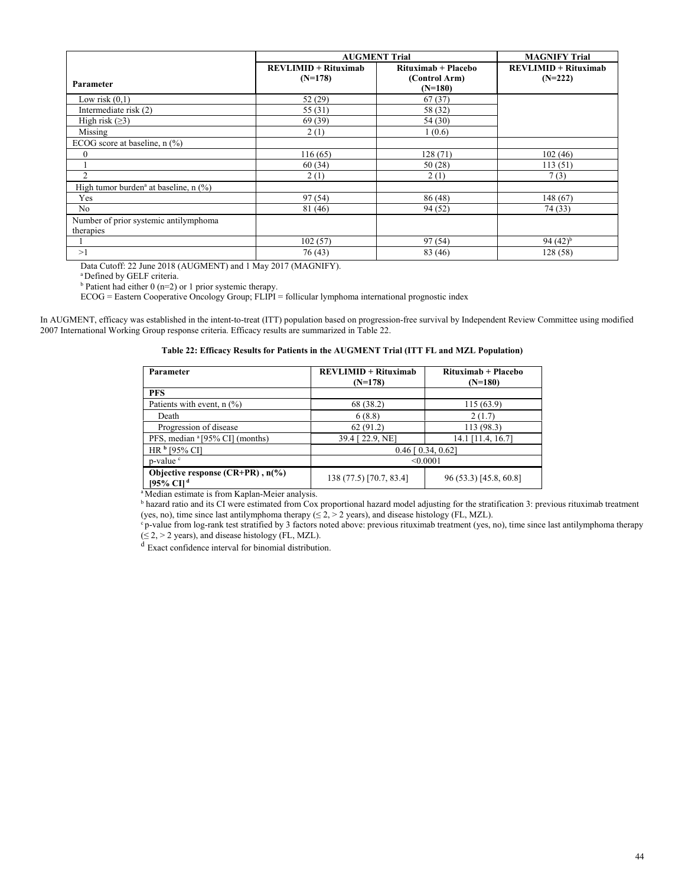| | AUGMENT Trial | | MAGNIFY Trial |
|---|---|---|---|
| Parameter | REVLIMID + Rituximab (N=178) | Rituximab + Placebo (Control Arm) (N=180) | REVLIMID + Rituximab (N=222) |
| Low risk (0,1) | 52 (29) | 67 (37) | |
| Intermediate risk (2) | 55 (31) | 58 (32) | |
| High risk (≥3) | 69 (39) | 54 (30) | |
| Missing | 2 (1) | 1 (0.6) | |
| ECOG score at baseline, n (%) | | | |
| 0 | 116 (65) | 128 (71) | 102 (46) |
| 1 | 60 (34) | 50 (28) | 113 (51) |
| 2 | 2 (1) | 2 (1) | 7 (3) |
| High tumor burden[a] at baseline, n (%) | | | |
| Yes | 97 (54) | 86 (48) | 148 (67) |
| No | 81 (46) | 94 (52) | 74 (33) |
| Number of prior systemic antilymphoma therapies | | | |
| 1 | 102 (57) | 97 (54) | 94 (42)[b] |
| >1 | 76 (43) | 83 (46) | 128 (58) |

Data Cutoff: 22 June 2018 (AUGMENT) and 1 May 2017 (MAGNIFY).

[a] Defined by GELF criteria.

[b] Patient had either 0 (n=2) or 1 prior systemic therapy.

ECOG = Eastern Cooperative Oncology Group; FLIPI = follicular lymphoma international prognostic index

In AUGMENT, efficacy was established in the intent-to-treat (ITT) population based on progression-free survival by Independent Review Committee using modified 2007 International Working Group response criteria. Efficacy results are summarized in Table 22.

**Table 22: Efficacy Results for Patients in the AUGMENT Trial (ITT FL and MZL Population)**

| Parameter | REVLIMID + Rituximab (N=178) | Rituximab + Placebo (N=180) |
|---|---|---|
| **PFS** | | |
| Patients with event, n (%) | 68 (38.2) | 115 (63.9) |
| Death | 6 (8.8) | 2 (1.7) |
| Progression of disease | 62 (91.2) | 113 (98.3) |
| PFS, median [a] [95% CI] (months) | 39.4 [ 22.9, NE] | 14.1 [11.4, 16.7] |
| HR [b] [95% CI] | 0.46 [ 0.34, 0.62] | |
| p-value [c] | <0.0001 | |
| **Objective response (CR+PR) , n(%) [95% CI] [d]** | 138 (77.5) [70.7, 83.4] | 96 (53.3) [45.8, 60.8] |

[a] Median estimate is from Kaplan-Meier analysis.

[b] hazard ratio and its CI were estimated from Cox proportional hazard model adjusting for the stratification 3: previous rituximab treatment (yes, no), time since last antilymphoma therapy (≤ 2, > 2 years), and disease histology (FL, MZL).

[c] p-value from log-rank test stratified by 3 factors noted above: previous rituximab treatment (yes, no), time since last antilymphoma therapy (≤ 2, > 2 years), and disease histology (FL, MZL).

[d] Exact confidence interval for binomial distribution.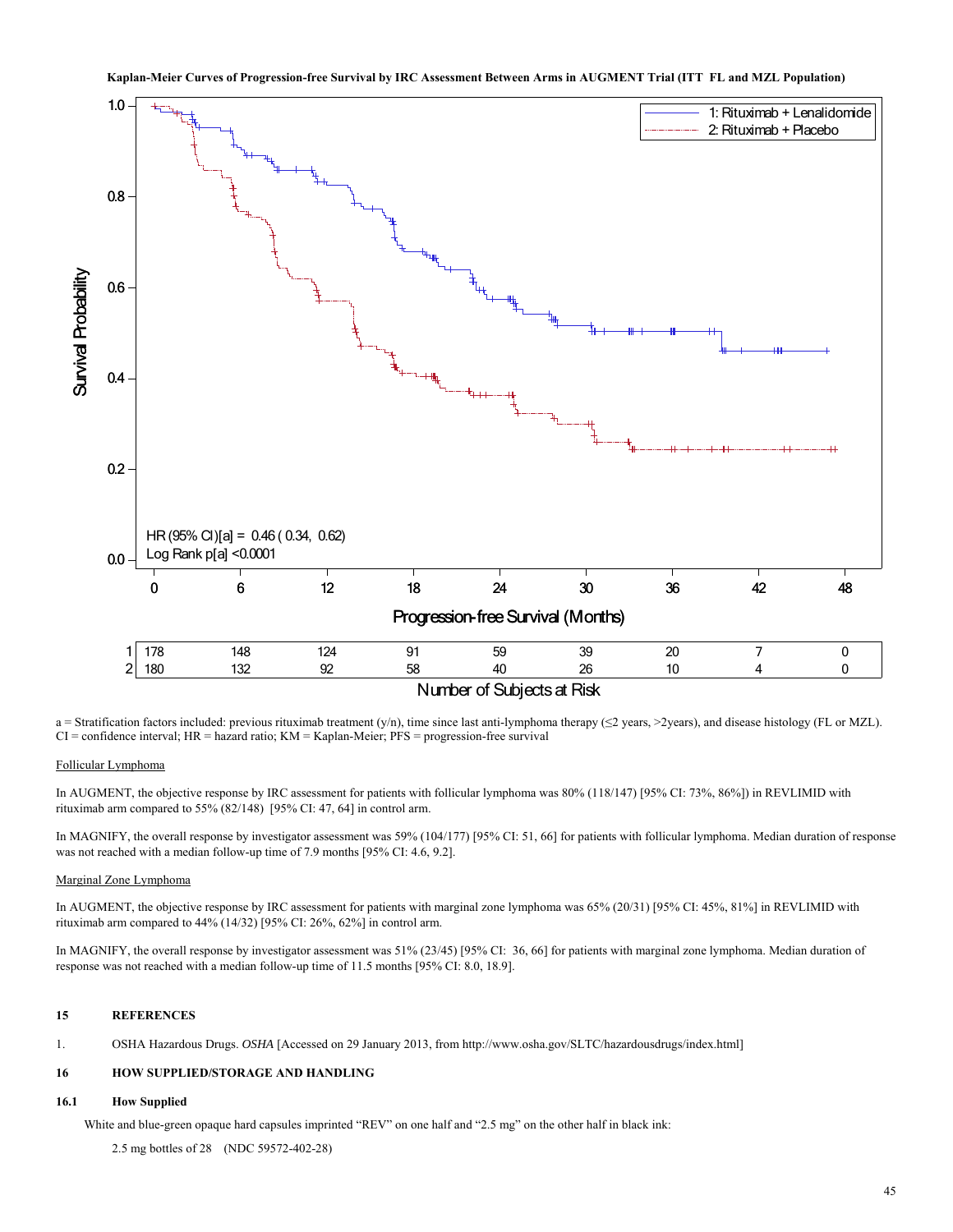**Kaplan-Meier Curves of Progression-free Survival by IRC Assessment Between Arms in AUGMENT Trial (ITT FL and MZL Population)**

1: Rituximab + Lenalidomide
2: Rituximab + Placebo

HR (95% CI)[a] = 0.46 ( 0.34, 0.62)
Log Rank p[a] <0.0001

Progression-free Survival (Months)

Number of Subjects at Risk

| | 0 | 6 | 12 | 18 | 24 | 30 | 36 | 42 | 48 |
|---|---|---|---|---|---|---|---|---|---|
| 1 | 178 | 148 | 124 | 91 | 59 | 39 | 20 | 7 | 0 |
| 2 | 180 | 132 | 92 | 58 | 40 | 26 | 10 | 4 | 0 |

a = Stratification factors included: previous rituximab treatment (y/n), time since last anti-lymphoma therapy (≤2 years, >2years), and disease histology (FL or MZL).
CI = confidence interval; HR = hazard ratio; KM = Kaplan-Meier; PFS = progression-free survival

Follicular Lymphoma

In AUGMENT, the objective response by IRC assessment for patients with follicular lymphoma was 80% (118/147) [95% CI: 73%, 86%]) in REVLIMID with rituximab arm compared to 55% (82/148) [95% CI: 47, 64] in control arm.

In MAGNIFY, the overall response by investigator assessment was 59% (104/177) [95% CI: 51, 66] for patients with follicular lymphoma. Median duration of response was not reached with a median follow-up time of 7.9 months [95% CI: 4.6, 9.2].

Marginal Zone Lymphoma

In AUGMENT, the objective response by IRC assessment for patients with marginal zone lymphoma was 65% (20/31) [95% CI: 45%, 81%] in REVLIMID with rituximab arm compared to 44% (14/32) [95% CI: 26%, 62%] in control arm.

In MAGNIFY, the overall response by investigator assessment was 51% (23/45) [95% CI: 36, 66] for patients with marginal zone lymphoma. Median duration of response was not reached with a median follow-up time of 11.5 months [95% CI: 8.0, 18.9].

## 15 REFERENCES

1. OSHA Hazardous Drugs. *OSHA* [Accessed on 29 January 2013, from http://www.osha.gov/SLTC/hazardousdrugs/index.html]

## 16 HOW SUPPLIED/STORAGE AND HANDLING

### 16.1 How Supplied

White and blue-green opaque hard capsules imprinted "REV" on one half and "2.5 mg" on the other half in black ink:

2.5 mg bottles of 28 (NDC 59572-402-28)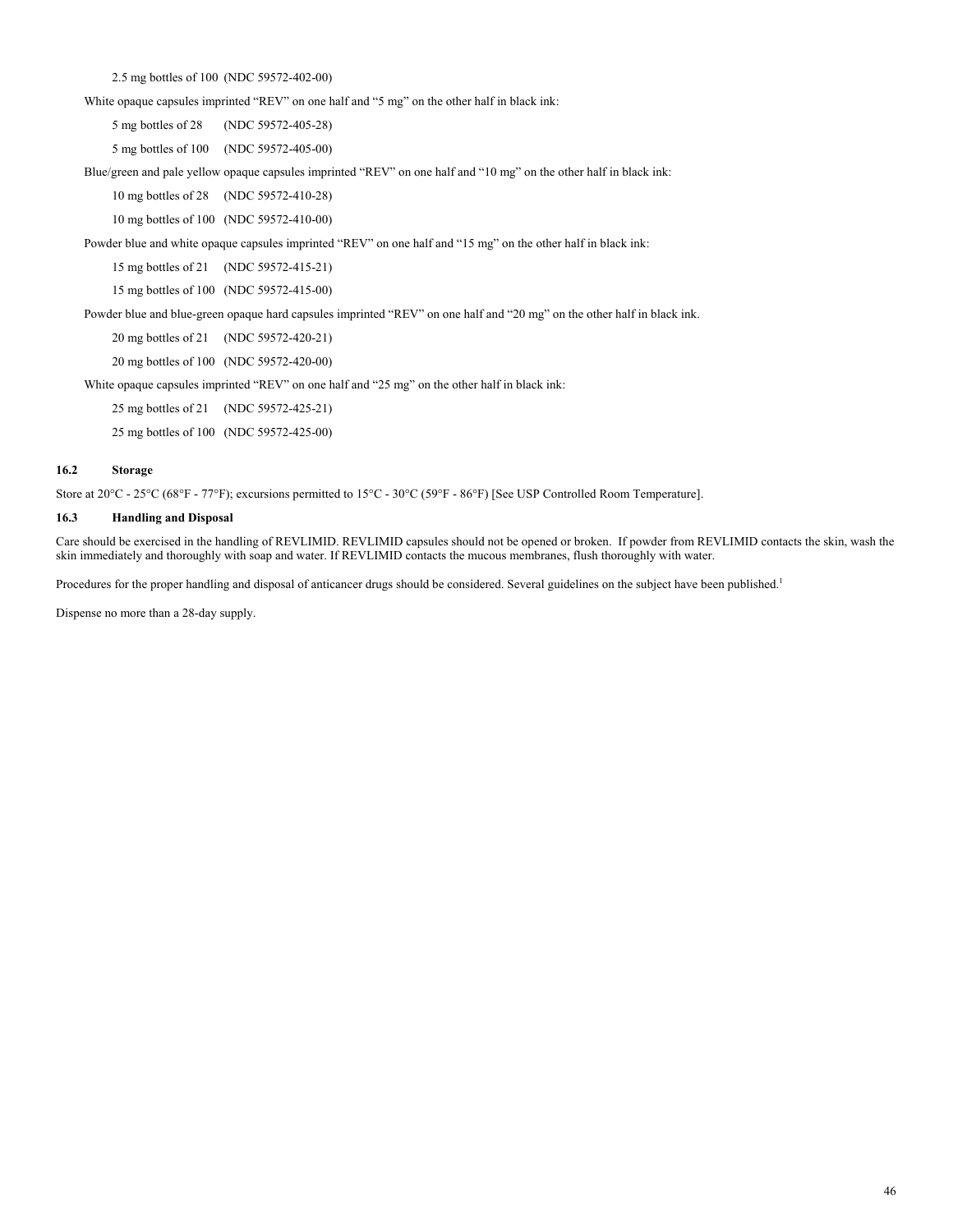2.5 mg bottles of 100 (NDC 59572-402-00)

White opaque capsules imprinted “REV” on one half and “5 mg” on the other half in black ink:

5 mg bottles of 28 (NDC 59572-405-28)

5 mg bottles of 100 (NDC 59572-405-00)

Blue/green and pale yellow opaque capsules imprinted “REV” on one half and “10 mg” on the other half in black ink:

10 mg bottles of 28 (NDC 59572-410-28)

10 mg bottles of 100 (NDC 59572-410-00)

Powder blue and white opaque capsules imprinted “REV” on one half and “15 mg” on the other half in black ink:

15 mg bottles of 21 (NDC 59572-415-21)

15 mg bottles of 100 (NDC 59572-415-00)

Powder blue and blue-green opaque hard capsules imprinted “REV” on one half and “20 mg” on the other half in black ink.

20 mg bottles of 21 (NDC 59572-420-21)

20 mg bottles of 100 (NDC 59572-420-00)

White opaque capsules imprinted “REV” on one half and “25 mg” on the other half in black ink:

25 mg bottles of 21 (NDC 59572-425-21)

25 mg bottles of 100 (NDC 59572-425-00)

### 16.2 Storage

Store at 20°C - 25°C (68°F - 77°F); excursions permitted to 15°C - 30°C (59°F - 86°F) [See USP Controlled Room Temperature].

### 16.3 Handling and Disposal

Care should be exercised in the handling of REVLIMID. REVLIMID capsules should not be opened or broken. If powder from REVLIMID contacts the skin, wash the skin immediately and thoroughly with soap and water. If REVLIMID contacts the mucous membranes, flush thoroughly with water.

Procedures for the proper handling and disposal of anticancer drugs should be considered. Several guidelines on the subject have been published.[1]

Dispense no more than a 28-day supply.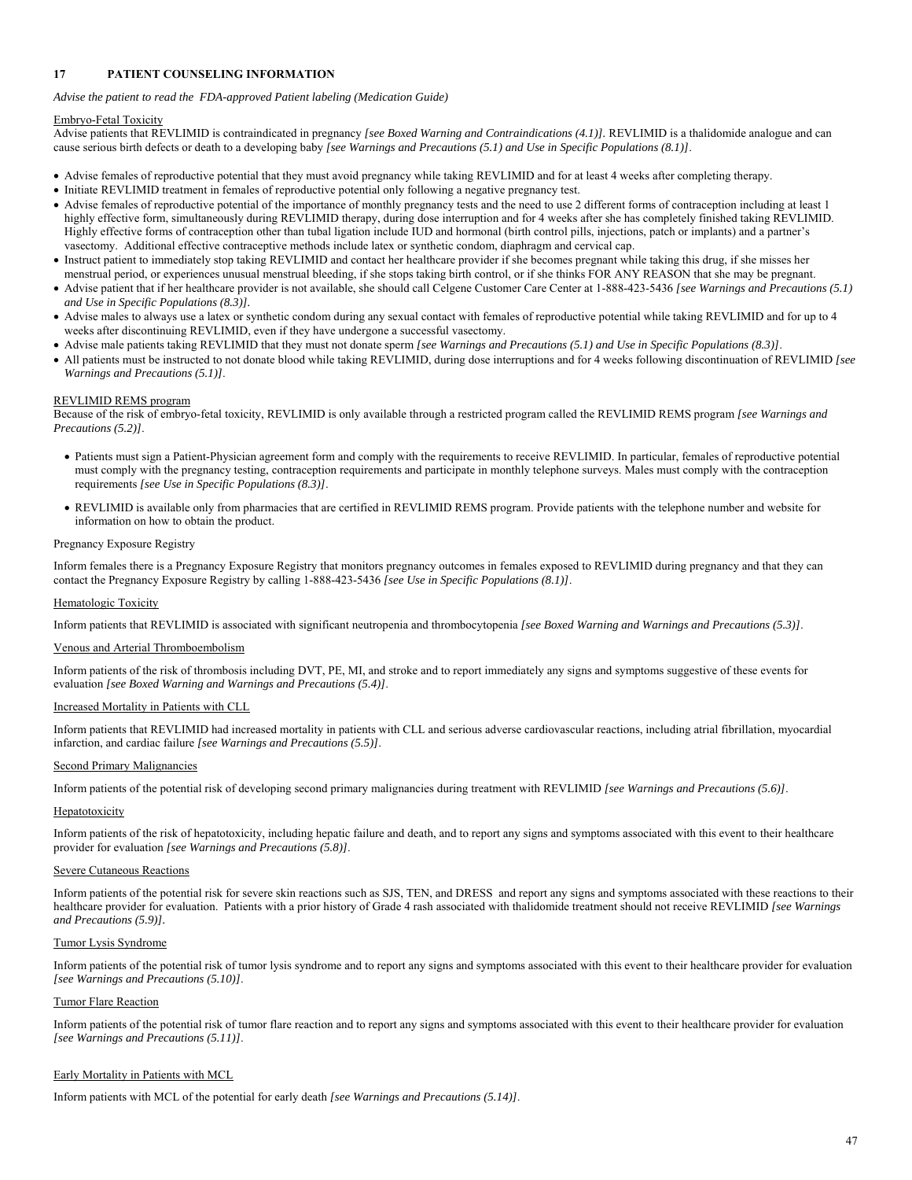## 17 PATIENT COUNSELING INFORMATION

*Advise the patient to read the FDA-approved Patient labeling (Medication Guide)*

Embryo-Fetal Toxicity

Advise patients that REVLIMID is contraindicated in pregnancy *[see Boxed Warning and Contraindications (4.1)]*. REVLIMID is a thalidomide analogue and can cause serious birth defects or death to a developing baby *[see Warnings and Precautions (5.1) and Use in Specific Populations (8.1)]*.

- Advise females of reproductive potential that they must avoid pregnancy while taking REVLIMID and for at least 4 weeks after completing therapy.
- Initiate REVLIMID treatment in females of reproductive potential only following a negative pregnancy test.
- Advise females of reproductive potential of the importance of monthly pregnancy tests and the need to use 2 different forms of contraception including at least 1 highly effective form, simultaneously during REVLIMID therapy, during dose interruption and for 4 weeks after she has completely finished taking REVLIMID. Highly effective forms of contraception other than tubal ligation include IUD and hormonal (birth control pills, injections, patch or implants) and a partner's vasectomy. Additional effective contraceptive methods include latex or synthetic condom, diaphragm and cervical cap.
- Instruct patient to immediately stop taking REVLIMID and contact her healthcare provider if she becomes pregnant while taking this drug, if she misses her menstrual period, or experiences unusual menstrual bleeding, if she stops taking birth control, or if she thinks FOR ANY REASON that she may be pregnant.
- Advise patient that if her healthcare provider is not available, she should call Celgene Customer Care Center at 1-888-423-5436 *[see Warnings and Precautions (5.1) and Use in Specific Populations (8.3)]*.
- Advise males to always use a latex or synthetic condom during any sexual contact with females of reproductive potential while taking REVLIMID and for up to 4 weeks after discontinuing REVLIMID, even if they have undergone a successful vasectomy.
- Advise male patients taking REVLIMID that they must not donate sperm *[see Warnings and Precautions (5.1) and Use in Specific Populations (8.3)]*.
- All patients must be instructed to not donate blood while taking REVLIMID, during dose interruptions and for 4 weeks following discontinuation of REVLIMID *[see Warnings and Precautions (5.1)]*.

REVLIMID REMS program

Because of the risk of embryo-fetal toxicity, REVLIMID is only available through a restricted program called the REVLIMID REMS program *[see Warnings and Precautions (5.2)]*.

- Patients must sign a Patient-Physician agreement form and comply with the requirements to receive REVLIMID. In particular, females of reproductive potential must comply with the pregnancy testing, contraception requirements and participate in monthly telephone surveys. Males must comply with the contraception requirements *[see Use in Specific Populations (8.3)]*.
- REVLIMID is available only from pharmacies that are certified in REVLIMID REMS program. Provide patients with the telephone number and website for information on how to obtain the product.

Pregnancy Exposure Registry

Inform females there is a Pregnancy Exposure Registry that monitors pregnancy outcomes in females exposed to REVLIMID during pregnancy and that they can contact the Pregnancy Exposure Registry by calling 1-888-423-5436 *[see Use in Specific Populations (8.1)]*.

Hematologic Toxicity

Inform patients that REVLIMID is associated with significant neutropenia and thrombocytopenia *[see Boxed Warning and Warnings and Precautions (5.3)]*.

Venous and Arterial Thromboembolism

Inform patients of the risk of thrombosis including DVT, PE, MI, and stroke and to report immediately any signs and symptoms suggestive of these events for evaluation *[see Boxed Warning and Warnings and Precautions (5.4)]*.

Increased Mortality in Patients with CLL

Inform patients that REVLIMID had increased mortality in patients with CLL and serious adverse cardiovascular reactions, including atrial fibrillation, myocardial infarction, and cardiac failure *[see Warnings and Precautions (5.5)]*.

Second Primary Malignancies

Inform patients of the potential risk of developing second primary malignancies during treatment with REVLIMID *[see Warnings and Precautions (5.6)]*.

Hepatotoxicity

Inform patients of the risk of hepatotoxicity, including hepatic failure and death, and to report any signs and symptoms associated with this event to their healthcare provider for evaluation *[see Warnings and Precautions (5.8)]*.

Severe Cutaneous Reactions

Inform patients of the potential risk for severe skin reactions such as SJS, TEN, and DRESS and report any signs and symptoms associated with these reactions to their healthcare provider for evaluation. Patients with a prior history of Grade 4 rash associated with thalidomide treatment should not receive REVLIMID *[see Warnings and Precautions (5.9)]*.

Tumor Lysis Syndrome

Inform patients of the potential risk of tumor lysis syndrome and to report any signs and symptoms associated with this event to their healthcare provider for evaluation *[see Warnings and Precautions (5.10)]*.

Tumor Flare Reaction

Inform patients of the potential risk of tumor flare reaction and to report any signs and symptoms associated with this event to their healthcare provider for evaluation *[see Warnings and Precautions (5.11)]*.

Early Mortality in Patients with MCL

Inform patients with MCL of the potential for early death *[see Warnings and Precautions (5.14)]*.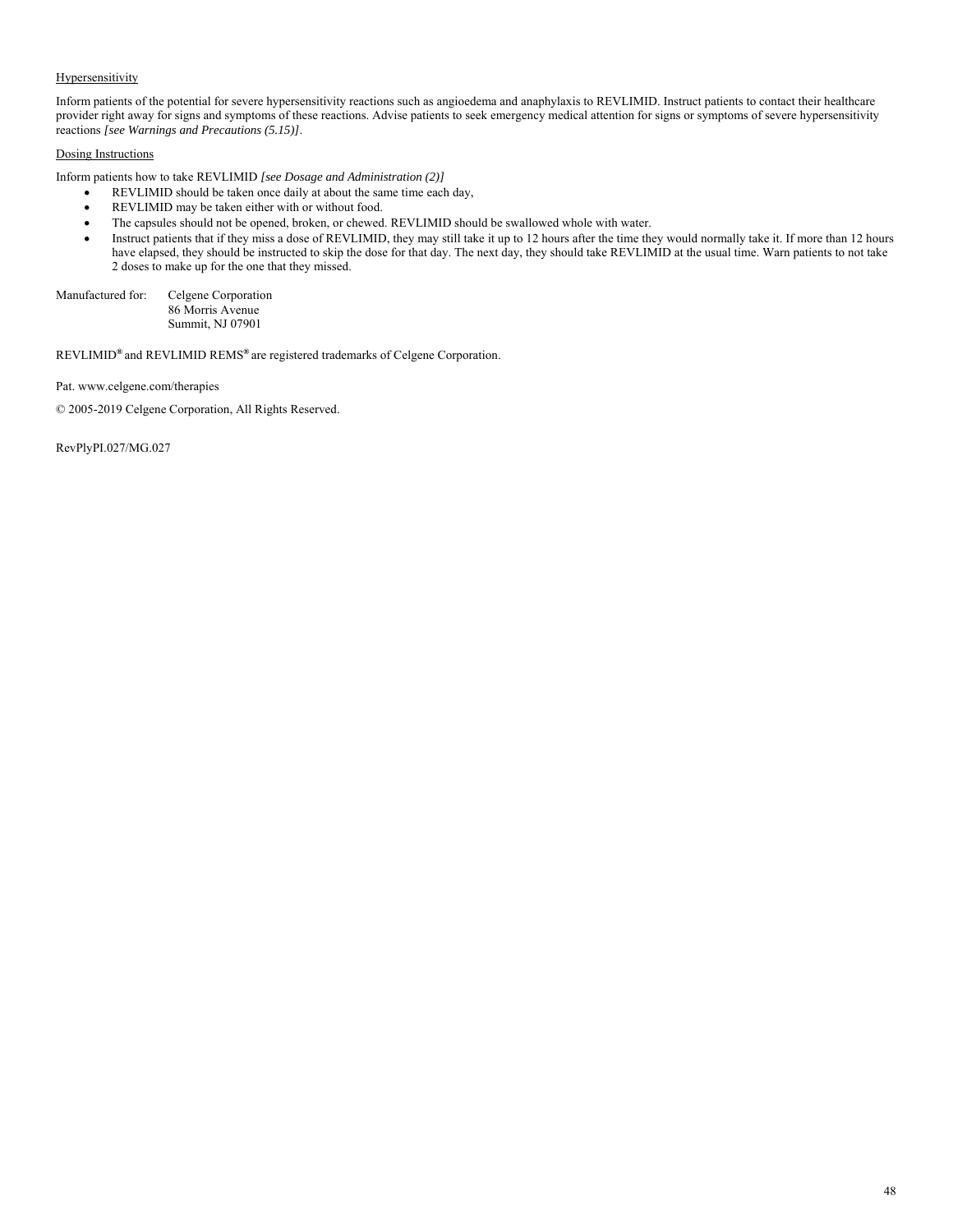Hypersensitivity

Inform patients of the potential for severe hypersensitivity reactions such as angioedema and anaphylaxis to REVLIMID. Instruct patients to contact their healthcare provider right away for signs and symptoms of these reactions. Advise patients to seek emergency medical attention for signs or symptoms of severe hypersensitivity reactions *[see Warnings and Precautions (5.15)]*.

Dosing Instructions

Inform patients how to take REVLIMID *[see Dosage and Administration (2)]*

- REVLIMID should be taken once daily at about the same time each day,
- REVLIMID may be taken either with or without food.
- The capsules should not be opened, broken, or chewed. REVLIMID should be swallowed whole with water.
- Instruct patients that if they miss a dose of REVLIMID, they may still take it up to 12 hours after the time they would normally take it. If more than 12 hours have elapsed, they should be instructed to skip the dose for that day. The next day, they should take REVLIMID at the usual time. Warn patients to not take 2 doses to make up for the one that they missed.

Manufactured for: Celgene Corporation
86 Morris Avenue
Summit, NJ 07901

REVLIMID® and REVLIMID REMS® are registered trademarks of Celgene Corporation.

Pat. www.celgene.com/therapies

© 2005-2019 Celgene Corporation, All Rights Reserved.

RevPlyPI.027/MG.027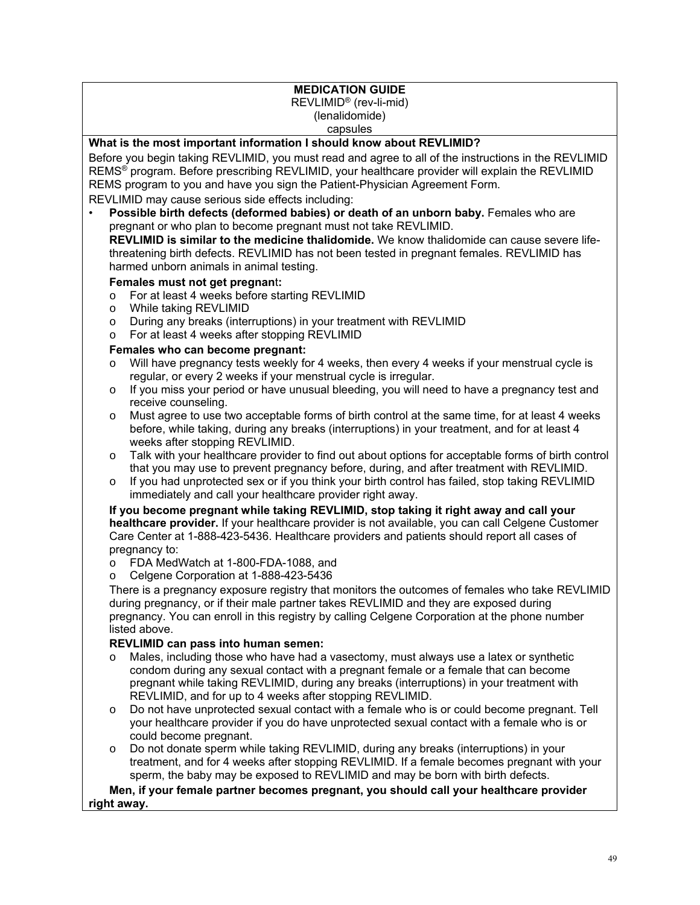**MEDICATION GUIDE**
REVLIMID® (rev-li-mid)
(lenalidomide)
capsules

**What is the most important information I should know about REVLIMID?**

Before you begin taking REVLIMID, you must read and agree to all of the instructions in the REVLIMID REMS® program. Before prescribing REVLIMID, your healthcare provider will explain the REVLIMID REMS program to you and have you sign the Patient-Physician Agreement Form.

REVLIMID may cause serious side effects including:

- **Possible birth defects (deformed babies) or death of an unborn baby.** Females who are pregnant or who plan to become pregnant must not take REVLIMID.
  **REVLIMID is similar to the medicine thalidomide.** We know thalidomide can cause severe life-threatening birth defects. REVLIMID has not been tested in pregnant females. REVLIMID has harmed unborn animals in animal testing.

  **Females must not get pregnant:**
  - For at least 4 weeks before starting REVLIMID
  - While taking REVLIMID
  - During any breaks (interruptions) in your treatment with REVLIMID
  - For at least 4 weeks after stopping REVLIMID

  **Females who can become pregnant:**
  - Will have pregnancy tests weekly for 4 weeks, then every 4 weeks if your menstrual cycle is regular, or every 2 weeks if your menstrual cycle is irregular.
  - If you miss your period or have unusual bleeding, you will need to have a pregnancy test and receive counseling.
  - Must agree to use two acceptable forms of birth control at the same time, for at least 4 weeks before, while taking, during any breaks (interruptions) in your treatment, and for at least 4 weeks after stopping REVLIMID.
  - Talk with your healthcare provider to find out about options for acceptable forms of birth control that you may use to prevent pregnancy before, during, and after treatment with REVLIMID.
  - If you had unprotected sex or if you think your birth control has failed, stop taking REVLIMID immediately and call your healthcare provider right away.

  **If you become pregnant while taking REVLIMID, stop taking it right away and call your healthcare provider.** If your healthcare provider is not available, you can call Celgene Customer Care Center at 1-888-423-5436. Healthcare providers and patients should report all cases of pregnancy to:
  - FDA MedWatch at 1-800-FDA-1088, and
  - Celgene Corporation at 1-888-423-5436

  There is a pregnancy exposure registry that monitors the outcomes of females who take REVLIMID during pregnancy, or if their male partner takes REVLIMID and they are exposed during pregnancy. You can enroll in this registry by calling Celgene Corporation at the phone number listed above.

  **REVLIMID can pass into human semen:**
  - Males, including those who have had a vasectomy, must always use a latex or synthetic condom during any sexual contact with a pregnant female or a female that can become pregnant while taking REVLIMID, during any breaks (interruptions) in your treatment with REVLIMID, and for up to 4 weeks after stopping REVLIMID.
  - Do not have unprotected sexual contact with a female who is or could become pregnant. Tell your healthcare provider if you do have unprotected sexual contact with a female who is or could become pregnant.
  - Do not donate sperm while taking REVLIMID, during any breaks (interruptions) in your treatment, and for 4 weeks after stopping REVLIMID. If a female becomes pregnant with your sperm, the baby may be exposed to REVLIMID and may be born with birth defects.

  **Men, if your female partner becomes pregnant, you should call your healthcare provider right away.**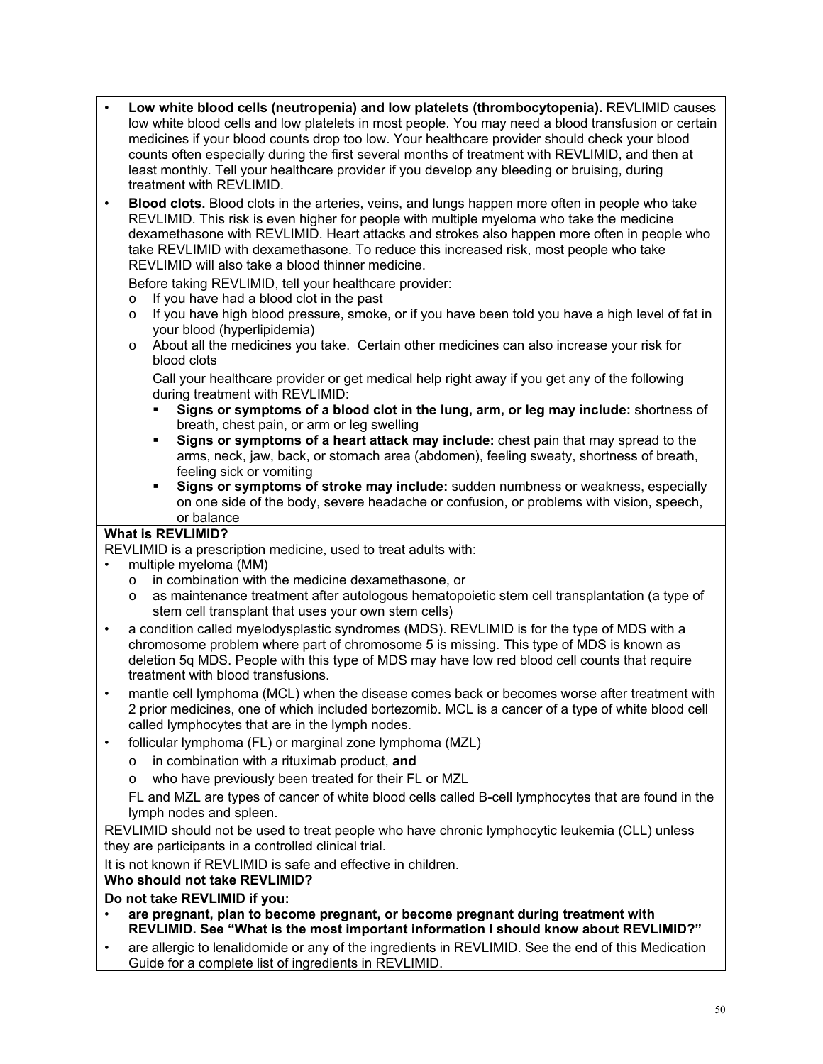- **Low white blood cells (neutropenia) and low platelets (thrombocytopenia).** REVLIMID causes low white blood cells and low platelets in most people. You may need a blood transfusion or certain medicines if your blood counts drop too low. Your healthcare provider should check your blood counts often especially during the first several months of treatment with REVLIMID, and then at least monthly. Tell your healthcare provider if you develop any bleeding or bruising, during treatment with REVLIMID.
- **Blood clots.** Blood clots in the arteries, veins, and lungs happen more often in people who take REVLIMID. This risk is even higher for people with multiple myeloma who take the medicine dexamethasone with REVLIMID. Heart attacks and strokes also happen more often in people who take REVLIMID with dexamethasone. To reduce this increased risk, most people who take REVLIMID will also take a blood thinner medicine.

  Before taking REVLIMID, tell your healthcare provider:
  - If you have had a blood clot in the past
  - If you have high blood pressure, smoke, or if you have been told you have a high level of fat in your blood (hyperlipidemia)
  - About all the medicines you take. Certain other medicines can also increase your risk for blood clots

    Call your healthcare provider or get medical help right away if you get any of the following during treatment with REVLIMID:
    - **Signs or symptoms of a blood clot in the lung, arm, or leg may include:** shortness of breath, chest pain, or arm or leg swelling
    - **Signs or symptoms of a heart attack may include:** chest pain that may spread to the arms, neck, jaw, back, or stomach area (abdomen), feeling sweaty, shortness of breath, feeling sick or vomiting
    - **Signs or symptoms of stroke may include:** sudden numbness or weakness, especially on one side of the body, severe headache or confusion, or problems with vision, speech, or balance

**What is REVLIMID?**

REVLIMID is a prescription medicine, used to treat adults with:

- multiple myeloma (MM)
  - in combination with the medicine dexamethasone, or
  - as maintenance treatment after autologous hematopoietic stem cell transplantation (a type of stem cell transplant that uses your own stem cells)
- a condition called myelodysplastic syndromes (MDS). REVLIMID is for the type of MDS with a chromosome problem where part of chromosome 5 is missing. This type of MDS is known as deletion 5q MDS. People with this type of MDS may have low red blood cell counts that require treatment with blood transfusions.
- mantle cell lymphoma (MCL) when the disease comes back or becomes worse after treatment with 2 prior medicines, one of which included bortezomib. MCL is a cancer of a type of white blood cell called lymphocytes that are in the lymph nodes.
- follicular lymphoma (FL) or marginal zone lymphoma (MZL)
  - in combination with a rituximab product, **and**
  - who have previously been treated for their FL or MZL

  FL and MZL are types of cancer of white blood cells called B-cell lymphocytes that are found in the lymph nodes and spleen.

REVLIMID should not be used to treat people who have chronic lymphocytic leukemia (CLL) unless they are participants in a controlled clinical trial.

It is not known if REVLIMID is safe and effective in children.

**Who should not take REVLIMID?**

**Do not take REVLIMID if you:**

- **are pregnant, plan to become pregnant, or become pregnant during treatment with REVLIMID. See "What is the most important information I should know about REVLIMID?"**
- are allergic to lenalidomide or any of the ingredients in REVLIMID. See the end of this Medication Guide for a complete list of ingredients in REVLIMID.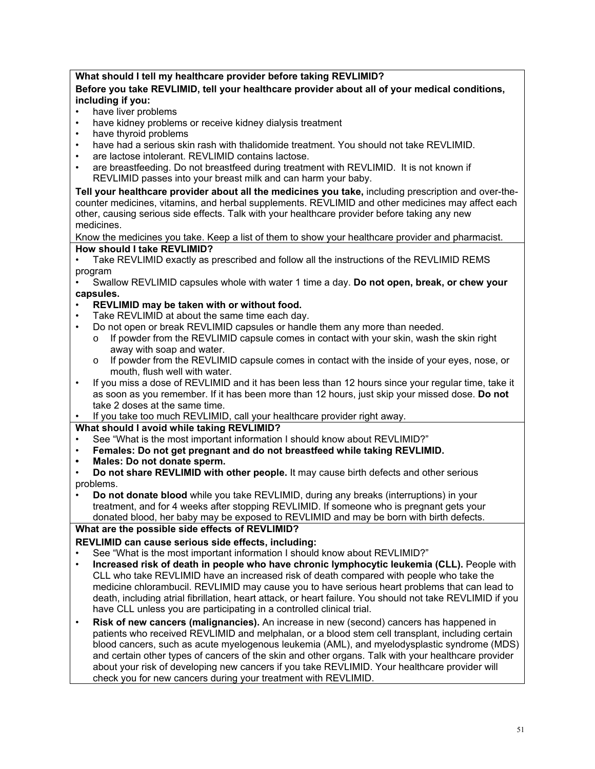**What should I tell my healthcare provider before taking REVLIMID?**

**Before you take REVLIMID, tell your healthcare provider about all of your medical conditions, including if you:**

- have liver problems
- have kidney problems or receive kidney dialysis treatment
- have thyroid problems
- have had a serious skin rash with thalidomide treatment. You should not take REVLIMID.
- are lactose intolerant. REVLIMID contains lactose.
- are breastfeeding. Do not breastfeed during treatment with REVLIMID. It is not known if REVLIMID passes into your breast milk and can harm your baby.

**Tell your healthcare provider about all the medicines you take,** including prescription and over-the-counter medicines, vitamins, and herbal supplements. REVLIMID and other medicines may affect each other, causing serious side effects. Talk with your healthcare provider before taking any new medicines.

Know the medicines you take. Keep a list of them to show your healthcare provider and pharmacist.

**How should I take REVLIMID?**

- Take REVLIMID exactly as prescribed and follow all the instructions of the REVLIMID REMS program
- Swallow REVLIMID capsules whole with water 1 time a day. **Do not open, break, or chew your capsules.**
- **REVLIMID may be taken with or without food.**
- Take REVLIMID at about the same time each day.
- Do not open or break REVLIMID capsules or handle them any more than needed.
  - If powder from the REVLIMID capsule comes in contact with your skin, wash the skin right away with soap and water.
  - If powder from the REVLIMID capsule comes in contact with the inside of your eyes, nose, or mouth, flush well with water.
- If you miss a dose of REVLIMID and it has been less than 12 hours since your regular time, take it as soon as you remember. If it has been more than 12 hours, just skip your missed dose. **Do not** take 2 doses at the same time.
- If you take too much REVLIMID, call your healthcare provider right away.

**What should I avoid while taking REVLIMID?**

- See "What is the most important information I should know about REVLIMID?"
- **Females: Do not get pregnant and do not breastfeed while taking REVLIMID.**
- **Males: Do not donate sperm.**
- **Do not share REVLIMID with other people.** It may cause birth defects and other serious problems.
- **Do not donate blood** while you take REVLIMID, during any breaks (interruptions) in your treatment, and for 4 weeks after stopping REVLIMID. If someone who is pregnant gets your donated blood, her baby may be exposed to REVLIMID and may be born with birth defects.

**What are the possible side effects of REVLIMID?**

**REVLIMID can cause serious side effects, including:**

- See "What is the most important information I should know about REVLIMID?"
- **Increased risk of death in people who have chronic lymphocytic leukemia (CLL).** People with CLL who take REVLIMID have an increased risk of death compared with people who take the medicine chlorambucil. REVLIMID may cause you to have serious heart problems that can lead to death, including atrial fibrillation, heart attack, or heart failure. You should not take REVLIMID if you have CLL unless you are participating in a controlled clinical trial.
- **Risk of new cancers (malignancies).** An increase in new (second) cancers has happened in patients who received REVLIMID and melphalan, or a blood stem cell transplant, including certain blood cancers, such as acute myelogenous leukemia (AML), and myelodysplastic syndrome (MDS) and certain other types of cancers of the skin and other organs. Talk with your healthcare provider about your risk of developing new cancers if you take REVLIMID. Your healthcare provider will check you for new cancers during your treatment with REVLIMID.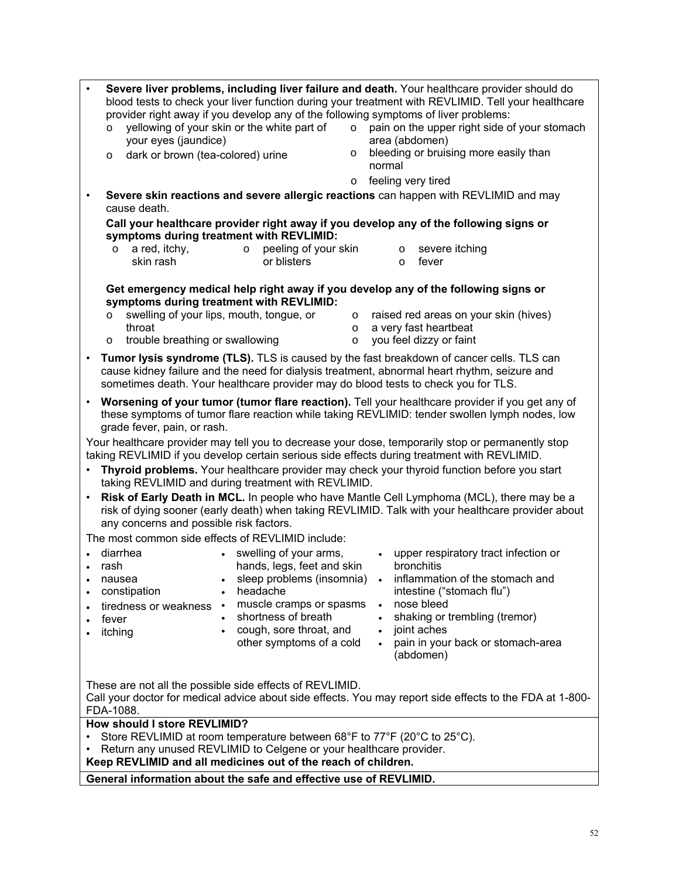- **Severe liver problems, including liver failure and death.** Your healthcare provider should do blood tests to check your liver function during your treatment with REVLIMID. Tell your healthcare provider right away if you develop any of the following symptoms of liver problems:
  - yellowing of your skin or the white part of your eyes (jaundice)
  - dark or brown (tea-colored) urine
  - pain on the upper right side of your stomach area (abdomen)
  - bleeding or bruising more easily than normal
  - feeling very tired
- **Severe skin reactions and severe allergic reactions** can happen with REVLIMID and may cause death.

  **Call your healthcare provider right away if you develop any of the following signs or symptoms during treatment with REVLIMID:**
  - a red, itchy, skin rash
  - peeling of your skin or blisters
  - severe itching
  - fever

  **Get emergency medical help right away if you develop any of the following signs or symptoms during treatment with REVLIMID:**
  - swelling of your lips, mouth, tongue, or throat
  - trouble breathing or swallowing
  - raised red areas on your skin (hives)
  - a very fast heartbeat
  - you feel dizzy or faint
- **Tumor lysis syndrome (TLS).** TLS is caused by the fast breakdown of cancer cells. TLS can cause kidney failure and the need for dialysis treatment, abnormal heart rhythm, seizure and sometimes death. Your healthcare provider may do blood tests to check you for TLS.
- **Worsening of your tumor (tumor flare reaction).** Tell your healthcare provider if you get any of these symptoms of tumor flare reaction while taking REVLIMID: tender swollen lymph nodes, low grade fever, pain, or rash.

Your healthcare provider may tell you to decrease your dose, temporarily stop or permanently stop taking REVLIMID if you develop certain serious side effects during treatment with REVLIMID.

- **Thyroid problems.** Your healthcare provider may check your thyroid function before you start taking REVLIMID and during treatment with REVLIMID.
- **Risk of Early Death in MCL.** In people who have Mantle Cell Lymphoma (MCL), there may be a risk of dying sooner (early death) when taking REVLIMID. Talk with your healthcare provider about any concerns and possible risk factors.

The most common side effects of REVLIMID include:

- diarrhea
- rash
- nausea
- constipation
- tiredness or weakness
- fever
- itching
- swelling of your arms, hands, legs, feet and skin
- sleep problems (insomnia)
- headache
- muscle cramps or spasms
- shortness of breath
- cough, sore throat, and other symptoms of a cold
- upper respiratory tract infection or bronchitis
- inflammation of the stomach and intestine ("stomach flu")
- nose bleed
- shaking or trembling (tremor)
- joint aches
- pain in your back or stomach-area (abdomen)

These are not all the possible side effects of REVLIMID.
Call your doctor for medical advice about side effects. You may report side effects to the FDA at 1-800-FDA-1088.

**How should I store REVLIMID?**

- Store REVLIMID at room temperature between 68°F to 77°F (20°C to 25°C).
- Return any unused REVLIMID to Celgene or your healthcare provider.

**Keep REVLIMID and all medicines out of the reach of children.**

**General information about the safe and effective use of REVLIMID.**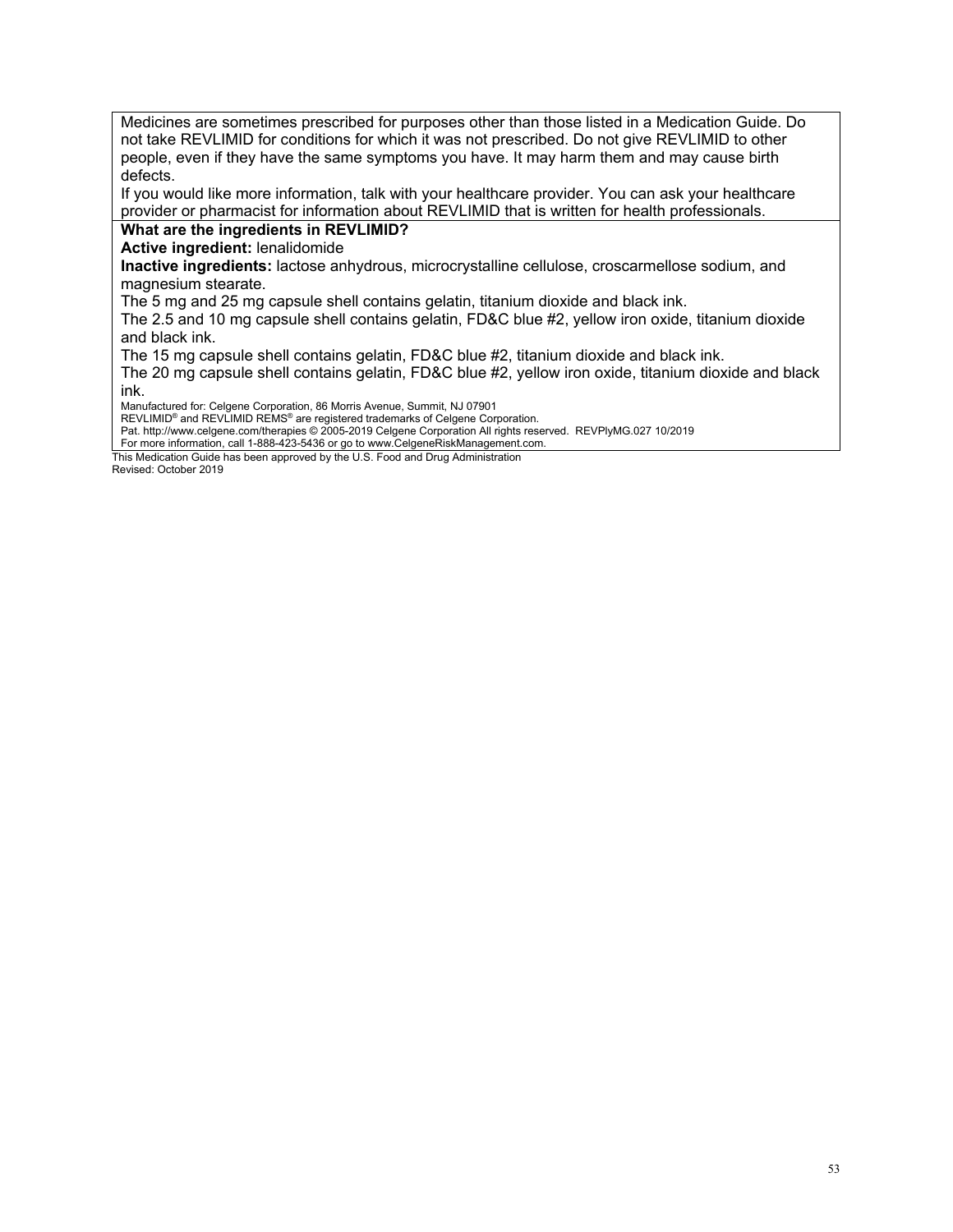Medicines are sometimes prescribed for purposes other than those listed in a Medication Guide. Do not take REVLIMID for conditions for which it was not prescribed. Do not give REVLIMID to other people, even if they have the same symptoms you have. It may harm them and may cause birth defects.

If you would like more information, talk with your healthcare provider. You can ask your healthcare provider or pharmacist for information about REVLIMID that is written for health professionals.

**What are the ingredients in REVLIMID?**

**Active ingredient:** lenalidomide

**Inactive ingredients:** lactose anhydrous, microcrystalline cellulose, croscarmellose sodium, and magnesium stearate.

The 5 mg and 25 mg capsule shell contains gelatin, titanium dioxide and black ink.

The 2.5 and 10 mg capsule shell contains gelatin, FD&C blue #2, yellow iron oxide, titanium dioxide and black ink.

The 15 mg capsule shell contains gelatin, FD&C blue #2, titanium dioxide and black ink.

The 20 mg capsule shell contains gelatin, FD&C blue #2, yellow iron oxide, titanium dioxide and black ink.

Manufactured for: Celgene Corporation, 86 Morris Avenue, Summit, NJ 07901

REVLIMID® and REVLIMID REMS® are registered trademarks of Celgene Corporation.

Pat. http://www.celgene.com/therapies © 2005-2019 Celgene Corporation All rights reserved. REVPlyMG.027 10/2019

For more information, call 1-888-423-5436 or go to www.CelgeneRiskManagement.com.

This Medication Guide has been approved by the U.S. Food and Drug Administration

Revised: October 2019